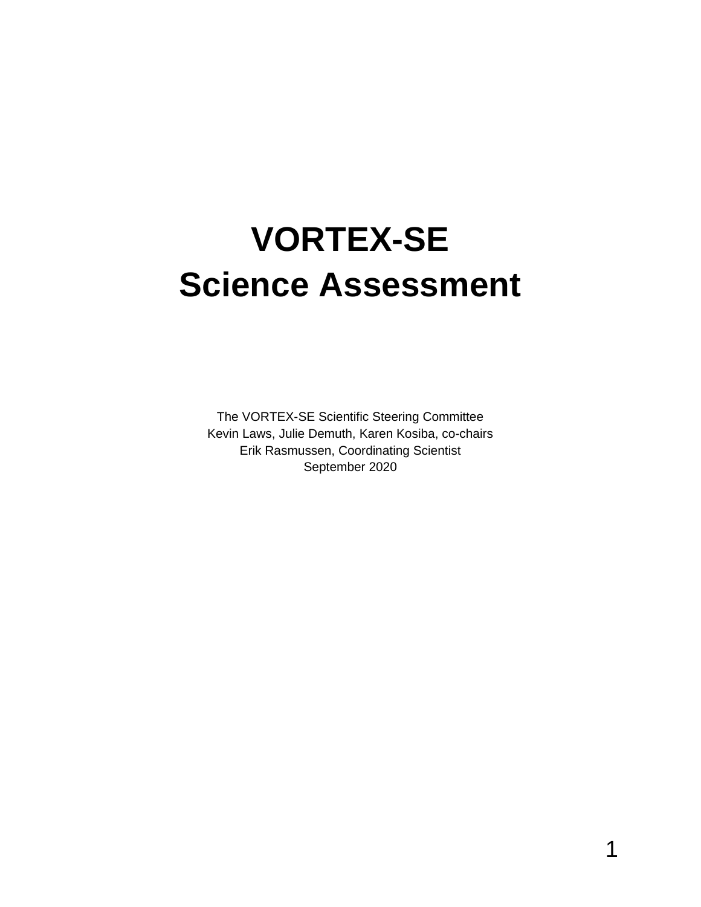# VORTEX-SE
# Science Assessment

The VORTEX-SE Scientific Steering Committee
Kevin Laws, Julie Demuth, Karen Kosiba, co-chairs
Erik Rasmussen, Coordinating Scientist
September 2020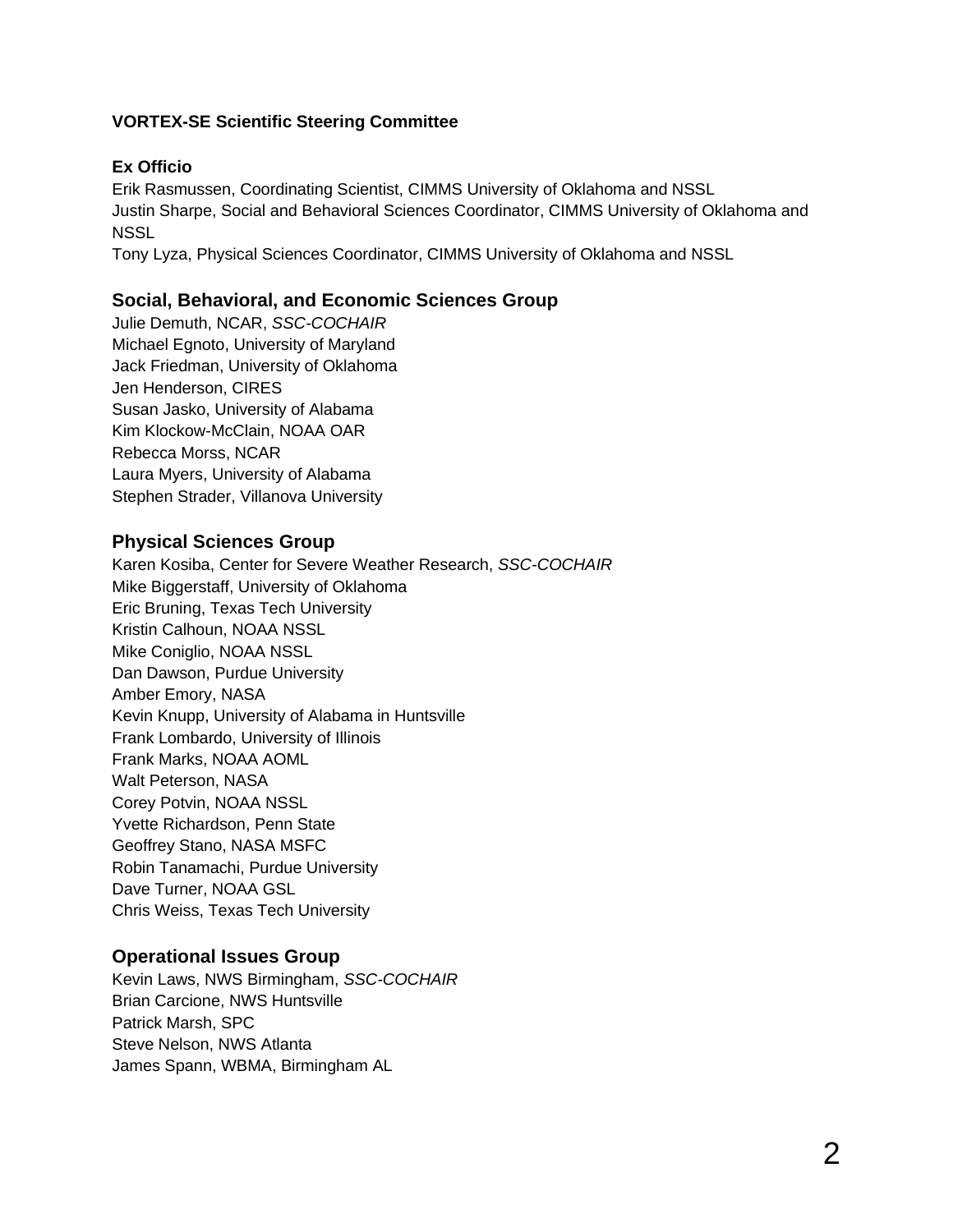**VORTEX-SE Scientific Steering Committee**

**Ex Officio**

Erik Rasmussen, Coordinating Scientist, CIMMS University of Oklahoma and NSSL
Justin Sharpe, Social and Behavioral Sciences Coordinator, CIMMS University of Oklahoma and NSSL
Tony Lyza, Physical Sciences Coordinator, CIMMS University of Oklahoma and NSSL

### Social, Behavioral, and Economic Sciences Group

Julie Demuth, NCAR, *SSC-COCHAIR*
Michael Egnoto, University of Maryland
Jack Friedman, University of Oklahoma
Jen Henderson, CIRES
Susan Jasko, University of Alabama
Kim Klockow-McClain, NOAA OAR
Rebecca Morss, NCAR
Laura Myers, University of Alabama
Stephen Strader, Villanova University

### Physical Sciences Group

Karen Kosiba, Center for Severe Weather Research, *SSC-COCHAIR*
Mike Biggerstaff, University of Oklahoma
Eric Bruning, Texas Tech University
Kristin Calhoun, NOAA NSSL
Mike Coniglio, NOAA NSSL
Dan Dawson, Purdue University
Amber Emory, NASA
Kevin Knupp, University of Alabama in Huntsville
Frank Lombardo, University of Illinois
Frank Marks, NOAA AOML
Walt Peterson, NASA
Corey Potvin, NOAA NSSL
Yvette Richardson, Penn State
Geoffrey Stano, NASA MSFC
Robin Tanamachi, Purdue University
Dave Turner, NOAA GSL
Chris Weiss, Texas Tech University

### Operational Issues Group

Kevin Laws, NWS Birmingham, *SSC-COCHAIR*
Brian Carcione, NWS Huntsville
Patrick Marsh, SPC
Steve Nelson, NWS Atlanta
James Spann, WBMA, Birmingham AL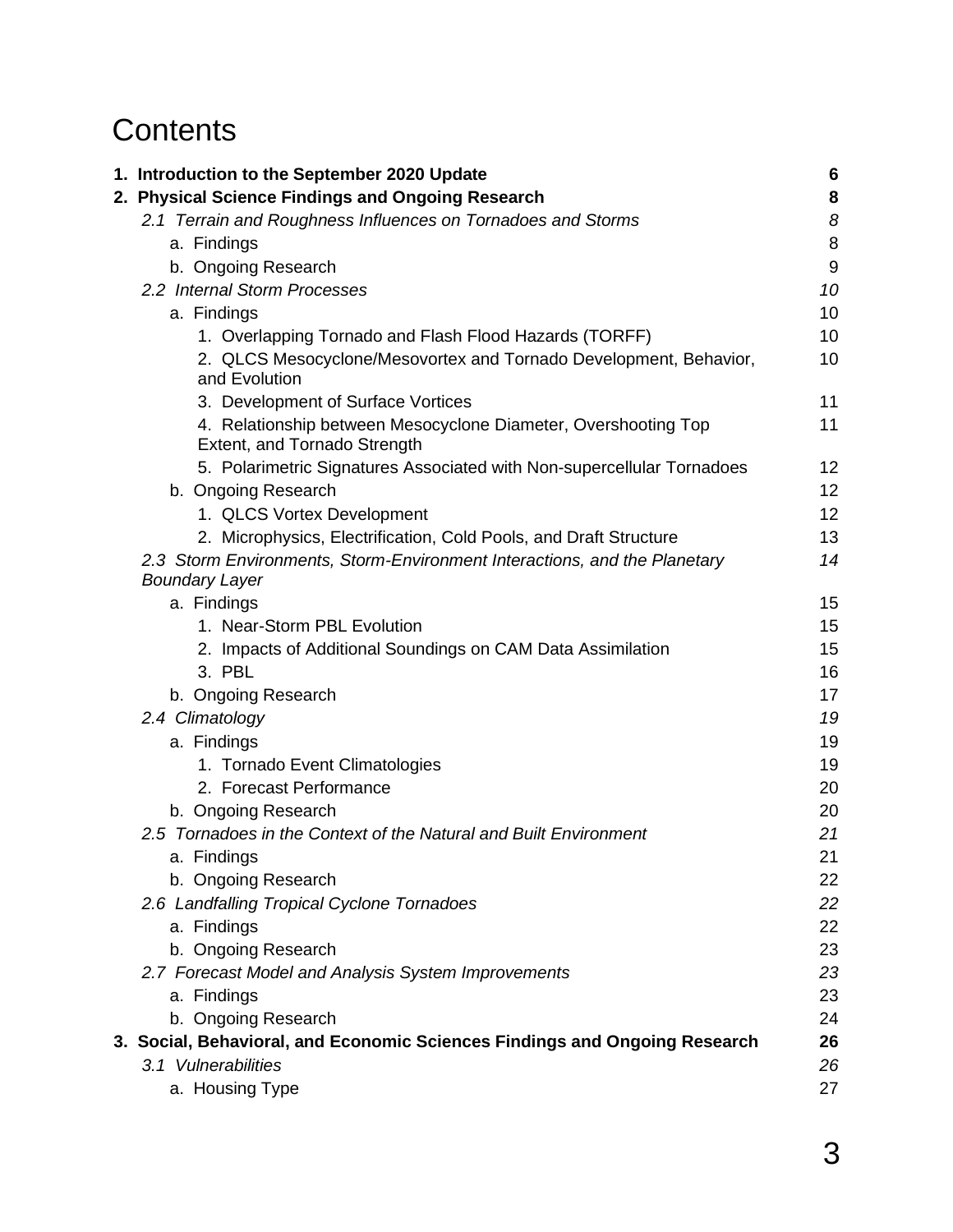# Contents

| | |
|---|---|
| **1. Introduction to the September 2020 Update** | **6** |
| **2. Physical Science Findings and Ongoing Research** | **8** |
| *2.1 Terrain and Roughness Influences on Tornadoes and Storms* | *8* |
| a. Findings | 8 |
| b. Ongoing Research | 9 |
| *2.2 Internal Storm Processes* | *10* |
| a. Findings | 10 |
| 1. Overlapping Tornado and Flash Flood Hazards (TORFF) | 10 |
| 2. QLCS Mesocyclone/Mesovortex and Tornado Development, Behavior, and Evolution | 10 |
| 3. Development of Surface Vortices | 11 |
| 4. Relationship between Mesocyclone Diameter, Overshooting Top Extent, and Tornado Strength | 11 |
| 5. Polarimetric Signatures Associated with Non-supercellular Tornadoes | 12 |
| b. Ongoing Research | 12 |
| 1. QLCS Vortex Development | 12 |
| 2. Microphysics, Electrification, Cold Pools, and Draft Structure | 13 |
| *2.3 Storm Environments, Storm-Environment Interactions, and the Planetary Boundary Layer* | *14* |
| a. Findings | 15 |
| 1. Near-Storm PBL Evolution | 15 |
| 2. Impacts of Additional Soundings on CAM Data Assimilation | 15 |
| 3. PBL | 16 |
| b. Ongoing Research | 17 |
| *2.4 Climatology* | *19* |
| a. Findings | 19 |
| 1. Tornado Event Climatologies | 19 |
| 2. Forecast Performance | 20 |
| b. Ongoing Research | 20 |
| *2.5 Tornadoes in the Context of the Natural and Built Environment* | *21* |
| a. Findings | 21 |
| b. Ongoing Research | 22 |
| *2.6 Landfalling Tropical Cyclone Tornadoes* | *22* |
| a. Findings | 22 |
| b. Ongoing Research | 23 |
| *2.7 Forecast Model and Analysis System Improvements* | *23* |
| a. Findings | 23 |
| b. Ongoing Research | 24 |
| **3. Social, Behavioral, and Economic Sciences Findings and Ongoing Research** | **26** |
| *3.1 Vulnerabilities* | *26* |
| a. Housing Type | 27 |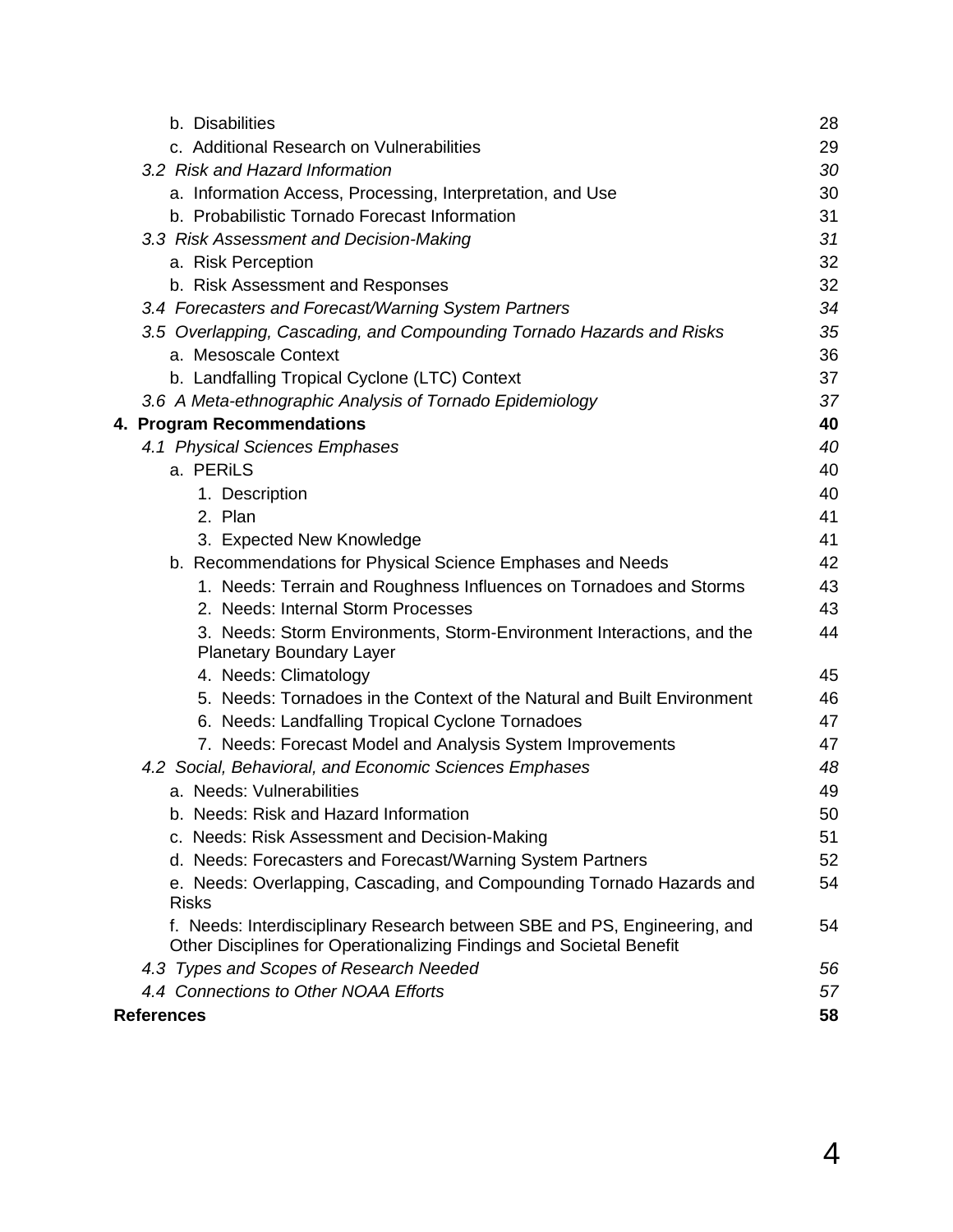| | |
|---|---|
| b. Disabilities | 28 |
| c. Additional Research on Vulnerabilities | 29 |
| *3.2 Risk and Hazard Information* | *30* |
| a. Information Access, Processing, Interpretation, and Use | 30 |
| b. Probabilistic Tornado Forecast Information | 31 |
| *3.3 Risk Assessment and Decision-Making* | *31* |
| a. Risk Perception | 32 |
| b. Risk Assessment and Responses | 32 |
| *3.4 Forecasters and Forecast/Warning System Partners* | *34* |
| *3.5 Overlapping, Cascading, and Compounding Tornado Hazards and Risks* | *35* |
| a. Mesoscale Context | 36 |
| b. Landfalling Tropical Cyclone (LTC) Context | 37 |
| *3.6 A Meta-ethnographic Analysis of Tornado Epidemiology* | *37* |
| **4. Program Recommendations** | **40** |
| *4.1 Physical Sciences Emphases* | *40* |
| a. PERiLS | 40 |
| 1. Description | 40 |
| 2. Plan | 41 |
| 3. Expected New Knowledge | 41 |
| b. Recommendations for Physical Science Emphases and Needs | 42 |
| 1. Needs: Terrain and Roughness Influences on Tornadoes and Storms | 43 |
| 2. Needs: Internal Storm Processes | 43 |
| 3. Needs: Storm Environments, Storm-Environment Interactions, and the Planetary Boundary Layer | 44 |
| 4. Needs: Climatology | 45 |
| 5. Needs: Tornadoes in the Context of the Natural and Built Environment | 46 |
| 6. Needs: Landfalling Tropical Cyclone Tornadoes | 47 |
| 7. Needs: Forecast Model and Analysis System Improvements | 47 |
| *4.2 Social, Behavioral, and Economic Sciences Emphases* | *48* |
| a. Needs: Vulnerabilities | 49 |
| b. Needs: Risk and Hazard Information | 50 |
| c. Needs: Risk Assessment and Decision-Making | 51 |
| d. Needs: Forecasters and Forecast/Warning System Partners | 52 |
| e. Needs: Overlapping, Cascading, and Compounding Tornado Hazards and Risks | 54 |
| f. Needs: Interdisciplinary Research between SBE and PS, Engineering, and Other Disciplines for Operationalizing Findings and Societal Benefit | 54 |
| *4.3 Types and Scopes of Research Needed* | *56* |
| *4.4 Connections to Other NOAA Efforts* | *57* |
| **References** | **58** |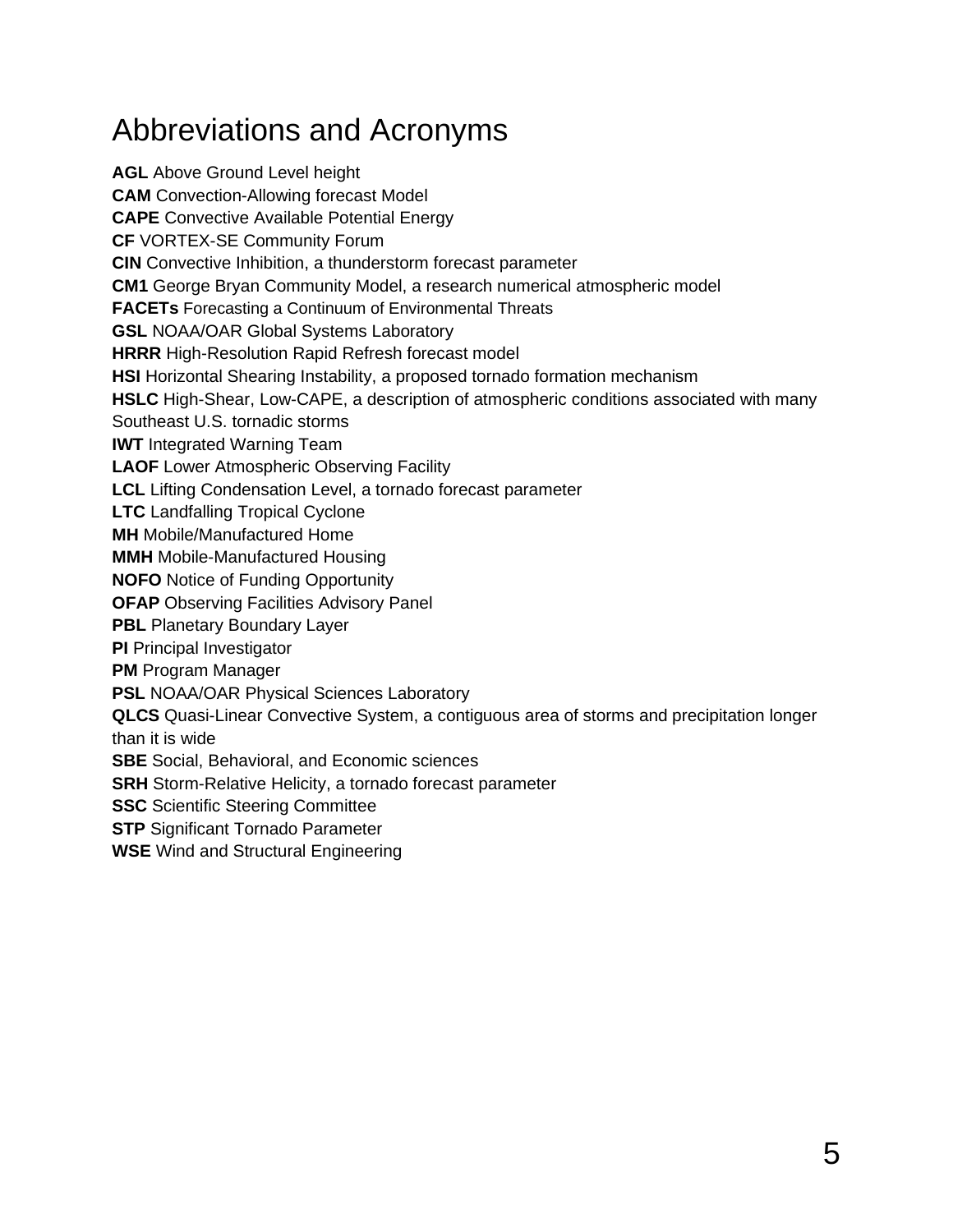# Abbreviations and Acronyms

**AGL** Above Ground Level height
**CAM** Convection-Allowing forecast Model
**CAPE** Convective Available Potential Energy
**CF** VORTEX-SE Community Forum
**CIN** Convective Inhibition, a thunderstorm forecast parameter
**CM1** George Bryan Community Model, a research numerical atmospheric model
**FACETs** Forecasting a Continuum of Environmental Threats
**GSL** NOAA/OAR Global Systems Laboratory
**HRRR** High-Resolution Rapid Refresh forecast model
**HSI** Horizontal Shearing Instability, a proposed tornado formation mechanism
**HSLC** High-Shear, Low-CAPE, a description of atmospheric conditions associated with many Southeast U.S. tornadic storms
**IWT** Integrated Warning Team
**LAOF** Lower Atmospheric Observing Facility
**LCL** Lifting Condensation Level, a tornado forecast parameter
**LTC** Landfalling Tropical Cyclone
**MH** Mobile/Manufactured Home
**MMH** Mobile-Manufactured Housing
**NOFO** Notice of Funding Opportunity
**OFAP** Observing Facilities Advisory Panel
**PBL** Planetary Boundary Layer
**PI** Principal Investigator
**PM** Program Manager
**PSL** NOAA/OAR Physical Sciences Laboratory
**QLCS** Quasi-Linear Convective System, a contiguous area of storms and precipitation longer than it is wide
**SBE** Social, Behavioral, and Economic sciences
**SRH** Storm-Relative Helicity, a tornado forecast parameter
**SSC** Scientific Steering Committee
**STP** Significant Tornado Parameter
**WSE** Wind and Structural Engineering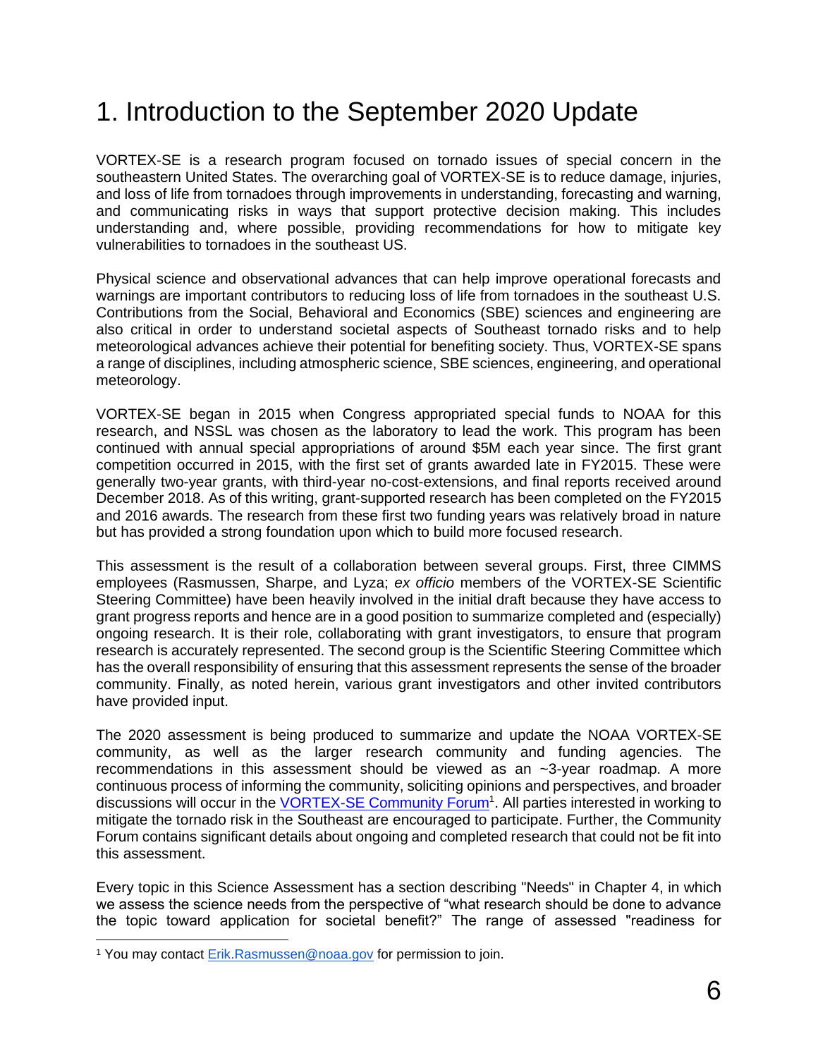# 1. Introduction to the September 2020 Update

VORTEX-SE is a research program focused on tornado issues of special concern in the southeastern United States. The overarching goal of VORTEX-SE is to reduce damage, injuries, and loss of life from tornadoes through improvements in understanding, forecasting and warning, and communicating risks in ways that support protective decision making. This includes understanding and, where possible, providing recommendations for how to mitigate key vulnerabilities to tornadoes in the southeast US.

Physical science and observational advances that can help improve operational forecasts and warnings are important contributors to reducing loss of life from tornadoes in the southeast U.S. Contributions from the Social, Behavioral and Economics (SBE) sciences and engineering are also critical in order to understand societal aspects of Southeast tornado risks and to help meteorological advances achieve their potential for benefiting society. Thus, VORTEX-SE spans a range of disciplines, including atmospheric science, SBE sciences, engineering, and operational meteorology.

VORTEX-SE began in 2015 when Congress appropriated special funds to NOAA for this research, and NSSL was chosen as the laboratory to lead the work. This program has been continued with annual special appropriations of around $5M each year since. The first grant competition occurred in 2015, with the first set of grants awarded late in FY2015. These were generally two-year grants, with third-year no-cost-extensions, and final reports received around December 2018. As of this writing, grant-supported research has been completed on the FY2015 and 2016 awards. The research from these first two funding years was relatively broad in nature but has provided a strong foundation upon which to build more focused research.

This assessment is the result of a collaboration between several groups. First, three CIMMS employees (Rasmussen, Sharpe, and Lyza; *ex officio* members of the VORTEX-SE Scientific Steering Committee) have been heavily involved in the initial draft because they have access to grant progress reports and hence are in a good position to summarize completed and (especially) ongoing research. It is their role, collaborating with grant investigators, to ensure that program research is accurately represented. The second group is the Scientific Steering Committee which has the overall responsibility of ensuring that this assessment represents the sense of the broader community. Finally, as noted herein, various grant investigators and other invited contributors have provided input.

The 2020 assessment is being produced to summarize and update the NOAA VORTEX-SE community, as well as the larger research community and funding agencies. The recommendations in this assessment should be viewed as an ~3-year roadmap. A more continuous process of informing the community, soliciting opinions and perspectives, and broader discussions will occur in the VORTEX-SE Community Forum[1]. All parties interested in working to mitigate the tornado risk in the Southeast are encouraged to participate. Further, the Community Forum contains significant details about ongoing and completed research that could not be fit into this assessment.

Every topic in this Science Assessment has a section describing "Needs" in Chapter 4, in which we assess the science needs from the perspective of "what research should be done to advance the topic toward application for societal benefit?" The range of assessed "readiness for

---

[1] You may contact Erik.Rasmussen@noaa.gov for permission to join.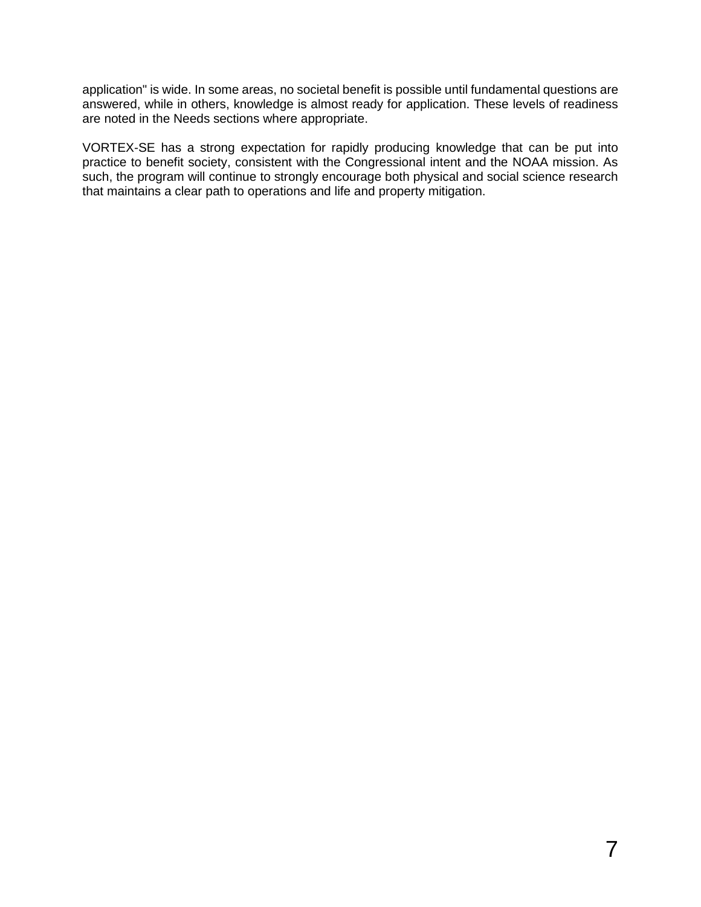application" is wide. In some areas, no societal benefit is possible until fundamental questions are answered, while in others, knowledge is almost ready for application. These levels of readiness are noted in the Needs sections where appropriate.

VORTEX-SE has a strong expectation for rapidly producing knowledge that can be put into practice to benefit society, consistent with the Congressional intent and the NOAA mission. As such, the program will continue to strongly encourage both physical and social science research that maintains a clear path to operations and life and property mitigation.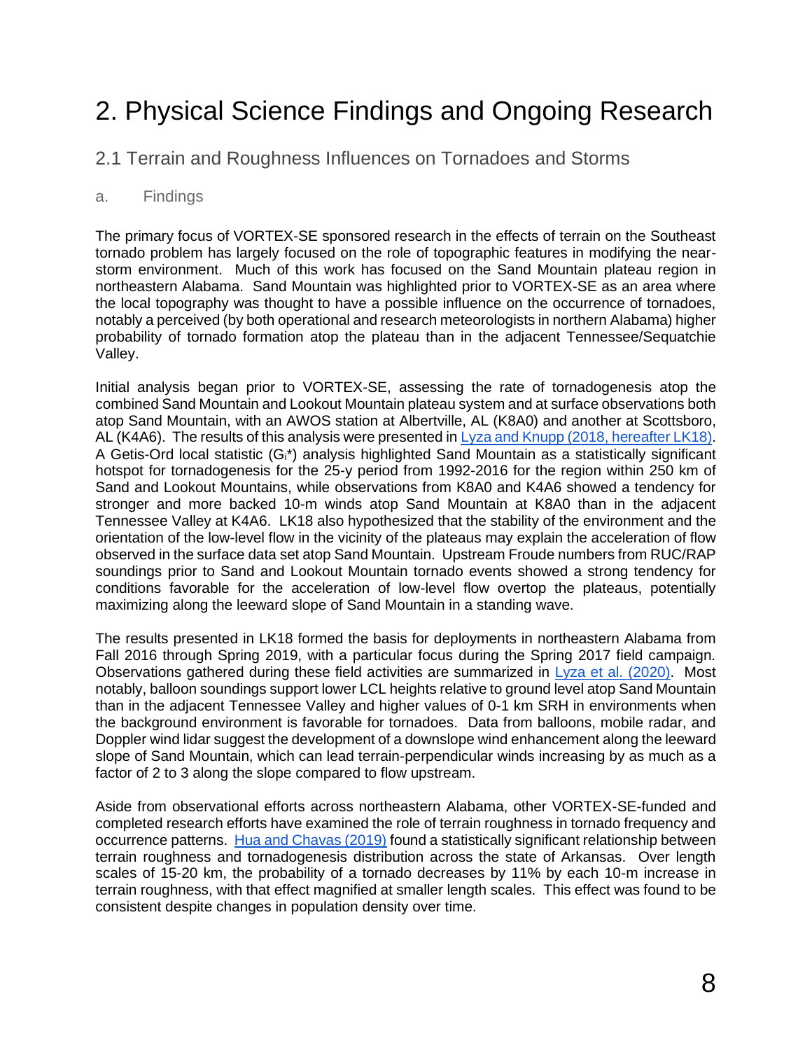# 2. Physical Science Findings and Ongoing Research

## 2.1 Terrain and Roughness Influences on Tornadoes and Storms

### a. Findings

The primary focus of VORTEX-SE sponsored research in the effects of terrain on the Southeast tornado problem has largely focused on the role of topographic features in modifying the near-storm environment. Much of this work has focused on the Sand Mountain plateau region in northeastern Alabama. Sand Mountain was highlighted prior to VORTEX-SE as an area where the local topography was thought to have a possible influence on the occurrence of tornadoes, notably a perceived (by both operational and research meteorologists in northern Alabama) higher probability of tornado formation atop the plateau than in the adjacent Tennessee/Sequatchie Valley.

Initial analysis began prior to VORTEX-SE, assessing the rate of tornadogenesis atop the combined Sand Mountain and Lookout Mountain plateau system and at surface observations both atop Sand Mountain, with an AWOS station at Albertville, AL (K8A0) and another at Scottsboro, AL (K4A6). The results of this analysis were presented in Lyza and Knupp (2018, hereafter LK18). A Getis-Ord local statistic ($G_i$*) analysis highlighted Sand Mountain as a statistically significant hotspot for tornadogenesis for the 25-y period from 1992-2016 for the region within 250 km of Sand and Lookout Mountains, while observations from K8A0 and K4A6 showed a tendency for stronger and more backed 10-m winds atop Sand Mountain at K8A0 than in the adjacent Tennessee Valley at K4A6. LK18 also hypothesized that the stability of the environment and the orientation of the low-level flow in the vicinity of the plateaus may explain the acceleration of flow observed in the surface data set atop Sand Mountain. Upstream Froude numbers from RUC/RAP soundings prior to Sand and Lookout Mountain tornado events showed a strong tendency for conditions favorable for the acceleration of low-level flow overtop the plateaus, potentially maximizing along the leeward slope of Sand Mountain in a standing wave.

The results presented in LK18 formed the basis for deployments in northeastern Alabama from Fall 2016 through Spring 2019, with a particular focus during the Spring 2017 field campaign. Observations gathered during these field activities are summarized in Lyza et al. (2020). Most notably, balloon soundings support lower LCL heights relative to ground level atop Sand Mountain than in the adjacent Tennessee Valley and higher values of 0-1 km SRH in environments when the background environment is favorable for tornadoes. Data from balloons, mobile radar, and Doppler wind lidar suggest the development of a downslope wind enhancement along the leeward slope of Sand Mountain, which can lead terrain-perpendicular winds increasing by as much as a factor of 2 to 3 along the slope compared to flow upstream.

Aside from observational efforts across northeastern Alabama, other VORTEX-SE-funded and completed research efforts have examined the role of terrain roughness in tornado frequency and occurrence patterns. Hua and Chavas (2019) found a statistically significant relationship between terrain roughness and tornadogenesis distribution across the state of Arkansas. Over length scales of 15-20 km, the probability of a tornado decreases by 11% by each 10-m increase in terrain roughness, with that effect magnified at smaller length scales. This effect was found to be consistent despite changes in population density over time.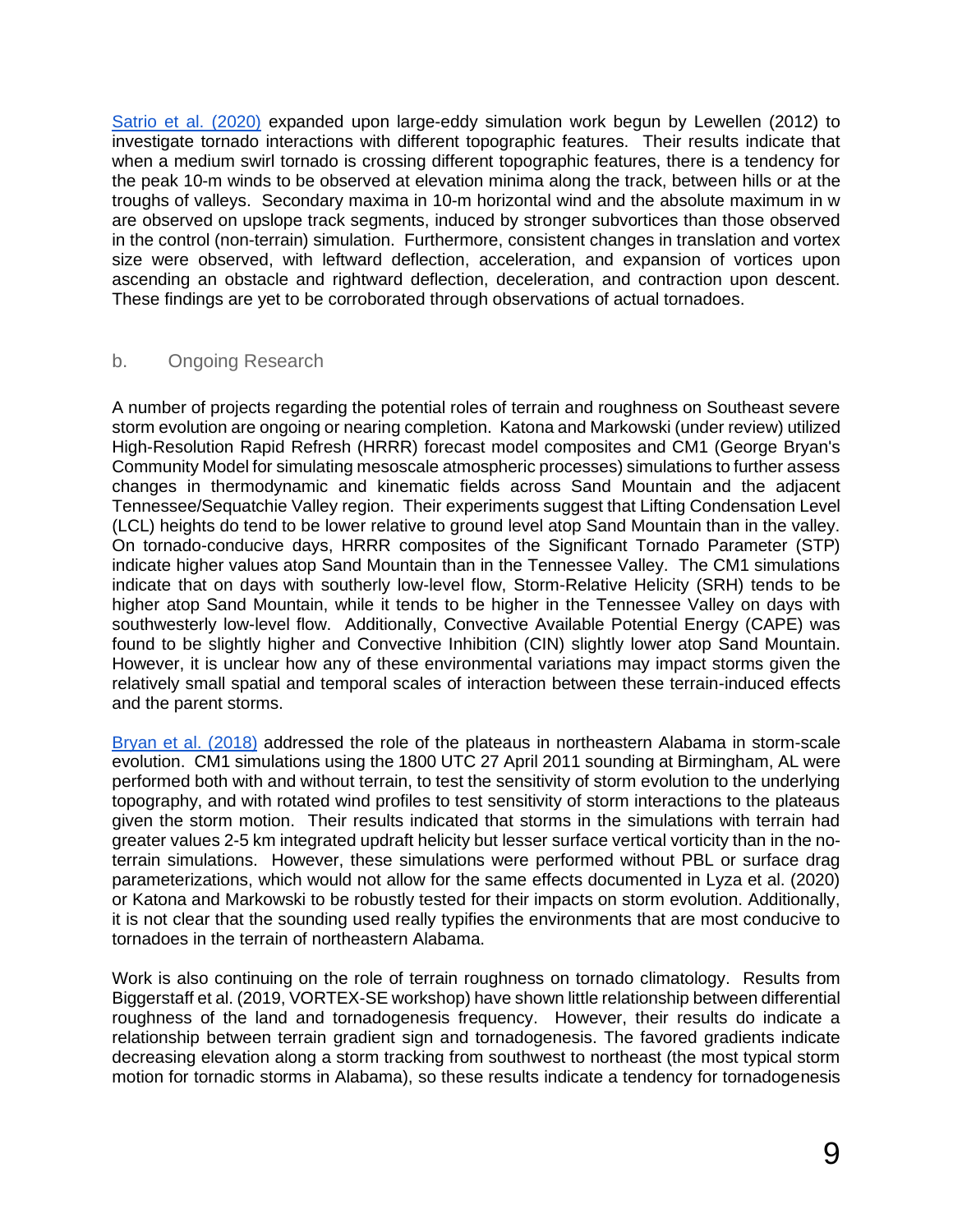[Satrio et al. (2020)](#) expanded upon large-eddy simulation work begun by Lewellen (2012) to investigate tornado interactions with different topographic features. Their results indicate that when a medium swirl tornado is crossing different topographic features, there is a tendency for the peak 10-m winds to be observed at elevation minima along the track, between hills or at the troughs of valleys. Secondary maxima in 10-m horizontal wind and the absolute maximum in w are observed on upslope track segments, induced by stronger subvortices than those observed in the control (non-terrain) simulation. Furthermore, consistent changes in translation and vortex size were observed, with leftward deflection, acceleration, and expansion of vortices upon ascending an obstacle and rightward deflection, deceleration, and contraction upon descent. These findings are yet to be corroborated through observations of actual tornadoes.

### b. Ongoing Research

A number of projects regarding the potential roles of terrain and roughness on Southeast severe storm evolution are ongoing or nearing completion. Katona and Markowski (under review) utilized High-Resolution Rapid Refresh (HRRR) forecast model composites and CM1 (George Bryan's Community Model for simulating mesoscale atmospheric processes) simulations to further assess changes in thermodynamic and kinematic fields across Sand Mountain and the adjacent Tennessee/Sequatchie Valley region. Their experiments suggest that Lifting Condensation Level (LCL) heights do tend to be lower relative to ground level atop Sand Mountain than in the valley. On tornado-conducive days, HRRR composites of the Significant Tornado Parameter (STP) indicate higher values atop Sand Mountain than in the Tennessee Valley. The CM1 simulations indicate that on days with southerly low-level flow, Storm-Relative Helicity (SRH) tends to be higher atop Sand Mountain, while it tends to be higher in the Tennessee Valley on days with southwesterly low-level flow. Additionally, Convective Available Potential Energy (CAPE) was found to be slightly higher and Convective Inhibition (CIN) slightly lower atop Sand Mountain. However, it is unclear how any of these environmental variations may impact storms given the relatively small spatial and temporal scales of interaction between these terrain-induced effects and the parent storms.

[Bryan et al. (2018)](#) addressed the role of the plateaus in northeastern Alabama in storm-scale evolution. CM1 simulations using the 1800 UTC 27 April 2011 sounding at Birmingham, AL were performed both with and without terrain, to test the sensitivity of storm evolution to the underlying topography, and with rotated wind profiles to test sensitivity of storm interactions to the plateaus given the storm motion. Their results indicated that storms in the simulations with terrain had greater values 2-5 km integrated updraft helicity but lesser surface vertical vorticity than in the no-terrain simulations. However, these simulations were performed without PBL or surface drag parameterizations, which would not allow for the same effects documented in Lyza et al. (2020) or Katona and Markowski to be robustly tested for their impacts on storm evolution. Additionally, it is not clear that the sounding used really typifies the environments that are most conducive to tornadoes in the terrain of northeastern Alabama.

Work is also continuing on the role of terrain roughness on tornado climatology. Results from Biggerstaff et al. (2019, VORTEX-SE workshop) have shown little relationship between differential roughness of the land and tornadogenesis frequency. However, their results do indicate a relationship between terrain gradient sign and tornadogenesis. The favored gradients indicate decreasing elevation along a storm tracking from southwest to northeast (the most typical storm motion for tornadic storms in Alabama), so these results indicate a tendency for tornadogenesis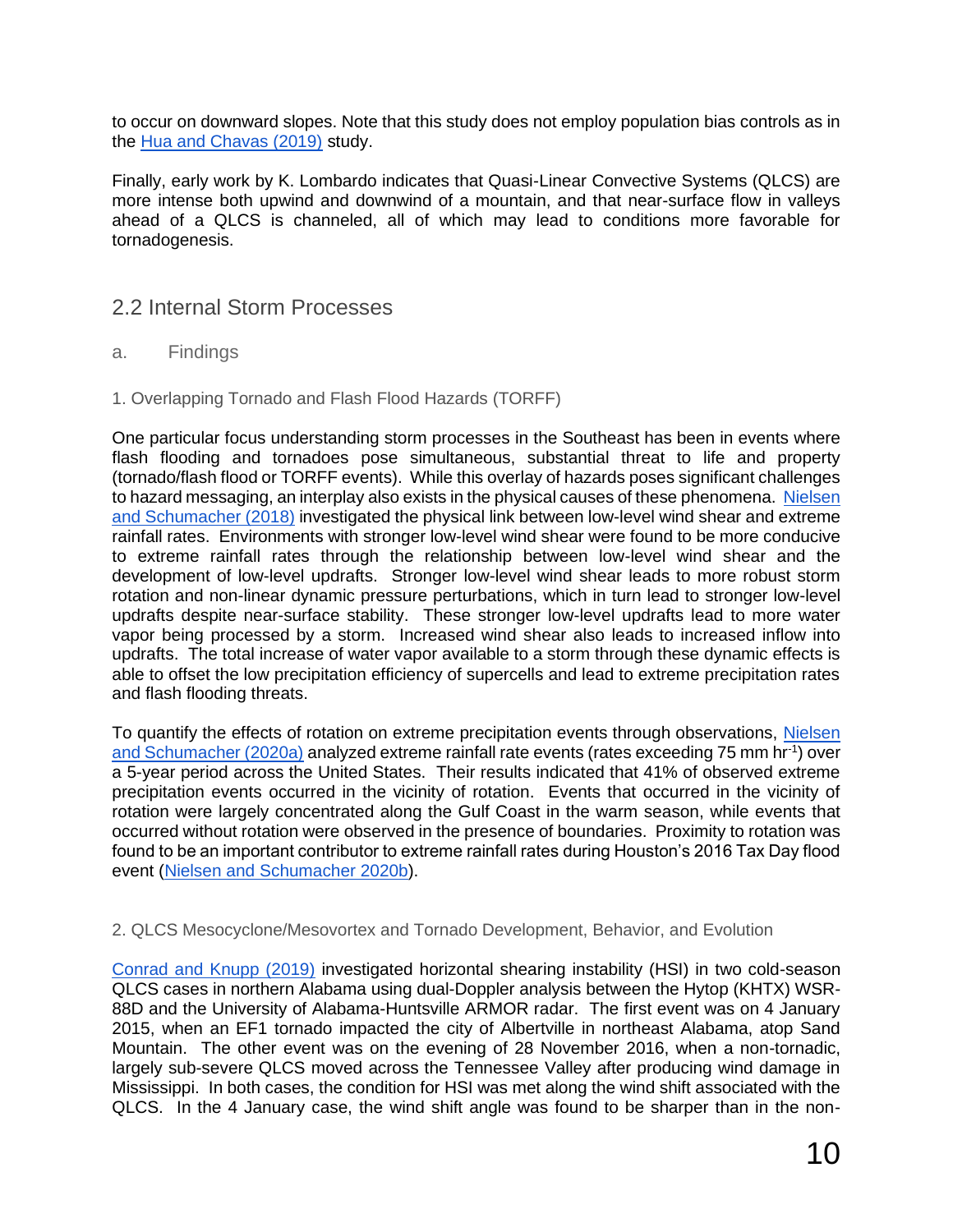to occur on downward slopes. Note that this study does not employ population bias controls as in the Hua and Chavas (2019) study.

Finally, early work by K. Lombardo indicates that Quasi-Linear Convective Systems (QLCS) are more intense both upwind and downwind of a mountain, and that near-surface flow in valleys ahead of a QLCS is channeled, all of which may lead to conditions more favorable for tornadogenesis.

## 2.2 Internal Storm Processes

### a. Findings

#### 1. Overlapping Tornado and Flash Flood Hazards (TORFF)

One particular focus understanding storm processes in the Southeast has been in events where flash flooding and tornadoes pose simultaneous, substantial threat to life and property (tornado/flash flood or TORFF events). While this overlay of hazards poses significant challenges to hazard messaging, an interplay also exists in the physical causes of these phenomena. Nielsen and Schumacher (2018) investigated the physical link between low-level wind shear and extreme rainfall rates. Environments with stronger low-level wind shear were found to be more conducive to extreme rainfall rates through the relationship between low-level wind shear and the development of low-level updrafts. Stronger low-level wind shear leads to more robust storm rotation and non-linear dynamic pressure perturbations, which in turn lead to stronger low-level updrafts despite near-surface stability. These stronger low-level updrafts lead to more water vapor being processed by a storm. Increased wind shear also leads to increased inflow into updrafts. The total increase of water vapor available to a storm through these dynamic effects is able to offset the low precipitation efficiency of supercells and lead to extreme precipitation rates and flash flooding threats.

To quantify the effects of rotation on extreme precipitation events through observations, Nielsen and Schumacher (2020a) analyzed extreme rainfall rate events (rates exceeding 75 mm hr$^{-1}$) over a 5-year period across the United States. Their results indicated that 41% of observed extreme precipitation events occurred in the vicinity of rotation. Events that occurred in the vicinity of rotation were largely concentrated along the Gulf Coast in the warm season, while events that occurred without rotation were observed in the presence of boundaries. Proximity to rotation was found to be an important contributor to extreme rainfall rates during Houston's 2016 Tax Day flood event (Nielsen and Schumacher 2020b).

#### 2. QLCS Mesocyclone/Mesovortex and Tornado Development, Behavior, and Evolution

Conrad and Knupp (2019) investigated horizontal shearing instability (HSI) in two cold-season QLCS cases in northern Alabama using dual-Doppler analysis between the Hytop (KHTX) WSR-88D and the University of Alabama-Huntsville ARMOR radar. The first event was on 4 January 2015, when an EF1 tornado impacted the city of Albertville in northeast Alabama, atop Sand Mountain. The other event was on the evening of 28 November 2016, when a non-tornadic, largely sub-severe QLCS moved across the Tennessee Valley after producing wind damage in Mississippi. In both cases, the condition for HSI was met along the wind shift associated with the QLCS. In the 4 January case, the wind shift angle was found to be sharper than in the non-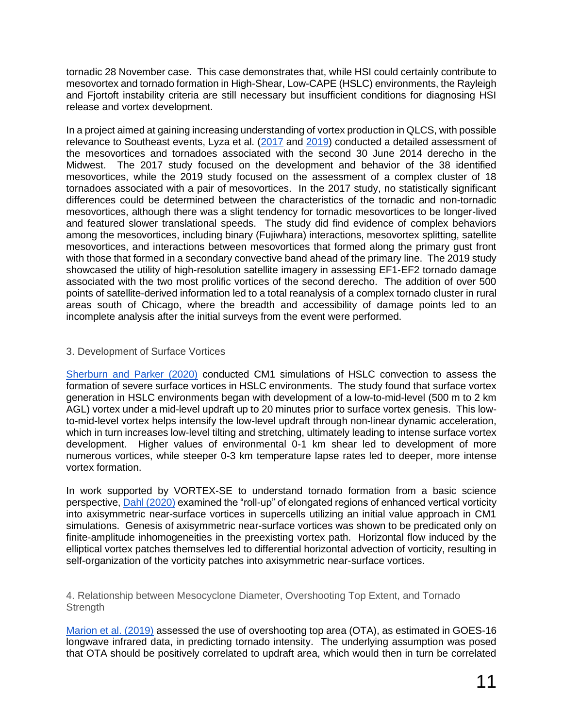tornadic 28 November case. This case demonstrates that, while HSI could certainly contribute to mesovortex and tornado formation in High-Shear, Low-CAPE (HSLC) environments, the Rayleigh and Fjortoft instability criteria are still necessary but insufficient conditions for diagnosing HSI release and vortex development.

In a project aimed at gaining increasing understanding of vortex production in QLCS, with possible relevance to Southeast events, Lyza et al. (2017 and 2019) conducted a detailed assessment of the mesovortices and tornadoes associated with the second 30 June 2014 derecho in the Midwest. The 2017 study focused on the development and behavior of the 38 identified mesovortices, while the 2019 study focused on the assessment of a complex cluster of 18 tornadoes associated with a pair of mesovortices. In the 2017 study, no statistically significant differences could be determined between the characteristics of the tornadic and non-tornadic mesovortices, although there was a slight tendency for tornadic mesovortices to be longer-lived and featured slower translational speeds. The study did find evidence of complex behaviors among the mesovortices, including binary (Fujiwhara) interactions, mesovortex splitting, satellite mesovortices, and interactions between mesovortices that formed along the primary gust front with those that formed in a secondary convective band ahead of the primary line. The 2019 study showcased the utility of high-resolution satellite imagery in assessing EF1-EF2 tornado damage associated with the two most prolific vortices of the second derecho. The addition of over 500 points of satellite-derived information led to a total reanalysis of a complex tornado cluster in rural areas south of Chicago, where the breadth and accessibility of damage points led to an incomplete analysis after the initial surveys from the event were performed.

### 3. Development of Surface Vortices

Sherburn and Parker (2020) conducted CM1 simulations of HSLC convection to assess the formation of severe surface vortices in HSLC environments. The study found that surface vortex generation in HSLC environments began with development of a low-to-mid-level (500 m to 2 km AGL) vortex under a mid-level updraft up to 20 minutes prior to surface vortex genesis. This low-to-mid-level vortex helps intensify the low-level updraft through non-linear dynamic acceleration, which in turn increases low-level tilting and stretching, ultimately leading to intense surface vortex development. Higher values of environmental 0-1 km shear led to development of more numerous vortices, while steeper 0-3 km temperature lapse rates led to deeper, more intense vortex formation.

In work supported by VORTEX-SE to understand tornado formation from a basic science perspective, Dahl (2020) examined the "roll-up" of elongated regions of enhanced vertical vorticity into axisymmetric near-surface vortices in supercells utilizing an initial value approach in CM1 simulations. Genesis of axisymmetric near-surface vortices was shown to be predicated only on finite-amplitude inhomogeneities in the preexisting vortex path. Horizontal flow induced by the elliptical vortex patches themselves led to differential horizontal advection of vorticity, resulting in self-organization of the vorticity patches into axisymmetric near-surface vortices.

### 4. Relationship between Mesocyclone Diameter, Overshooting Top Extent, and Tornado Strength

Marion et al. (2019) assessed the use of overshooting top area (OTA), as estimated in GOES-16 longwave infrared data, in predicting tornado intensity. The underlying assumption was posed that OTA should be positively correlated to updraft area, which would then in turn be correlated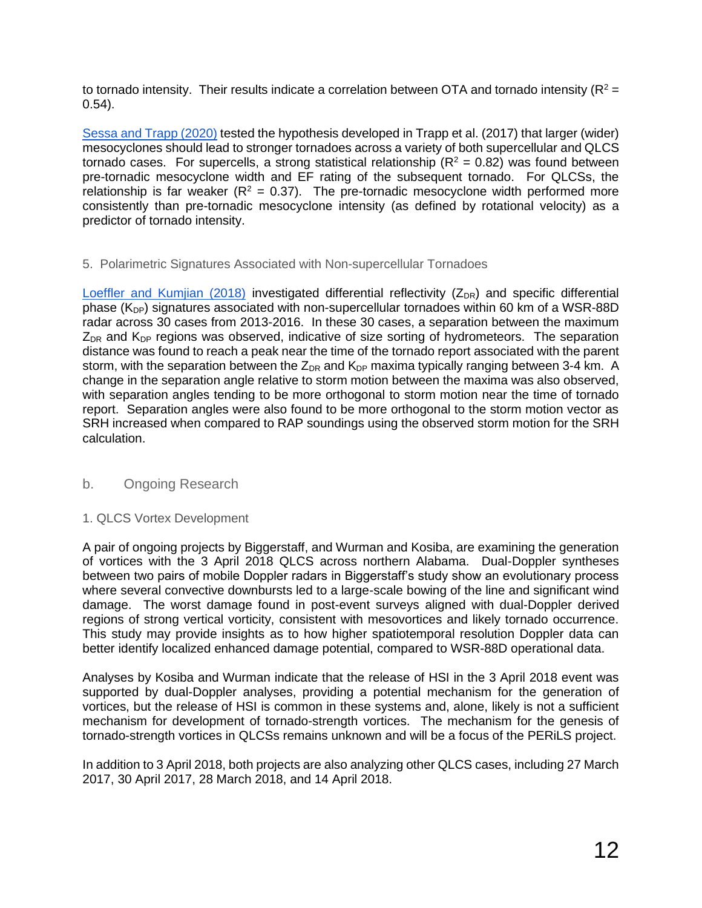to tornado intensity. Their results indicate a correlation between OTA and tornado intensity ($R^2$ = 0.54).

Sessa and Trapp (2020) tested the hypothesis developed in Trapp et al. (2017) that larger (wider) mesocyclones should lead to stronger tornadoes across a variety of both supercellular and QLCS tornado cases. For supercells, a strong statistical relationship ($R^2$ = 0.82) was found between pre-tornadic mesocyclone width and EF rating of the subsequent tornado. For QLCSs, the relationship is far weaker ($R^2$ = 0.37). The pre-tornadic mesocyclone width performed more consistently than pre-tornadic mesocyclone intensity (as defined by rotational velocity) as a predictor of tornado intensity.

#### 5. Polarimetric Signatures Associated with Non-supercellular Tornadoes

Loeffler and Kumjian (2018) investigated differential reflectivity ($Z_{DR}$) and specific differential phase ($K_{DP}$) signatures associated with non-supercellular tornadoes within 60 km of a WSR-88D radar across 30 cases from 2013-2016. In these 30 cases, a separation between the maximum $Z_{DR}$ and $K_{DP}$ regions was observed, indicative of size sorting of hydrometeors. The separation distance was found to reach a peak near the time of the tornado report associated with the parent storm, with the separation between the $Z_{DR}$ and $K_{DP}$ maxima typically ranging between 3-4 km. A change in the separation angle relative to storm motion between the maxima was also observed, with separation angles tending to be more orthogonal to storm motion near the time of tornado report. Separation angles were also found to be more orthogonal to the storm motion vector as SRH increased when compared to RAP soundings using the observed storm motion for the SRH calculation.

### b. Ongoing Research

#### 1. QLCS Vortex Development

A pair of ongoing projects by Biggerstaff, and Wurman and Kosiba, are examining the generation of vortices with the 3 April 2018 QLCS across northern Alabama. Dual-Doppler syntheses between two pairs of mobile Doppler radars in Biggerstaff's study show an evolutionary process where several convective downbursts led to a large-scale bowing of the line and significant wind damage. The worst damage found in post-event surveys aligned with dual-Doppler derived regions of strong vertical vorticity, consistent with mesovortices and likely tornado occurrence. This study may provide insights as to how higher spatiotemporal resolution Doppler data can better identify localized enhanced damage potential, compared to WSR-88D operational data.

Analyses by Kosiba and Wurman indicate that the release of HSI in the 3 April 2018 event was supported by dual-Doppler analyses, providing a potential mechanism for the generation of vortices, but the release of HSI is common in these systems and, alone, likely is not a sufficient mechanism for development of tornado-strength vortices. The mechanism for the genesis of tornado-strength vortices in QLCSs remains unknown and will be a focus of the PERiLS project.

In addition to 3 April 2018, both projects are also analyzing other QLCS cases, including 27 March 2017, 30 April 2017, 28 March 2018, and 14 April 2018.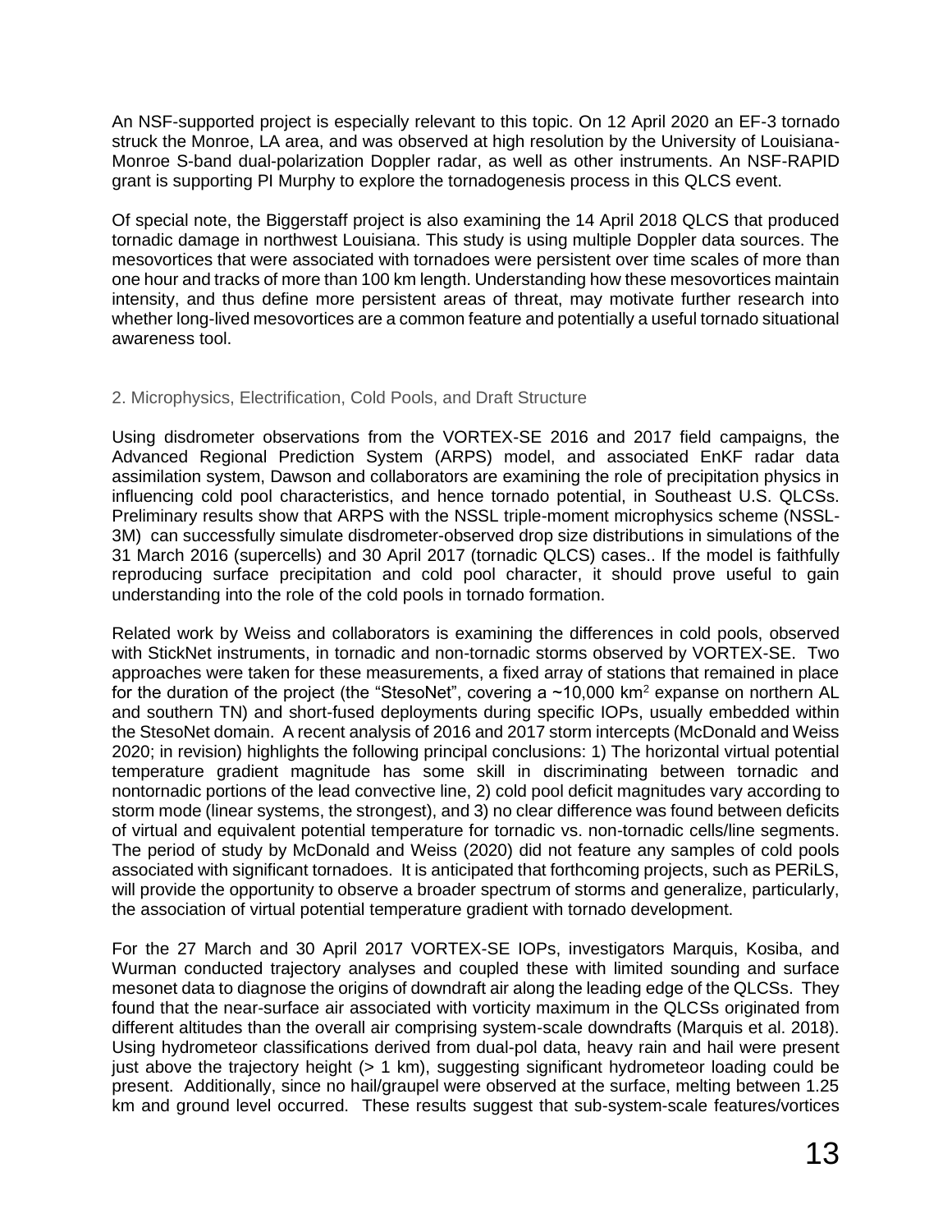An NSF-supported project is especially relevant to this topic. On 12 April 2020 an EF-3 tornado struck the Monroe, LA area, and was observed at high resolution by the University of Louisiana-Monroe S-band dual-polarization Doppler radar, as well as other instruments. An NSF-RAPID grant is supporting PI Murphy to explore the tornadogenesis process in this QLCS event.

Of special note, the Biggerstaff project is also examining the 14 April 2018 QLCS that produced tornadic damage in northwest Louisiana. This study is using multiple Doppler data sources. The mesovortices that were associated with tornadoes were persistent over time scales of more than one hour and tracks of more than 100 km length. Understanding how these mesovortices maintain intensity, and thus define more persistent areas of threat, may motivate further research into whether long-lived mesovortices are a common feature and potentially a useful tornado situational awareness tool.

## 2. Microphysics, Electrification, Cold Pools, and Draft Structure

Using disdrometer observations from the VORTEX-SE 2016 and 2017 field campaigns, the Advanced Regional Prediction System (ARPS) model, and associated EnKF radar data assimilation system, Dawson and collaborators are examining the role of precipitation physics in influencing cold pool characteristics, and hence tornado potential, in Southeast U.S. QLCSs. Preliminary results show that ARPS with the NSSL triple-moment microphysics scheme (NSSL-3M) can successfully simulate disdrometer-observed drop size distributions in simulations of the 31 March 2016 (supercells) and 30 April 2017 (tornadic QLCS) cases.. If the model is faithfully reproducing surface precipitation and cold pool character, it should prove useful to gain understanding into the role of the cold pools in tornado formation.

Related work by Weiss and collaborators is examining the differences in cold pools, observed with StickNet instruments, in tornadic and non-tornadic storms observed by VORTEX-SE. Two approaches were taken for these measurements, a fixed array of stations that remained in place for the duration of the project (the "StesoNet", covering a ~10,000 km$^2$ expanse on northern AL and southern TN) and short-fused deployments during specific IOPs, usually embedded within the StesoNet domain. A recent analysis of 2016 and 2017 storm intercepts (McDonald and Weiss 2020; in revision) highlights the following principal conclusions: 1) The horizontal virtual potential temperature gradient magnitude has some skill in discriminating between tornadic and nontornadic portions of the lead convective line, 2) cold pool deficit magnitudes vary according to storm mode (linear systems, the strongest), and 3) no clear difference was found between deficits of virtual and equivalent potential temperature for tornadic vs. non-tornadic cells/line segments. The period of study by McDonald and Weiss (2020) did not feature any samples of cold pools associated with significant tornadoes. It is anticipated that forthcoming projects, such as PERiLS, will provide the opportunity to observe a broader spectrum of storms and generalize, particularly, the association of virtual potential temperature gradient with tornado development.

For the 27 March and 30 April 2017 VORTEX-SE IOPs, investigators Marquis, Kosiba, and Wurman conducted trajectory analyses and coupled these with limited sounding and surface mesonet data to diagnose the origins of downdraft air along the leading edge of the QLCSs. They found that the near-surface air associated with vorticity maximum in the QLCSs originated from different altitudes than the overall air comprising system-scale downdrafts (Marquis et al. 2018). Using hydrometeor classifications derived from dual-pol data, heavy rain and hail were present just above the trajectory height (> 1 km), suggesting significant hydrometeor loading could be present. Additionally, since no hail/graupel were observed at the surface, melting between 1.25 km and ground level occurred. These results suggest that sub-system-scale features/vortices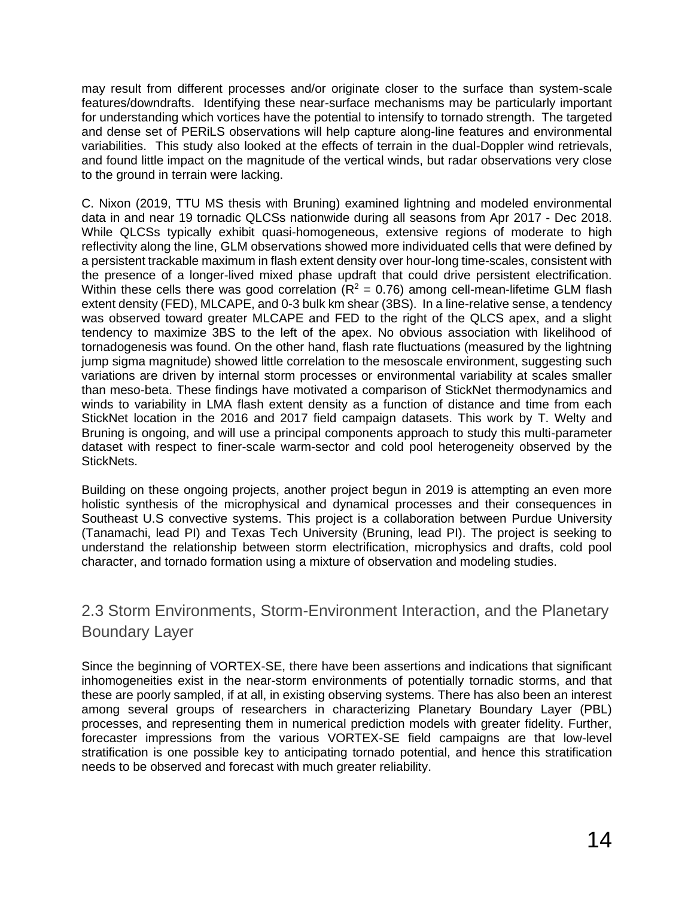may result from different processes and/or originate closer to the surface than system-scale features/downdrafts. Identifying these near-surface mechanisms may be particularly important for understanding which vortices have the potential to intensify to tornado strength. The targeted and dense set of PERiLS observations will help capture along-line features and environmental variabilities. This study also looked at the effects of terrain in the dual-Doppler wind retrievals, and found little impact on the magnitude of the vertical winds, but radar observations very close to the ground in terrain were lacking.

C. Nixon (2019, TTU MS thesis with Bruning) examined lightning and modeled environmental data in and near 19 tornadic QLCSs nationwide during all seasons from Apr 2017 - Dec 2018. While QLCSs typically exhibit quasi-homogeneous, extensive regions of moderate to high reflectivity along the line, GLM observations showed more individuated cells that were defined by a persistent trackable maximum in flash extent density over hour-long time-scales, consistent with the presence of a longer-lived mixed phase updraft that could drive persistent electrification. Within these cells there was good correlation ($R^2$ = 0.76) among cell-mean-lifetime GLM flash extent density (FED), MLCAPE, and 0-3 bulk km shear (3BS). In a line-relative sense, a tendency was observed toward greater MLCAPE and FED to the right of the QLCS apex, and a slight tendency to maximize 3BS to the left of the apex. No obvious association with likelihood of tornadogenesis was found. On the other hand, flash rate fluctuations (measured by the lightning jump sigma magnitude) showed little correlation to the mesoscale environment, suggesting such variations are driven by internal storm processes or environmental variability at scales smaller than meso-beta. These findings have motivated a comparison of StickNet thermodynamics and winds to variability in LMA flash extent density as a function of distance and time from each StickNet location in the 2016 and 2017 field campaign datasets. This work by T. Welty and Bruning is ongoing, and will use a principal components approach to study this multi-parameter dataset with respect to finer-scale warm-sector and cold pool heterogeneity observed by the StickNets.

Building on these ongoing projects, another project begun in 2019 is attempting an even more holistic synthesis of the microphysical and dynamical processes and their consequences in Southeast U.S convective systems. This project is a collaboration between Purdue University (Tanamachi, lead PI) and Texas Tech University (Bruning, lead PI). The project is seeking to understand the relationship between storm electrification, microphysics and drafts, cold pool character, and tornado formation using a mixture of observation and modeling studies.

## 2.3 Storm Environments, Storm-Environment Interaction, and the Planetary Boundary Layer

Since the beginning of VORTEX-SE, there have been assertions and indications that significant inhomogeneities exist in the near-storm environments of potentially tornadic storms, and that these are poorly sampled, if at all, in existing observing systems. There has also been an interest among several groups of researchers in characterizing Planetary Boundary Layer (PBL) processes, and representing them in numerical prediction models with greater fidelity. Further, forecaster impressions from the various VORTEX-SE field campaigns are that low-level stratification is one possible key to anticipating tornado potential, and hence this stratification needs to be observed and forecast with much greater reliability.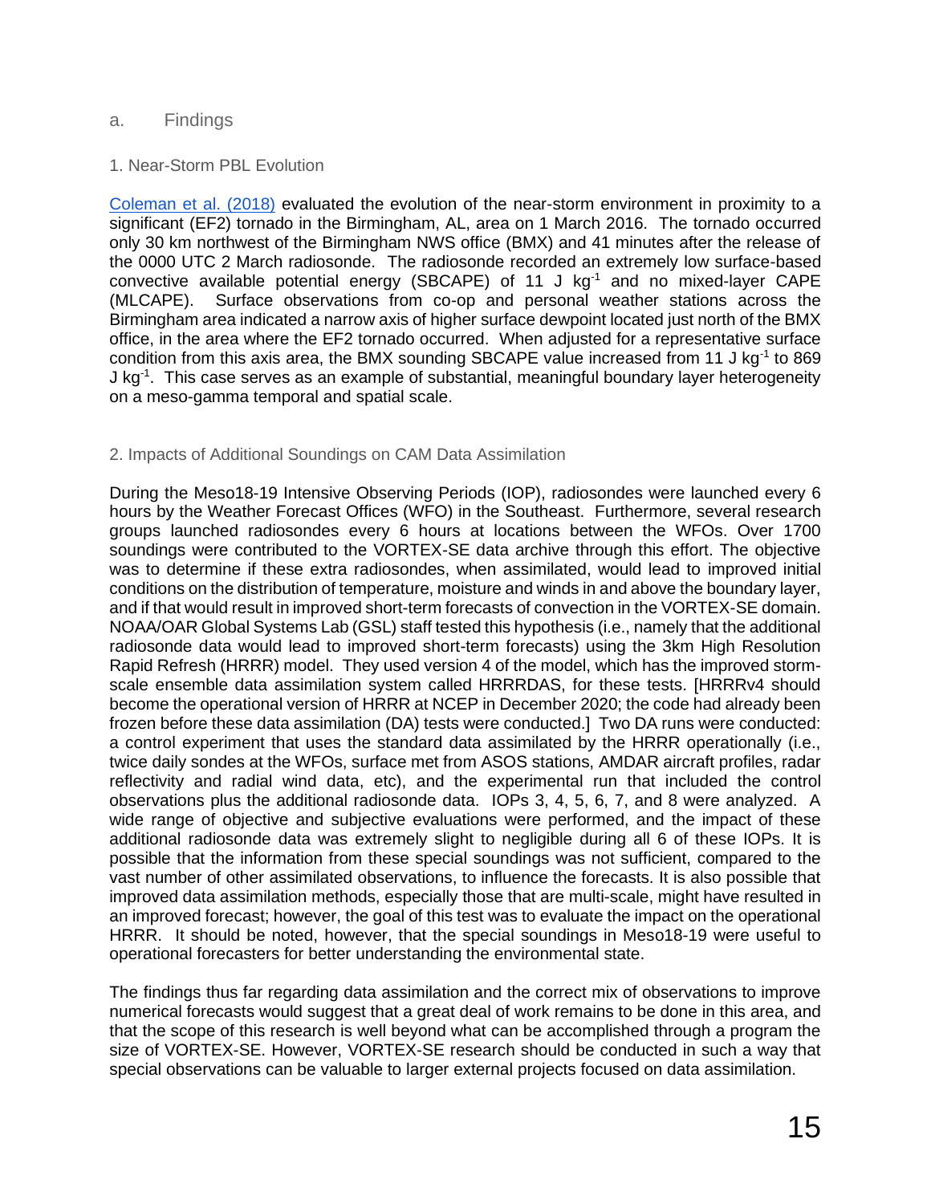## a. Findings

### 1. Near-Storm PBL Evolution

Coleman et al. (2018) evaluated the evolution of the near-storm environment in proximity to a significant (EF2) tornado in the Birmingham, AL, area on 1 March 2016. The tornado occurred only 30 km northwest of the Birmingham NWS office (BMX) and 41 minutes after the release of the 0000 UTC 2 March radiosonde. The radiosonde recorded an extremely low surface-based convective available potential energy (SBCAPE) of 11 J kg$^{-1}$ and no mixed-layer CAPE (MLCAPE). Surface observations from co-op and personal weather stations across the Birmingham area indicated a narrow axis of higher surface dewpoint located just north of the BMX office, in the area where the EF2 tornado occurred. When adjusted for a representative surface condition from this axis area, the BMX sounding SBCAPE value increased from 11 J kg$^{-1}$ to 869 J kg$^{-1}$. This case serves as an example of substantial, meaningful boundary layer heterogeneity on a meso-gamma temporal and spatial scale.

### 2. Impacts of Additional Soundings on CAM Data Assimilation

During the Meso18-19 Intensive Observing Periods (IOP), radiosondes were launched every 6 hours by the Weather Forecast Offices (WFO) in the Southeast. Furthermore, several research groups launched radiosondes every 6 hours at locations between the WFOs. Over 1700 soundings were contributed to the VORTEX-SE data archive through this effort. The objective was to determine if these extra radiosondes, when assimilated, would lead to improved initial conditions on the distribution of temperature, moisture and winds in and above the boundary layer, and if that would result in improved short-term forecasts of convection in the VORTEX-SE domain. NOAA/OAR Global Systems Lab (GSL) staff tested this hypothesis (i.e., namely that the additional radiosonde data would lead to improved short-term forecasts) using the 3km High Resolution Rapid Refresh (HRRR) model. They used version 4 of the model, which has the improved storm-scale ensemble data assimilation system called HRRRDAS, for these tests. [HRRRv4 should become the operational version of HRRR at NCEP in December 2020; the code had already been frozen before these data assimilation (DA) tests were conducted.] Two DA runs were conducted: a control experiment that uses the standard data assimilated by the HRRR operationally (i.e., twice daily sondes at the WFOs, surface met from ASOS stations, AMDAR aircraft profiles, radar reflectivity and radial wind data, etc), and the experimental run that included the control observations plus the additional radiosonde data. IOPs 3, 4, 5, 6, 7, and 8 were analyzed. A wide range of objective and subjective evaluations were performed, and the impact of these additional radiosonde data was extremely slight to negligible during all 6 of these IOPs. It is possible that the information from these special soundings was not sufficient, compared to the vast number of other assimilated observations, to influence the forecasts. It is also possible that improved data assimilation methods, especially those that are multi-scale, might have resulted in an improved forecast; however, the goal of this test was to evaluate the impact on the operational HRRR. It should be noted, however, that the special soundings in Meso18-19 were useful to operational forecasters for better understanding the environmental state.

The findings thus far regarding data assimilation and the correct mix of observations to improve numerical forecasts would suggest that a great deal of work remains to be done in this area, and that the scope of this research is well beyond what can be accomplished through a program the size of VORTEX-SE. However, VORTEX-SE research should be conducted in such a way that special observations can be valuable to larger external projects focused on data assimilation.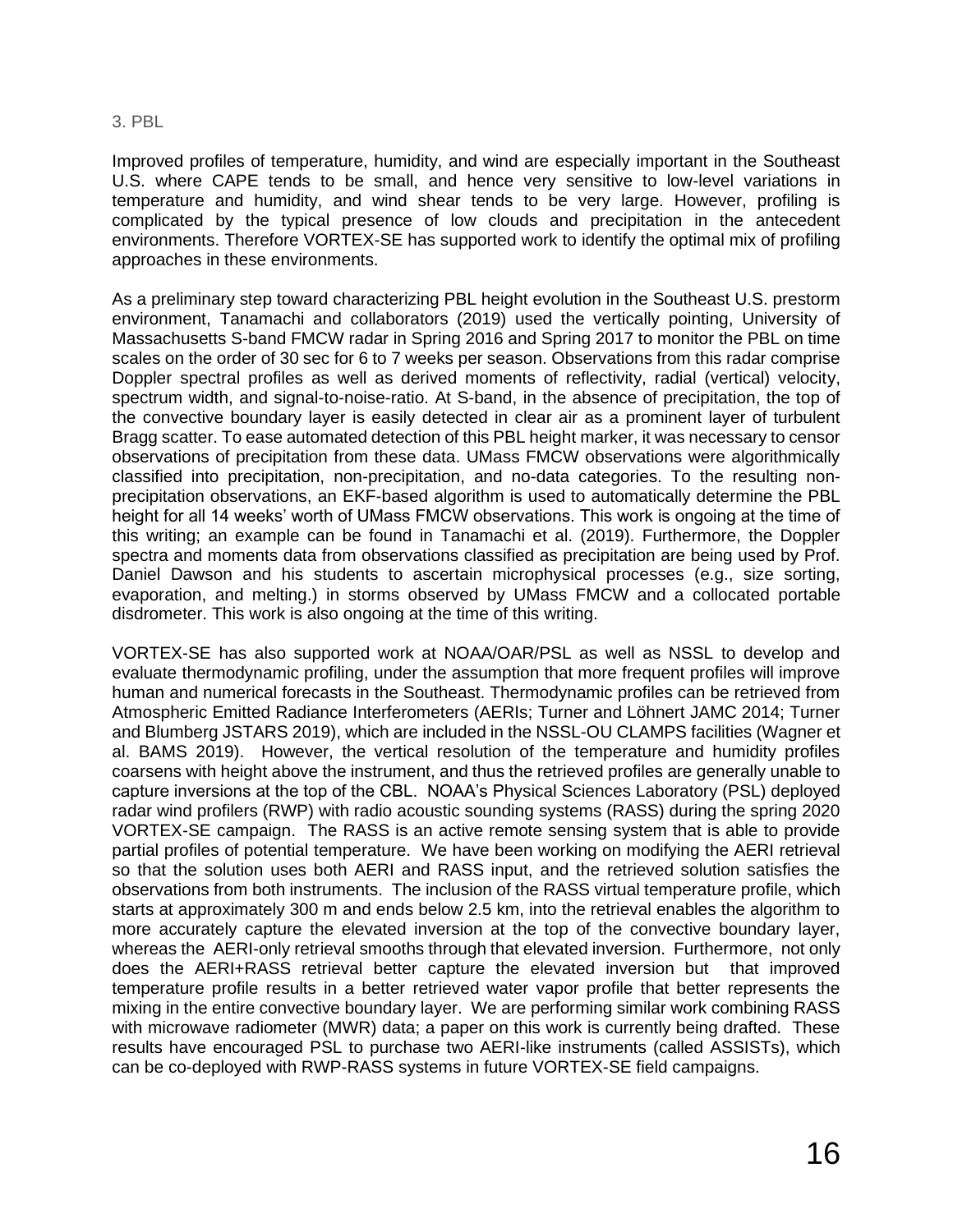## 3. PBL

Improved profiles of temperature, humidity, and wind are especially important in the Southeast U.S. where CAPE tends to be small, and hence very sensitive to low-level variations in temperature and humidity, and wind shear tends to be very large. However, profiling is complicated by the typical presence of low clouds and precipitation in the antecedent environments. Therefore VORTEX-SE has supported work to identify the optimal mix of profiling approaches in these environments.

As a preliminary step toward characterizing PBL height evolution in the Southeast U.S. prestorm environment, Tanamachi and collaborators (2019) used the vertically pointing, University of Massachusetts S-band FMCW radar in Spring 2016 and Spring 2017 to monitor the PBL on time scales on the order of 30 sec for 6 to 7 weeks per season. Observations from this radar comprise Doppler spectral profiles as well as derived moments of reflectivity, radial (vertical) velocity, spectrum width, and signal-to-noise-ratio. At S-band, in the absence of precipitation, the top of the convective boundary layer is easily detected in clear air as a prominent layer of turbulent Bragg scatter. To ease automated detection of this PBL height marker, it was necessary to censor observations of precipitation from these data. UMass FMCW observations were algorithmically classified into precipitation, non-precipitation, and no-data categories. To the resulting non-precipitation observations, an EKF-based algorithm is used to automatically determine the PBL height for all 14 weeks' worth of UMass FMCW observations. This work is ongoing at the time of this writing; an example can be found in Tanamachi et al. (2019). Furthermore, the Doppler spectra and moments data from observations classified as precipitation are being used by Prof. Daniel Dawson and his students to ascertain microphysical processes (e.g., size sorting, evaporation, and melting.) in storms observed by UMass FMCW and a collocated portable disdrometer. This work is also ongoing at the time of this writing.

VORTEX-SE has also supported work at NOAA/OAR/PSL as well as NSSL to develop and evaluate thermodynamic profiling, under the assumption that more frequent profiles will improve human and numerical forecasts in the Southeast. Thermodynamic profiles can be retrieved from Atmospheric Emitted Radiance Interferometers (AERIs; Turner and Löhnert JAMC 2014; Turner and Blumberg JSTARS 2019), which are included in the NSSL-OU CLAMPS facilities (Wagner et al. BAMS 2019). However, the vertical resolution of the temperature and humidity profiles coarsens with height above the instrument, and thus the retrieved profiles are generally unable to capture inversions at the top of the CBL. NOAA's Physical Sciences Laboratory (PSL) deployed radar wind profilers (RWP) with radio acoustic sounding systems (RASS) during the spring 2020 VORTEX-SE campaign. The RASS is an active remote sensing system that is able to provide partial profiles of potential temperature. We have been working on modifying the AERI retrieval so that the solution uses both AERI and RASS input, and the retrieved solution satisfies the observations from both instruments. The inclusion of the RASS virtual temperature profile, which starts at approximately 300 m and ends below 2.5 km, into the retrieval enables the algorithm to more accurately capture the elevated inversion at the top of the convective boundary layer, whereas the AERI-only retrieval smooths through that elevated inversion. Furthermore, not only does the AERI+RASS retrieval better capture the elevated inversion but that improved temperature profile results in a better retrieved water vapor profile that better represents the mixing in the entire convective boundary layer. We are performing similar work combining RASS with microwave radiometer (MWR) data; a paper on this work is currently being drafted. These results have encouraged PSL to purchase two AERI-like instruments (called ASSISTs), which can be co-deployed with RWP-RASS systems in future VORTEX-SE field campaigns.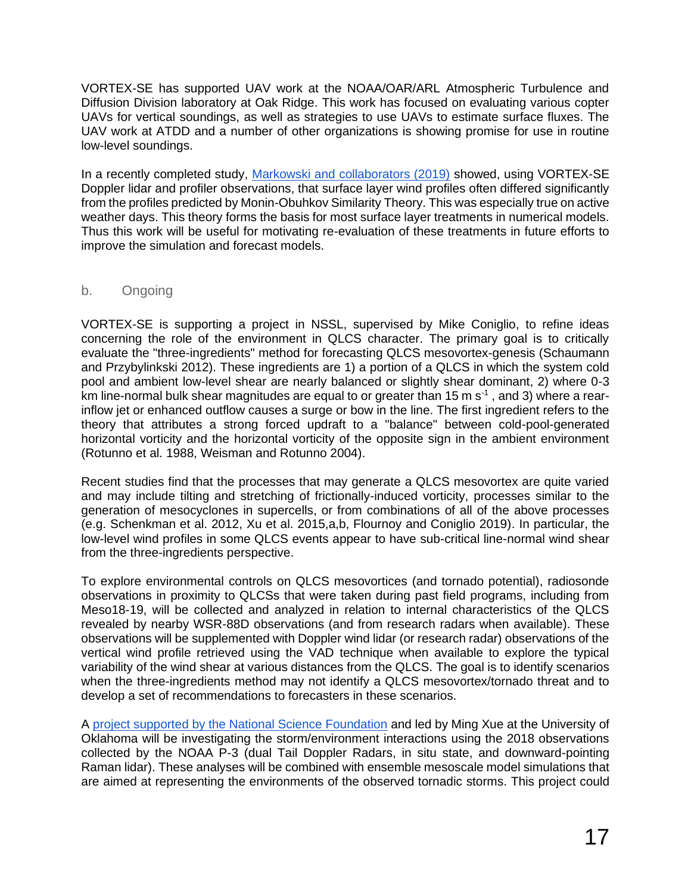VORTEX-SE has supported UAV work at the NOAA/OAR/ARL Atmospheric Turbulence and Diffusion Division laboratory at Oak Ridge. This work has focused on evaluating various copter UAVs for vertical soundings, as well as strategies to use UAVs to estimate surface fluxes. The UAV work at ATDD and a number of other organizations is showing promise for use in routine low-level soundings.

In a recently completed study, [Markowski and collaborators (2019)]() showed, using VORTEX-SE Doppler lidar and profiler observations, that surface layer wind profiles often differed significantly from the profiles predicted by Monin-Obuhkov Similarity Theory. This was especially true on active weather days. This theory forms the basis for most surface layer treatments in numerical models. Thus this work will be useful for motivating re-evaluation of these treatments in future efforts to improve the simulation and forecast models.

### b. Ongoing

VORTEX-SE is supporting a project in NSSL, supervised by Mike Coniglio, to refine ideas concerning the role of the environment in QLCS character. The primary goal is to critically evaluate the "three-ingredients" method for forecasting QLCS mesovortex-genesis (Schaumann and Przybylinkski 2012). These ingredients are 1) a portion of a QLCS in which the system cold pool and ambient low-level shear are nearly balanced or slightly shear dominant, 2) where 0-3 km line-normal bulk shear magnitudes are equal to or greater than 15 m $s^{-1}$ , and 3) where a rear-inflow jet or enhanced outflow causes a surge or bow in the line. The first ingredient refers to the theory that attributes a strong forced updraft to a "balance" between cold-pool-generated horizontal vorticity and the horizontal vorticity of the opposite sign in the ambient environment (Rotunno et al. 1988, Weisman and Rotunno 2004).

Recent studies find that the processes that may generate a QLCS mesovortex are quite varied and may include tilting and stretching of frictionally-induced vorticity, processes similar to the generation of mesocyclones in supercells, or from combinations of all of the above processes (e.g. Schenkman et al. 2012, Xu et al. 2015,a,b, Flournoy and Coniglio 2019). In particular, the low-level wind profiles in some QLCS events appear to have sub-critical line-normal wind shear from the three-ingredients perspective.

To explore environmental controls on QLCS mesovortices (and tornado potential), radiosonde observations in proximity to QLCSs that were taken during past field programs, including from Meso18-19, will be collected and analyzed in relation to internal characteristics of the QLCS revealed by nearby WSR-88D observations (and from research radars when available). These observations will be supplemented with Doppler wind lidar (or research radar) observations of the vertical wind profile retrieved using the VAD technique when available to explore the typical variability of the wind shear at various distances from the QLCS. The goal is to identify scenarios when the three-ingredients method may not identify a QLCS mesovortex/tornado threat and to develop a set of recommendations to forecasters in these scenarios.

A [project supported by the National Science Foundation]() and led by Ming Xue at the University of Oklahoma will be investigating the storm/environment interactions using the 2018 observations collected by the NOAA P-3 (dual Tail Doppler Radars, in situ state, and downward-pointing Raman lidar). These analyses will be combined with ensemble mesoscale model simulations that are aimed at representing the environments of the observed tornadic storms. This project could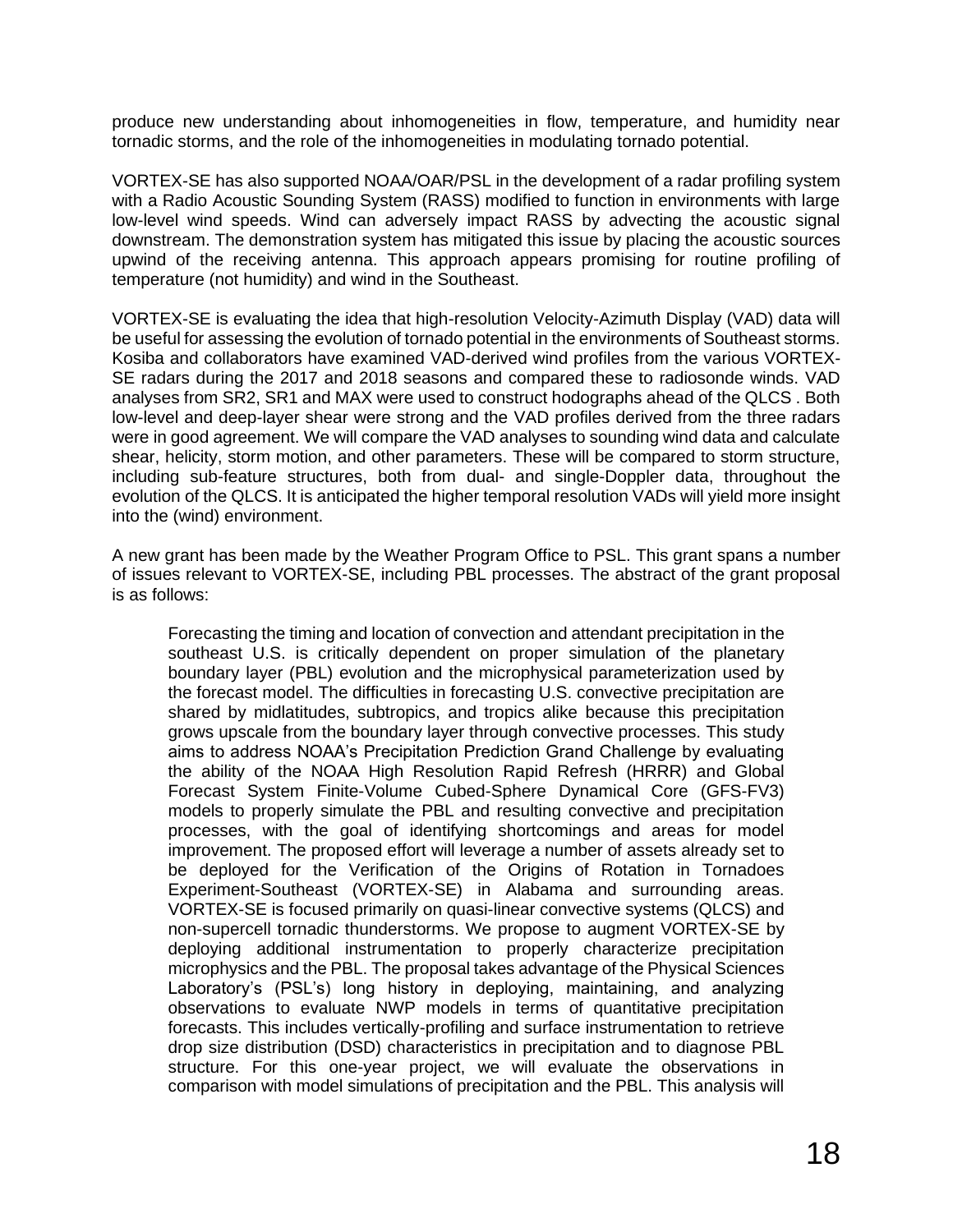produce new understanding about inhomogeneities in flow, temperature, and humidity near tornadic storms, and the role of the inhomogeneities in modulating tornado potential.

VORTEX-SE has also supported NOAA/OAR/PSL in the development of a radar profiling system with a Radio Acoustic Sounding System (RASS) modified to function in environments with large low-level wind speeds. Wind can adversely impact RASS by advecting the acoustic signal downstream. The demonstration system has mitigated this issue by placing the acoustic sources upwind of the receiving antenna. This approach appears promising for routine profiling of temperature (not humidity) and wind in the Southeast.

VORTEX-SE is evaluating the idea that high-resolution Velocity-Azimuth Display (VAD) data will be useful for assessing the evolution of tornado potential in the environments of Southeast storms. Kosiba and collaborators have examined VAD-derived wind profiles from the various VORTEX-SE radars during the 2017 and 2018 seasons and compared these to radiosonde winds. VAD analyses from SR2, SR1 and MAX were used to construct hodographs ahead of the QLCS . Both low-level and deep-layer shear were strong and the VAD profiles derived from the three radars were in good agreement. We will compare the VAD analyses to sounding wind data and calculate shear, helicity, storm motion, and other parameters. These will be compared to storm structure, including sub-feature structures, both from dual- and single-Doppler data, throughout the evolution of the QLCS. It is anticipated the higher temporal resolution VADs will yield more insight into the (wind) environment.

A new grant has been made by the Weather Program Office to PSL. This grant spans a number of issues relevant to VORTEX-SE, including PBL processes. The abstract of the grant proposal is as follows:

> Forecasting the timing and location of convection and attendant precipitation in the southeast U.S. is critically dependent on proper simulation of the planetary boundary layer (PBL) evolution and the microphysical parameterization used by the forecast model. The difficulties in forecasting U.S. convective precipitation are shared by midlatitudes, subtropics, and tropics alike because this precipitation grows upscale from the boundary layer through convective processes. This study aims to address NOAA's Precipitation Prediction Grand Challenge by evaluating the ability of the NOAA High Resolution Rapid Refresh (HRRR) and Global Forecast System Finite-Volume Cubed-Sphere Dynamical Core (GFS-FV3) models to properly simulate the PBL and resulting convective and precipitation processes, with the goal of identifying shortcomings and areas for model improvement. The proposed effort will leverage a number of assets already set to be deployed for the Verification of the Origins of Rotation in Tornadoes Experiment-Southeast (VORTEX-SE) in Alabama and surrounding areas. VORTEX-SE is focused primarily on quasi-linear convective systems (QLCS) and non-supercell tornadic thunderstorms. We propose to augment VORTEX-SE by deploying additional instrumentation to properly characterize precipitation microphysics and the PBL. The proposal takes advantage of the Physical Sciences Laboratory's (PSL's) long history in deploying, maintaining, and analyzing observations to evaluate NWP models in terms of quantitative precipitation forecasts. This includes vertically-profiling and surface instrumentation to retrieve drop size distribution (DSD) characteristics in precipitation and to diagnose PBL structure. For this one-year project, we will evaluate the observations in comparison with model simulations of precipitation and the PBL. This analysis will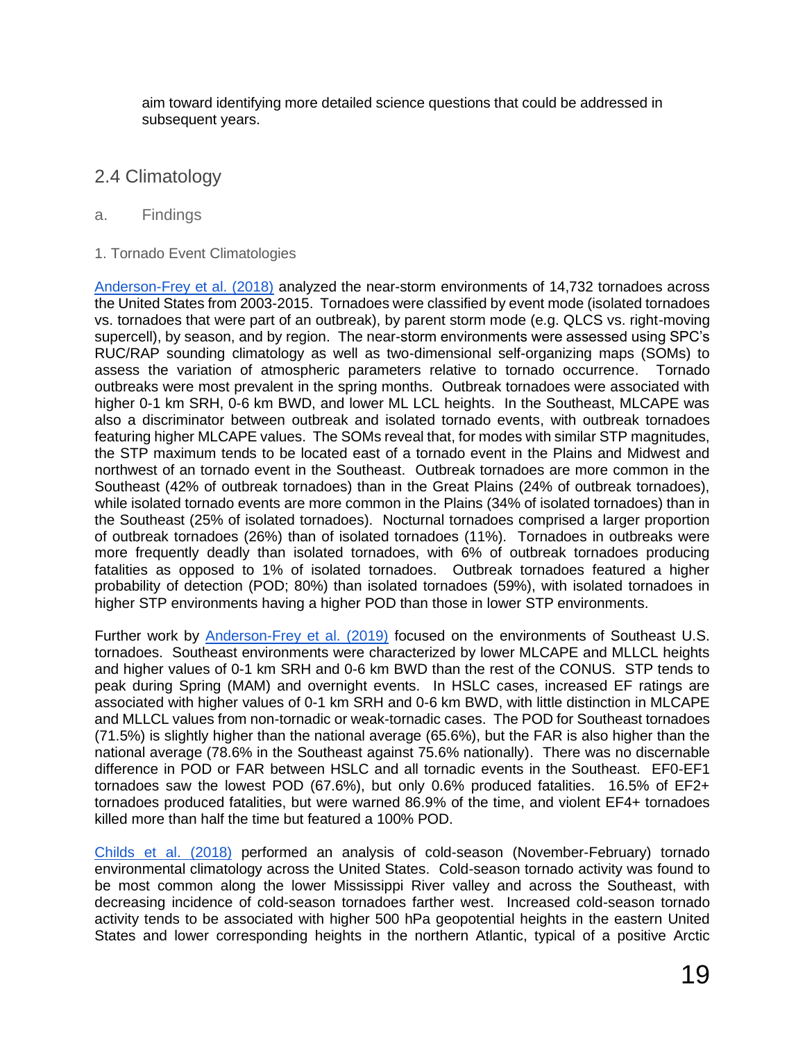aim toward identifying more detailed science questions that could be addressed in subsequent years.

## 2.4 Climatology

### a. Findings

#### 1. Tornado Event Climatologies

Anderson-Frey et al. (2018) analyzed the near-storm environments of 14,732 tornadoes across the United States from 2003-2015. Tornadoes were classified by event mode (isolated tornadoes vs. tornadoes that were part of an outbreak), by parent storm mode (e.g. QLCS vs. right-moving supercell), by season, and by region. The near-storm environments were assessed using SPC's RUC/RAP sounding climatology as well as two-dimensional self-organizing maps (SOMs) to assess the variation of atmospheric parameters relative to tornado occurrence. Tornado outbreaks were most prevalent in the spring months. Outbreak tornadoes were associated with higher 0-1 km SRH, 0-6 km BWD, and lower ML LCL heights. In the Southeast, MLCAPE was also a discriminator between outbreak and isolated tornado events, with outbreak tornadoes featuring higher MLCAPE values. The SOMs reveal that, for modes with similar STP magnitudes, the STP maximum tends to be located east of a tornado event in the Plains and Midwest and northwest of an tornado event in the Southeast. Outbreak tornadoes are more common in the Southeast (42% of outbreak tornadoes) than in the Great Plains (24% of outbreak tornadoes), while isolated tornado events are more common in the Plains (34% of isolated tornadoes) than in the Southeast (25% of isolated tornadoes). Nocturnal tornadoes comprised a larger proportion of outbreak tornadoes (26%) than of isolated tornadoes (11%). Tornadoes in outbreaks were more frequently deadly than isolated tornadoes, with 6% of outbreak tornadoes producing fatalities as opposed to 1% of isolated tornadoes. Outbreak tornadoes featured a higher probability of detection (POD; 80%) than isolated tornadoes (59%), with isolated tornadoes in higher STP environments having a higher POD than those in lower STP environments.

Further work by Anderson-Frey et al. (2019) focused on the environments of Southeast U.S. tornadoes. Southeast environments were characterized by lower MLCAPE and MLLCL heights and higher values of 0-1 km SRH and 0-6 km BWD than the rest of the CONUS. STP tends to peak during Spring (MAM) and overnight events. In HSLC cases, increased EF ratings are associated with higher values of 0-1 km SRH and 0-6 km BWD, with little distinction in MLCAPE and MLLCL values from non-tornadic or weak-tornadic cases. The POD for Southeast tornadoes (71.5%) is slightly higher than the national average (65.6%), but the FAR is also higher than the national average (78.6% in the Southeast against 75.6% nationally). There was no discernable difference in POD or FAR between HSLC and all tornadic events in the Southeast. EF0-EF1 tornadoes saw the lowest POD (67.6%), but only 0.6% produced fatalities. 16.5% of EF2+ tornadoes produced fatalities, but were warned 86.9% of the time, and violent EF4+ tornadoes killed more than half the time but featured a 100% POD.

Childs et al. (2018) performed an analysis of cold-season (November-February) tornado environmental climatology across the United States. Cold-season tornado activity was found to be most common along the lower Mississippi River valley and across the Southeast, with decreasing incidence of cold-season tornadoes farther west. Increased cold-season tornado activity tends to be associated with higher 500 hPa geopotential heights in the eastern United States and lower corresponding heights in the northern Atlantic, typical of a positive Arctic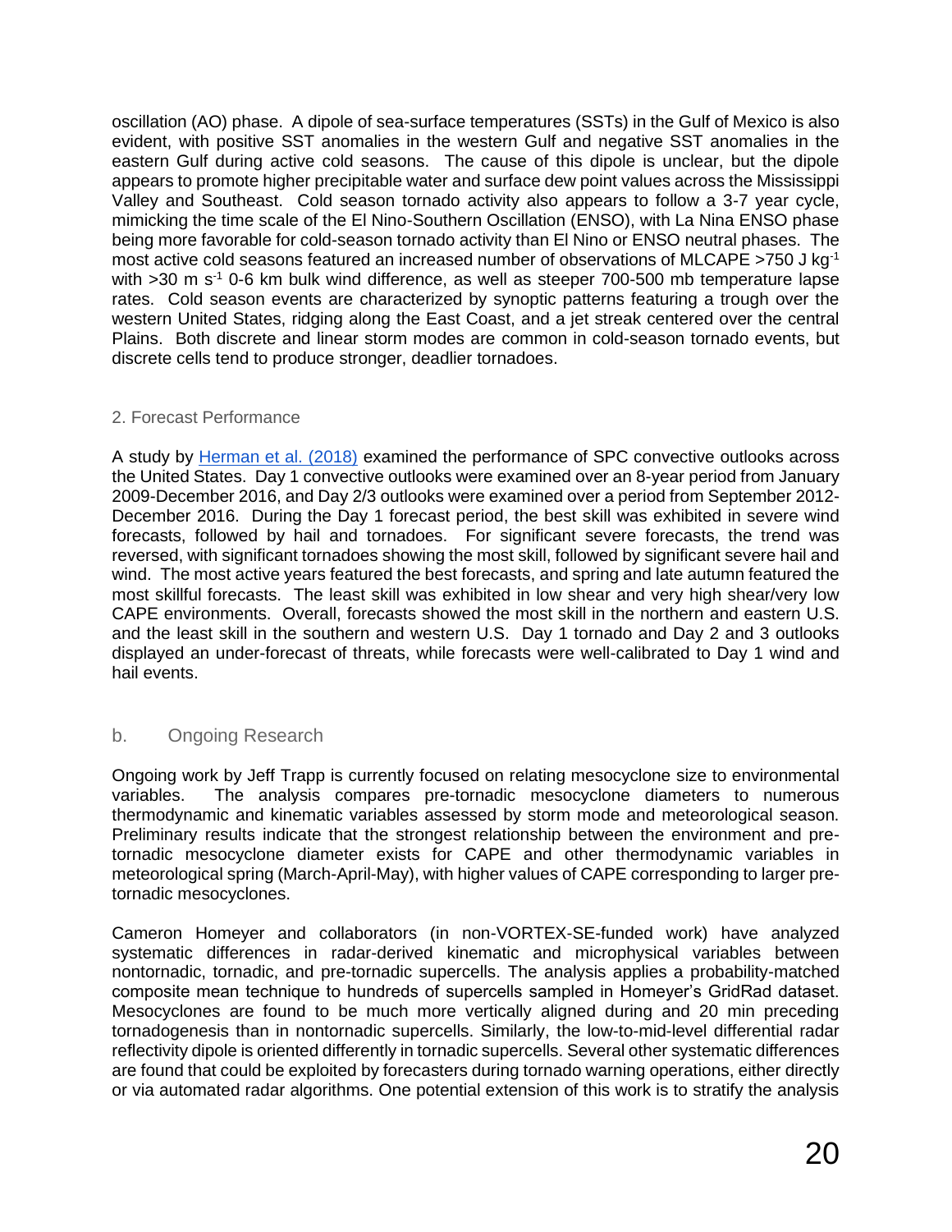oscillation (AO) phase. A dipole of sea-surface temperatures (SSTs) in the Gulf of Mexico is also evident, with positive SST anomalies in the western Gulf and negative SST anomalies in the eastern Gulf during active cold seasons. The cause of this dipole is unclear, but the dipole appears to promote higher precipitable water and surface dew point values across the Mississippi Valley and Southeast. Cold season tornado activity also appears to follow a 3-7 year cycle, mimicking the time scale of the El Nino-Southern Oscillation (ENSO), with La Nina ENSO phase being more favorable for cold-season tornado activity than El Nino or ENSO neutral phases. The most active cold seasons featured an increased number of observations of MLCAPE >750 J kg$^{-1}$ with >30 m s$^{-1}$ 0-6 km bulk wind difference, as well as steeper 700-500 mb temperature lapse rates. Cold season events are characterized by synoptic patterns featuring a trough over the western United States, ridging along the East Coast, and a jet streak centered over the central Plains. Both discrete and linear storm modes are common in cold-season tornado events, but discrete cells tend to produce stronger, deadlier tornadoes.

### 2. Forecast Performance

A study by [Herman et al. (2018)](#) examined the performance of SPC convective outlooks across the United States. Day 1 convective outlooks were examined over an 8-year period from January 2009-December 2016, and Day 2/3 outlooks were examined over a period from September 2012-December 2016. During the Day 1 forecast period, the best skill was exhibited in severe wind forecasts, followed by hail and tornadoes. For significant severe forecasts, the trend was reversed, with significant tornadoes showing the most skill, followed by significant severe hail and wind. The most active years featured the best forecasts, and spring and late autumn featured the most skillful forecasts. The least skill was exhibited in low shear and very high shear/very low CAPE environments. Overall, forecasts showed the most skill in the northern and eastern U.S. and the least skill in the southern and western U.S. Day 1 tornado and Day 2 and 3 outlooks displayed an under-forecast of threats, while forecasts were well-calibrated to Day 1 wind and hail events.

## b. Ongoing Research

Ongoing work by Jeff Trapp is currently focused on relating mesocyclone size to environmental variables. The analysis compares pre-tornadic mesocyclone diameters to numerous thermodynamic and kinematic variables assessed by storm mode and meteorological season. Preliminary results indicate that the strongest relationship between the environment and pre-tornadic mesocyclone diameter exists for CAPE and other thermodynamic variables in meteorological spring (March-April-May), with higher values of CAPE corresponding to larger pre-tornadic mesocyclones.

Cameron Homeyer and collaborators (in non-VORTEX-SE-funded work) have analyzed systematic differences in radar-derived kinematic and microphysical variables between nontornadic, tornadic, and pre-tornadic supercells. The analysis applies a probability-matched composite mean technique to hundreds of supercells sampled in Homeyer's GridRad dataset. Mesocyclones are found to be much more vertically aligned during and 20 min preceding tornadogenesis than in nontornadic supercells. Similarly, the low-to-mid-level differential radar reflectivity dipole is oriented differently in tornadic supercells. Several other systematic differences are found that could be exploited by forecasters during tornado warning operations, either directly or via automated radar algorithms. One potential extension of this work is to stratify the analysis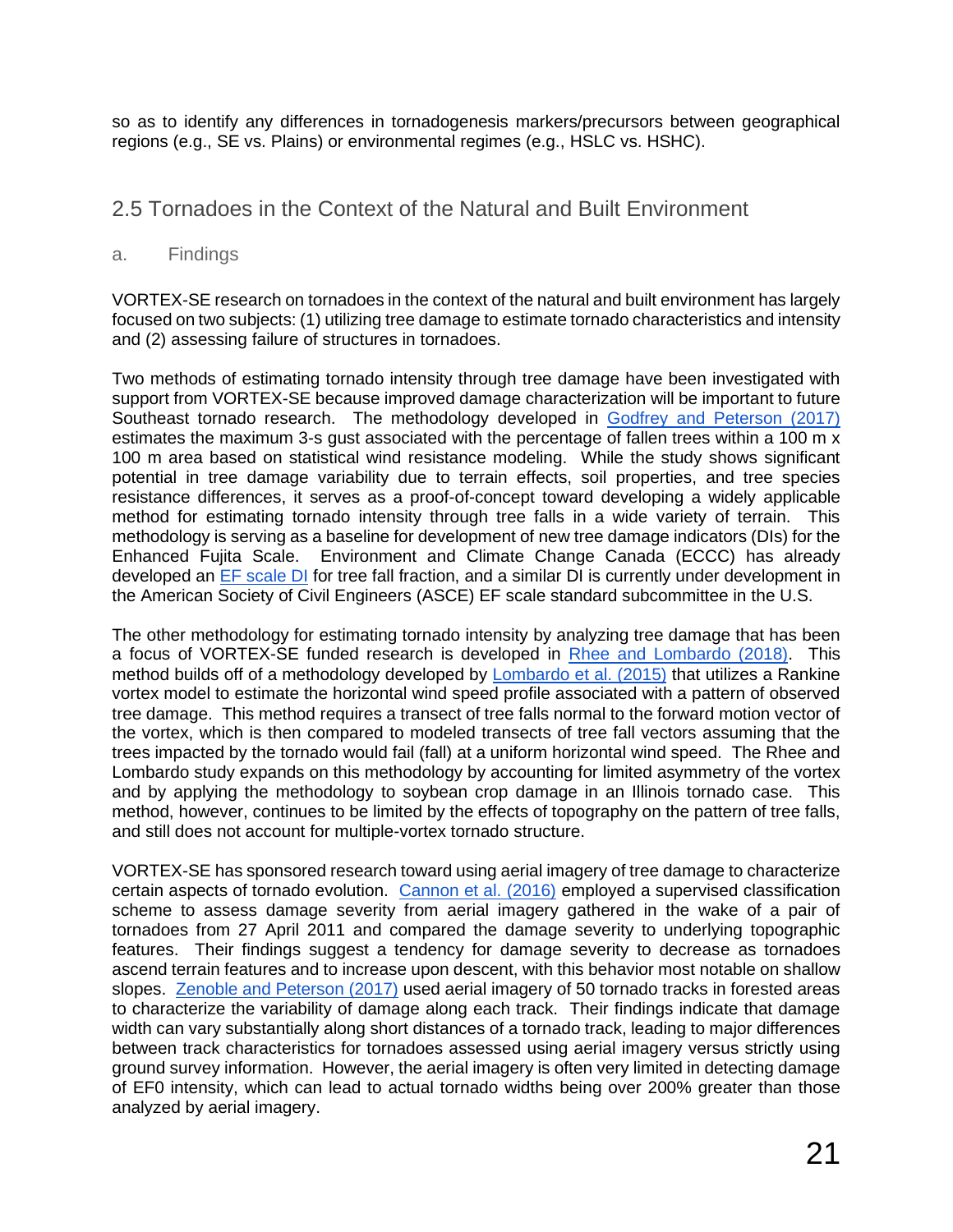so as to identify any differences in tornadogenesis markers/precursors between geographical regions (e.g., SE vs. Plains) or environmental regimes (e.g., HSLC vs. HSHC).

## 2.5 Tornadoes in the Context of the Natural and Built Environment

### a. Findings

VORTEX-SE research on tornadoes in the context of the natural and built environment has largely focused on two subjects: (1) utilizing tree damage to estimate tornado characteristics and intensity and (2) assessing failure of structures in tornadoes.

Two methods of estimating tornado intensity through tree damage have been investigated with support from VORTEX-SE because improved damage characterization will be important to future Southeast tornado research. The methodology developed in Godfrey and Peterson (2017) estimates the maximum 3-s gust associated with the percentage of fallen trees within a 100 m x 100 m area based on statistical wind resistance modeling. While the study shows significant potential in tree damage variability due to terrain effects, soil properties, and tree species resistance differences, it serves as a proof-of-concept toward developing a widely applicable method for estimating tornado intensity through tree falls in a wide variety of terrain. This methodology is serving as a baseline for development of new tree damage indicators (DIs) for the Enhanced Fujita Scale. Environment and Climate Change Canada (ECCC) has already developed an EF scale DI for tree fall fraction, and a similar DI is currently under development in the American Society of Civil Engineers (ASCE) EF scale standard subcommittee in the U.S.

The other methodology for estimating tornado intensity by analyzing tree damage that has been a focus of VORTEX-SE funded research is developed in Rhee and Lombardo (2018). This method builds off of a methodology developed by Lombardo et al. (2015) that utilizes a Rankine vortex model to estimate the horizontal wind speed profile associated with a pattern of observed tree damage. This method requires a transect of tree falls normal to the forward motion vector of the vortex, which is then compared to modeled transects of tree fall vectors assuming that the trees impacted by the tornado would fail (fall) at a uniform horizontal wind speed. The Rhee and Lombardo study expands on this methodology by accounting for limited asymmetry of the vortex and by applying the methodology to soybean crop damage in an Illinois tornado case. This method, however, continues to be limited by the effects of topography on the pattern of tree falls, and still does not account for multiple-vortex tornado structure.

VORTEX-SE has sponsored research toward using aerial imagery of tree damage to characterize certain aspects of tornado evolution. Cannon et al. (2016) employed a supervised classification scheme to assess damage severity from aerial imagery gathered in the wake of a pair of tornadoes from 27 April 2011 and compared the damage severity to underlying topographic features. Their findings suggest a tendency for damage severity to decrease as tornadoes ascend terrain features and to increase upon descent, with this behavior most notable on shallow slopes. Zenoble and Peterson (2017) used aerial imagery of 50 tornado tracks in forested areas to characterize the variability of damage along each track. Their findings indicate that damage width can vary substantially along short distances of a tornado track, leading to major differences between track characteristics for tornadoes assessed using aerial imagery versus strictly using ground survey information. However, the aerial imagery is often very limited in detecting damage of EF0 intensity, which can lead to actual tornado widths being over 200% greater than those analyzed by aerial imagery.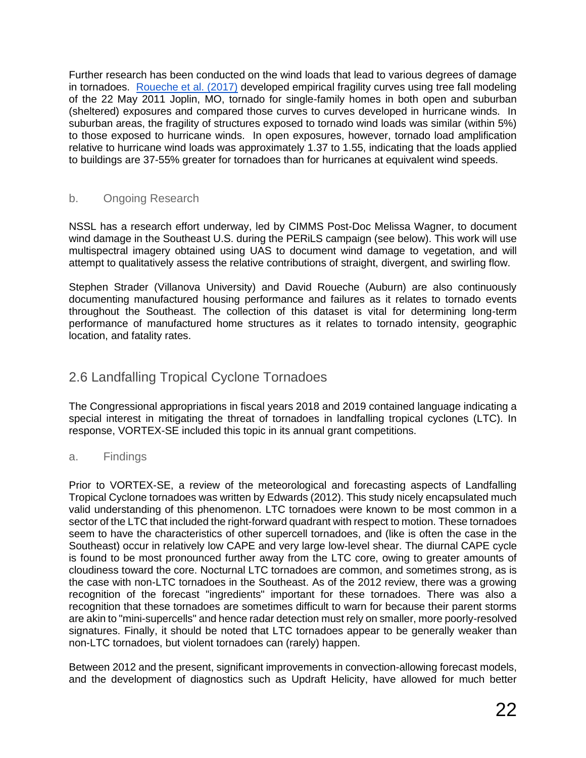Further research has been conducted on the wind loads that lead to various degrees of damage in tornadoes. [Roueche et al. (2017)](#) developed empirical fragility curves using tree fall modeling of the 22 May 2011 Joplin, MO, tornado for single-family homes in both open and suburban (sheltered) exposures and compared those curves to curves developed in hurricane winds. In suburban areas, the fragility of structures exposed to tornado wind loads was similar (within 5%) to those exposed to hurricane winds. In open exposures, however, tornado load amplification relative to hurricane wind loads was approximately 1.37 to 1.55, indicating that the loads applied to buildings are 37-55% greater for tornadoes than for hurricanes at equivalent wind speeds.

### b. Ongoing Research

NSSL has a research effort underway, led by CIMMS Post-Doc Melissa Wagner, to document wind damage in the Southeast U.S. during the PERiLS campaign (see below). This work will use multispectral imagery obtained using UAS to document wind damage to vegetation, and will attempt to qualitatively assess the relative contributions of straight, divergent, and swirling flow.

Stephen Strader (Villanova University) and David Roueche (Auburn) are also continuously documenting manufactured housing performance and failures as it relates to tornado events throughout the Southeast. The collection of this dataset is vital for determining long-term performance of manufactured home structures as it relates to tornado intensity, geographic location, and fatality rates.

## 2.6 Landfalling Tropical Cyclone Tornadoes

The Congressional appropriations in fiscal years 2018 and 2019 contained language indicating a special interest in mitigating the threat of tornadoes in landfalling tropical cyclones (LTC). In response, VORTEX-SE included this topic in its annual grant competitions.

### a. Findings

Prior to VORTEX-SE, a review of the meteorological and forecasting aspects of Landfalling Tropical Cyclone tornadoes was written by Edwards (2012). This study nicely encapsulated much valid understanding of this phenomenon. LTC tornadoes were known to be most common in a sector of the LTC that included the right-forward quadrant with respect to motion. These tornadoes seem to have the characteristics of other supercell tornadoes, and (like is often the case in the Southeast) occur in relatively low CAPE and very large low-level shear. The diurnal CAPE cycle is found to be most pronounced further away from the LTC core, owing to greater amounts of cloudiness toward the core. Nocturnal LTC tornadoes are common, and sometimes strong, as is the case with non-LTC tornadoes in the Southeast. As of the 2012 review, there was a growing recognition of the forecast "ingredients" important for these tornadoes. There was also a recognition that these tornadoes are sometimes difficult to warn for because their parent storms are akin to "mini-supercells" and hence radar detection must rely on smaller, more poorly-resolved signatures. Finally, it should be noted that LTC tornadoes appear to be generally weaker than non-LTC tornadoes, but violent tornadoes can (rarely) happen.

Between 2012 and the present, significant improvements in convection-allowing forecast models, and the development of diagnostics such as Updraft Helicity, have allowed for much better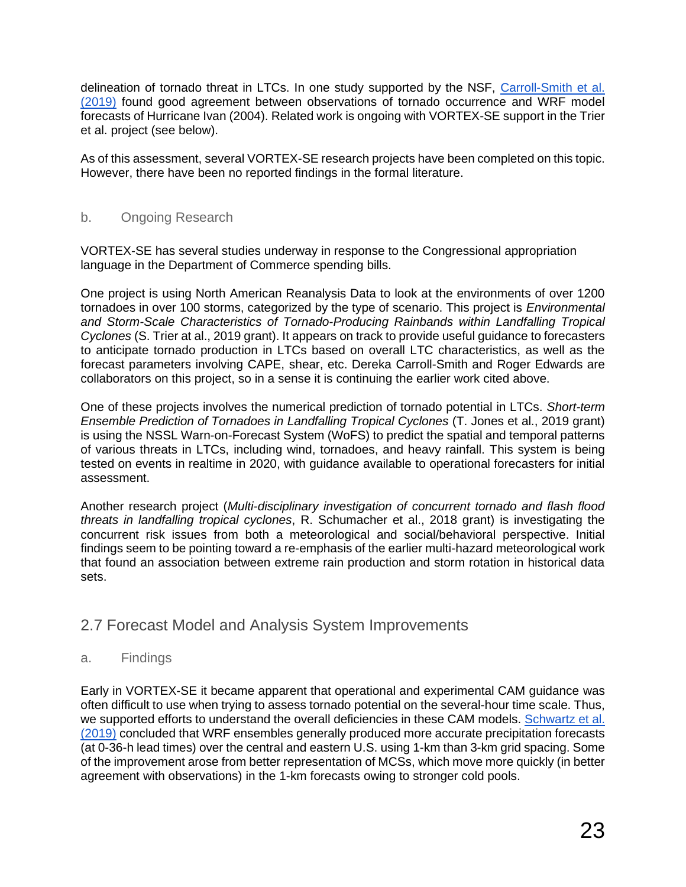delineation of tornado threat in LTCs. In one study supported by the NSF, [Carroll-Smith et al. (2019)]() found good agreement between observations of tornado occurrence and WRF model forecasts of Hurricane Ivan (2004). Related work is ongoing with VORTEX-SE support in the Trier et al. project (see below).

As of this assessment, several VORTEX-SE research projects have been completed on this topic. However, there have been no reported findings in the formal literature.

### b. Ongoing Research

VORTEX-SE has several studies underway in response to the Congressional appropriation language in the Department of Commerce spending bills.

One project is using North American Reanalysis Data to look at the environments of over 1200 tornadoes in over 100 storms, categorized by the type of scenario. This project is *Environmental and Storm-Scale Characteristics of Tornado-Producing Rainbands within Landfalling Tropical Cyclones* (S. Trier at al., 2019 grant). It appears on track to provide useful guidance to forecasters to anticipate tornado production in LTCs based on overall LTC characteristics, as well as the forecast parameters involving CAPE, shear, etc. Dereka Carroll-Smith and Roger Edwards are collaborators on this project, so in a sense it is continuing the earlier work cited above.

One of these projects involves the numerical prediction of tornado potential in LTCs. *Short-term Ensemble Prediction of Tornadoes in Landfalling Tropical Cyclones* (T. Jones et al., 2019 grant) is using the NSSL Warn-on-Forecast System (WoFS) to predict the spatial and temporal patterns of various threats in LTCs, including wind, tornadoes, and heavy rainfall. This system is being tested on events in realtime in 2020, with guidance available to operational forecasters for initial assessment.

Another research project (*Multi-disciplinary investigation of concurrent tornado and flash flood threats in landfalling tropical cyclones*, R. Schumacher et al., 2018 grant) is investigating the concurrent risk issues from both a meteorological and social/behavioral perspective. Initial findings seem to be pointing toward a re-emphasis of the earlier multi-hazard meteorological work that found an association between extreme rain production and storm rotation in historical data sets.

## 2.7 Forecast Model and Analysis System Improvements

### a. Findings

Early in VORTEX-SE it became apparent that operational and experimental CAM guidance was often difficult to use when trying to assess tornado potential on the several-hour time scale. Thus, we supported efforts to understand the overall deficiencies in these CAM models. [Schwartz et al. (2019)]() concluded that WRF ensembles generally produced more accurate precipitation forecasts (at 0-36-h lead times) over the central and eastern U.S. using 1-km than 3-km grid spacing. Some of the improvement arose from better representation of MCSs, which move more quickly (in better agreement with observations) in the 1-km forecasts owing to stronger cold pools.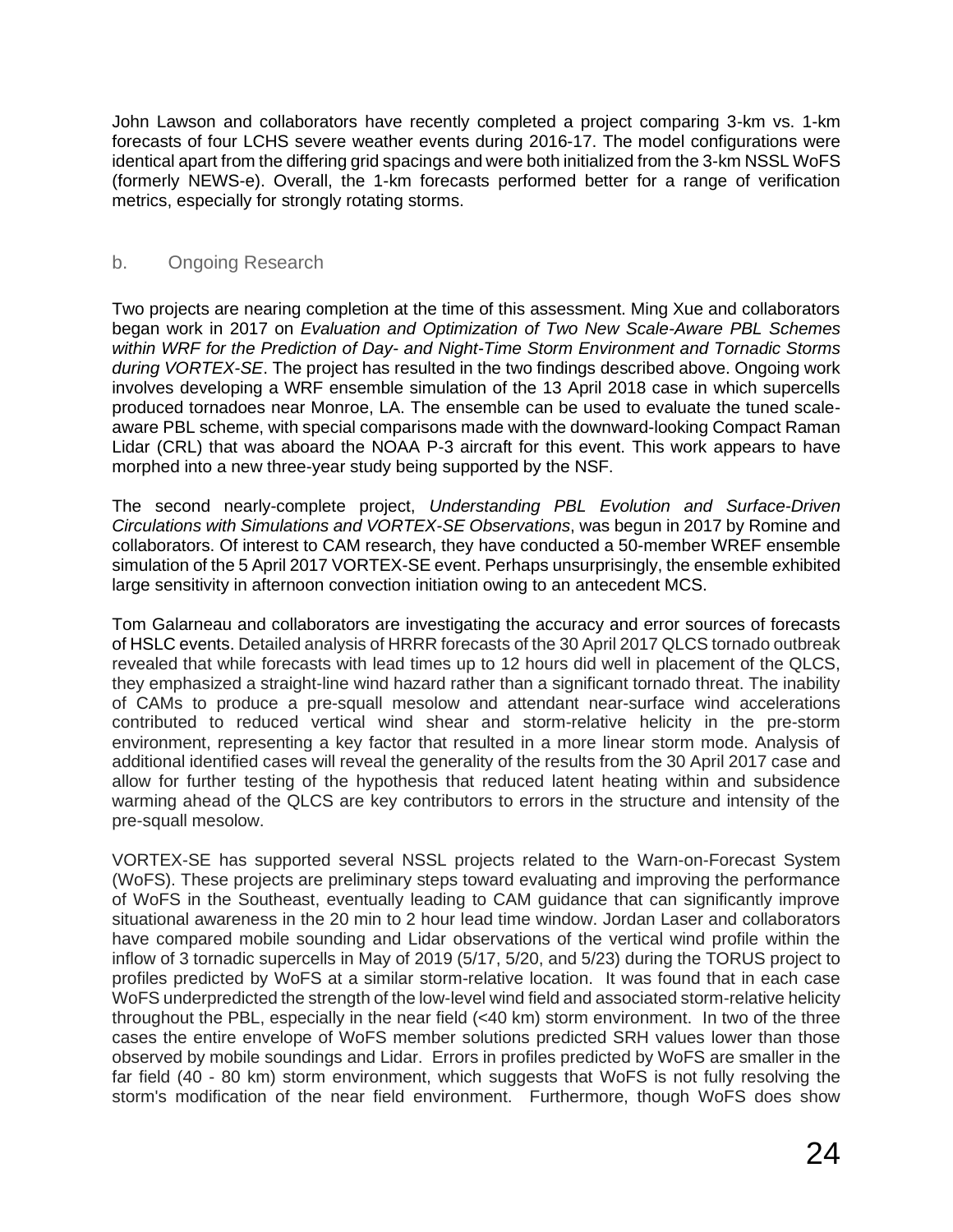John Lawson and collaborators have recently completed a project comparing 3-km vs. 1-km forecasts of four LCHS severe weather events during 2016-17. The model configurations were identical apart from the differing grid spacings and were both initialized from the 3-km NSSL WoFS (formerly NEWS-e). Overall, the 1-km forecasts performed better for a range of verification metrics, especially for strongly rotating storms.

## b. Ongoing Research

Two projects are nearing completion at the time of this assessment. Ming Xue and collaborators began work in 2017 on *Evaluation and Optimization of Two New Scale-Aware PBL Schemes within WRF for the Prediction of Day- and Night-Time Storm Environment and Tornadic Storms during VORTEX-SE*. The project has resulted in the two findings described above. Ongoing work involves developing a WRF ensemble simulation of the 13 April 2018 case in which supercells produced tornadoes near Monroe, LA. The ensemble can be used to evaluate the tuned scale-aware PBL scheme, with special comparisons made with the downward-looking Compact Raman Lidar (CRL) that was aboard the NOAA P-3 aircraft for this event. This work appears to have morphed into a new three-year study being supported by the NSF.

The second nearly-complete project, *Understanding PBL Evolution and Surface-Driven Circulations with Simulations and VORTEX-SE Observations*, was begun in 2017 by Romine and collaborators. Of interest to CAM research, they have conducted a 50-member WREF ensemble simulation of the 5 April 2017 VORTEX-SE event. Perhaps unsurprisingly, the ensemble exhibited large sensitivity in afternoon convection initiation owing to an antecedent MCS.

Tom Galarneau and collaborators are investigating the accuracy and error sources of forecasts of HSLC events. Detailed analysis of HRRR forecasts of the 30 April 2017 QLCS tornado outbreak revealed that while forecasts with lead times up to 12 hours did well in placement of the QLCS, they emphasized a straight-line wind hazard rather than a significant tornado threat. The inability of CAMs to produce a pre-squall mesolow and attendant near-surface wind accelerations contributed to reduced vertical wind shear and storm-relative helicity in the pre-storm environment, representing a key factor that resulted in a more linear storm mode. Analysis of additional identified cases will reveal the generality of the results from the 30 April 2017 case and allow for further testing of the hypothesis that reduced latent heating within and subsidence warming ahead of the QLCS are key contributors to errors in the structure and intensity of the pre-squall mesolow.

VORTEX-SE has supported several NSSL projects related to the Warn-on-Forecast System (WoFS). These projects are preliminary steps toward evaluating and improving the performance of WoFS in the Southeast, eventually leading to CAM guidance that can significantly improve situational awareness in the 20 min to 2 hour lead time window. Jordan Laser and collaborators have compared mobile sounding and Lidar observations of the vertical wind profile within the inflow of 3 tornadic supercells in May of 2019 (5/17, 5/20, and 5/23) during the TORUS project to profiles predicted by WoFS at a similar storm-relative location. It was found that in each case WoFS underpredicted the strength of the low-level wind field and associated storm-relative helicity throughout the PBL, especially in the near field (<40 km) storm environment. In two of the three cases the entire envelope of WoFS member solutions predicted SRH values lower than those observed by mobile soundings and Lidar. Errors in profiles predicted by WoFS are smaller in the far field (40 - 80 km) storm environment, which suggests that WoFS is not fully resolving the storm's modification of the near field environment. Furthermore, though WoFS does show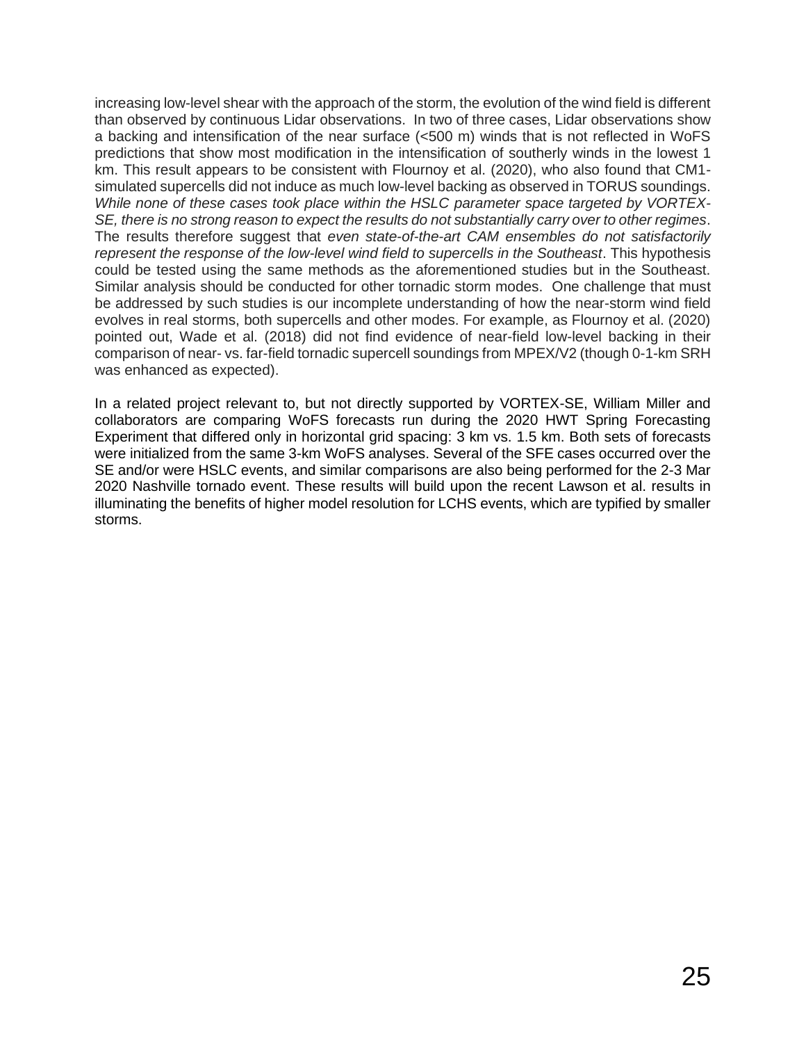increasing low-level shear with the approach of the storm, the evolution of the wind field is different than observed by continuous Lidar observations. In two of three cases, Lidar observations show a backing and intensification of the near surface (<500 m) winds that is not reflected in WoFS predictions that show most modification in the intensification of southerly winds in the lowest 1 km. This result appears to be consistent with Flournoy et al. (2020), who also found that CM1-simulated supercells did not induce as much low-level backing as observed in TORUS soundings. *While none of these cases took place within the HSLC parameter space targeted by VORTEX-SE, there is no strong reason to expect the results do not substantially carry over to other regimes*. The results therefore suggest that *even state-of-the-art CAM ensembles do not satisfactorily represent the response of the low-level wind field to supercells in the Southeast*. This hypothesis could be tested using the same methods as the aforementioned studies but in the Southeast. Similar analysis should be conducted for other tornadic storm modes. One challenge that must be addressed by such studies is our incomplete understanding of how the near-storm wind field evolves in real storms, both supercells and other modes. For example, as Flournoy et al. (2020) pointed out, Wade et al. (2018) did not find evidence of near-field low-level backing in their comparison of near- vs. far-field tornadic supercell soundings from MPEX/V2 (though 0-1-km SRH was enhanced as expected).

In a related project relevant to, but not directly supported by VORTEX-SE, William Miller and collaborators are comparing WoFS forecasts run during the 2020 HWT Spring Forecasting Experiment that differed only in horizontal grid spacing: 3 km vs. 1.5 km. Both sets of forecasts were initialized from the same 3-km WoFS analyses. Several of the SFE cases occurred over the SE and/or were HSLC events, and similar comparisons are also being performed for the 2-3 Mar 2020 Nashville tornado event. These results will build upon the recent Lawson et al. results in illuminating the benefits of higher model resolution for LCHS events, which are typified by smaller storms.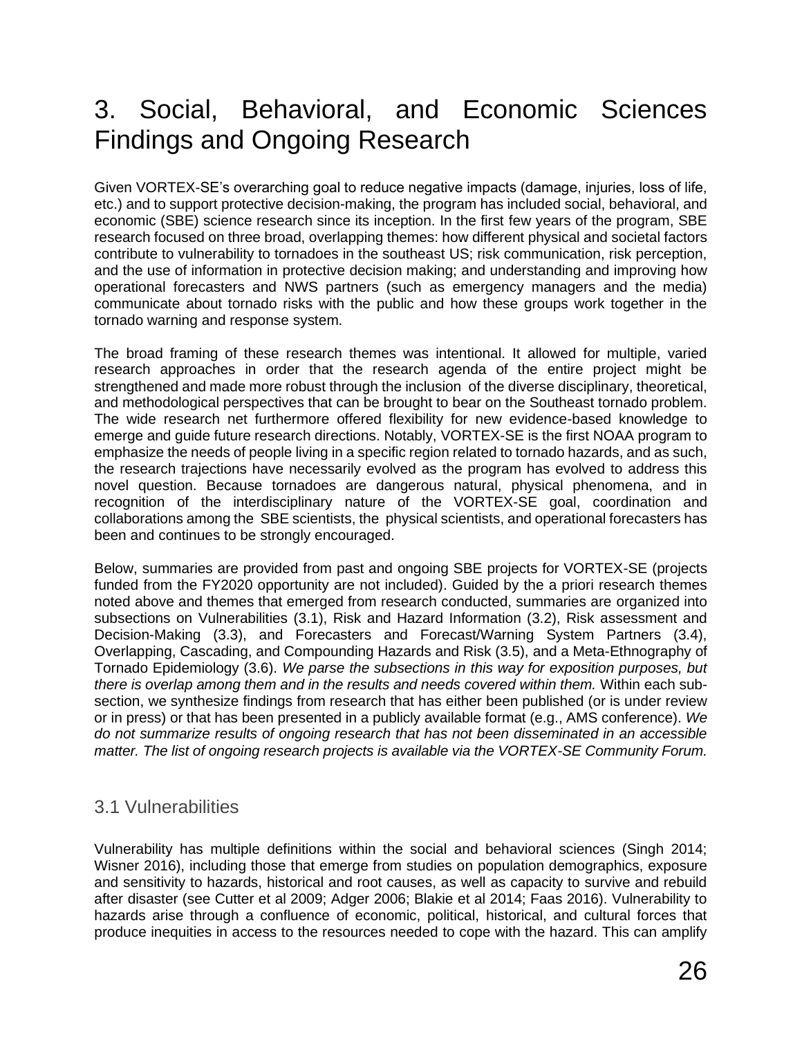# 3. Social, Behavioral, and Economic Sciences Findings and Ongoing Research

Given VORTEX-SE's overarching goal to reduce negative impacts (damage, injuries, loss of life, etc.) and to support protective decision-making, the program has included social, behavioral, and economic (SBE) science research since its inception. In the first few years of the program, SBE research focused on three broad, overlapping themes: how different physical and societal factors contribute to vulnerability to tornadoes in the southeast US; risk communication, risk perception, and the use of information in protective decision making; and understanding and improving how operational forecasters and NWS partners (such as emergency managers and the media) communicate about tornado risks with the public and how these groups work together in the tornado warning and response system.

The broad framing of these research themes was intentional. It allowed for multiple, varied research approaches in order that the research agenda of the entire project might be strengthened and made more robust through the inclusion of the diverse disciplinary, theoretical, and methodological perspectives that can be brought to bear on the Southeast tornado problem. The wide research net furthermore offered flexibility for new evidence-based knowledge to emerge and guide future research directions. Notably, VORTEX-SE is the first NOAA program to emphasize the needs of people living in a specific region related to tornado hazards, and as such, the research trajections have necessarily evolved as the program has evolved to address this novel question. Because tornadoes are dangerous natural, physical phenomena, and in recognition of the interdisciplinary nature of the VORTEX-SE goal, coordination and collaborations among the SBE scientists, the physical scientists, and operational forecasters has been and continues to be strongly encouraged.

Below, summaries are provided from past and ongoing SBE projects for VORTEX-SE (projects funded from the FY2020 opportunity are not included). Guided by the a priori research themes noted above and themes that emerged from research conducted, summaries are organized into subsections on Vulnerabilities (3.1), Risk and Hazard Information (3.2), Risk assessment and Decision-Making (3.3), and Forecasters and Forecast/Warning System Partners (3.4), Overlapping, Cascading, and Compounding Hazards and Risk (3.5), and a Meta-Ethnography of Tornado Epidemiology (3.6). *We parse the subsections in this way for exposition purposes, but there is overlap among them and in the results and needs covered within them.* Within each sub-section, we synthesize findings from research that has either been published (or is under review or in press) or that has been presented in a publicly available format (e.g., AMS conference). *We do not summarize results of ongoing research that has not been disseminated in an accessible matter. The list of ongoing research projects is available via the VORTEX-SE Community Forum.*

## 3.1 Vulnerabilities

Vulnerability has multiple definitions within the social and behavioral sciences (Singh 2014; Wisner 2016), including those that emerge from studies on population demographics, exposure and sensitivity to hazards, historical and root causes, as well as capacity to survive and rebuild after disaster (see Cutter et al 2009; Adger 2006; Blakie et al 2014; Faas 2016). Vulnerability to hazards arise through a confluence of economic, political, historical, and cultural forces that produce inequities in access to the resources needed to cope with the hazard. This can amplify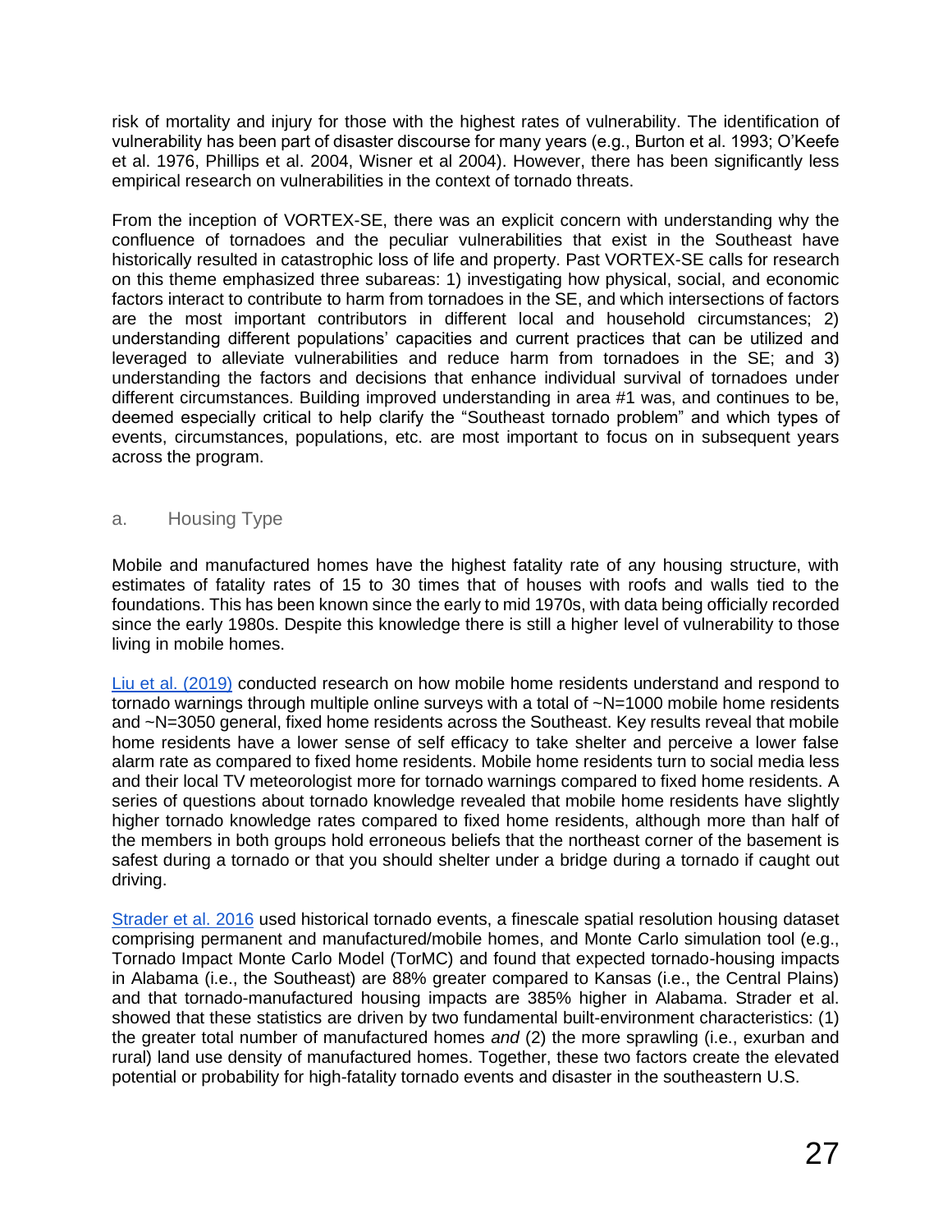risk of mortality and injury for those with the highest rates of vulnerability. The identification of vulnerability has been part of disaster discourse for many years (e.g., Burton et al. 1993; O'Keefe et al. 1976, Phillips et al. 2004, Wisner et al 2004). However, there has been significantly less empirical research on vulnerabilities in the context of tornado threats.

From the inception of VORTEX-SE, there was an explicit concern with understanding why the confluence of tornadoes and the peculiar vulnerabilities that exist in the Southeast have historically resulted in catastrophic loss of life and property. Past VORTEX-SE calls for research on this theme emphasized three subareas: 1) investigating how physical, social, and economic factors interact to contribute to harm from tornadoes in the SE, and which intersections of factors are the most important contributors in different local and household circumstances; 2) understanding different populations' capacities and current practices that can be utilized and leveraged to alleviate vulnerabilities and reduce harm from tornadoes in the SE; and 3) understanding the factors and decisions that enhance individual survival of tornadoes under different circumstances. Building improved understanding in area #1 was, and continues to be, deemed especially critical to help clarify the "Southeast tornado problem" and which types of events, circumstances, populations, etc. are most important to focus on in subsequent years across the program.

### a. Housing Type

Mobile and manufactured homes have the highest fatality rate of any housing structure, with estimates of fatality rates of 15 to 30 times that of houses with roofs and walls tied to the foundations. This has been known since the early to mid 1970s, with data being officially recorded since the early 1980s. Despite this knowledge there is still a higher level of vulnerability to those living in mobile homes.

Liu et al. (2019) conducted research on how mobile home residents understand and respond to tornado warnings through multiple online surveys with a total of ~N=1000 mobile home residents and ~N=3050 general, fixed home residents across the Southeast. Key results reveal that mobile home residents have a lower sense of self efficacy to take shelter and perceive a lower false alarm rate as compared to fixed home residents. Mobile home residents turn to social media less and their local TV meteorologist more for tornado warnings compared to fixed home residents. A series of questions about tornado knowledge revealed that mobile home residents have slightly higher tornado knowledge rates compared to fixed home residents, although more than half of the members in both groups hold erroneous beliefs that the northeast corner of the basement is safest during a tornado or that you should shelter under a bridge during a tornado if caught out driving.

Strader et al. 2016 used historical tornado events, a finescale spatial resolution housing dataset comprising permanent and manufactured/mobile homes, and Monte Carlo simulation tool (e.g., Tornado Impact Monte Carlo Model (TorMC) and found that expected tornado-housing impacts in Alabama (i.e., the Southeast) are 88% greater compared to Kansas (i.e., the Central Plains) and that tornado-manufactured housing impacts are 385% higher in Alabama. Strader et al. showed that these statistics are driven by two fundamental built-environment characteristics: (1) the greater total number of manufactured homes *and* (2) the more sprawling (i.e., exurban and rural) land use density of manufactured homes. Together, these two factors create the elevated potential or probability for high-fatality tornado events and disaster in the southeastern U.S.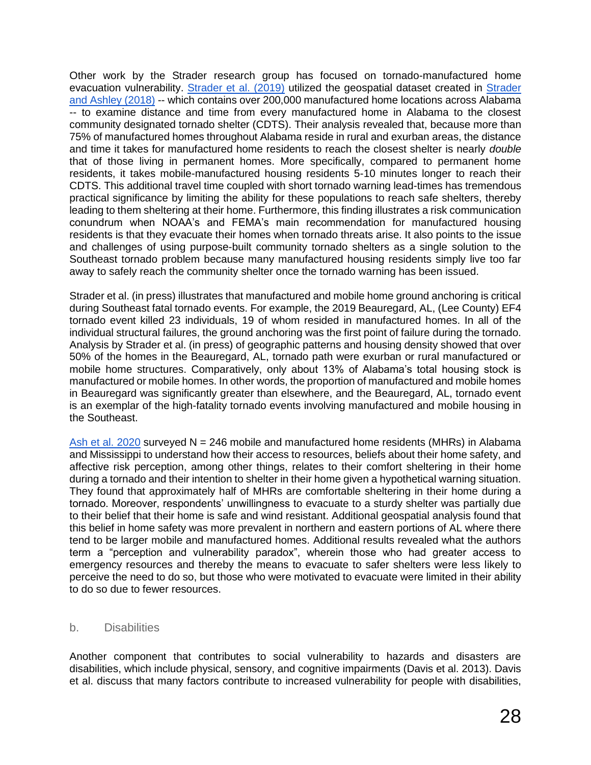Other work by the Strader research group has focused on tornado-manufactured home evacuation vulnerability. Strader et al. (2019) utilized the geospatial dataset created in Strader and Ashley (2018) -- which contains over 200,000 manufactured home locations across Alabama -- to examine distance and time from every manufactured home in Alabama to the closest community designated tornado shelter (CDTS). Their analysis revealed that, because more than 75% of manufactured homes throughout Alabama reside in rural and exurban areas, the distance and time it takes for manufactured home residents to reach the closest shelter is nearly *double* that of those living in permanent homes. More specifically, compared to permanent home residents, it takes mobile-manufactured housing residents 5-10 minutes longer to reach their CDTS. This additional travel time coupled with short tornado warning lead-times has tremendous practical significance by limiting the ability for these populations to reach safe shelters, thereby leading to them sheltering at their home. Furthermore, this finding illustrates a risk communication conundrum when NOAA's and FEMA's main recommendation for manufactured housing residents is that they evacuate their homes when tornado threats arise. It also points to the issue and challenges of using purpose-built community tornado shelters as a single solution to the Southeast tornado problem because many manufactured housing residents simply live too far away to safely reach the community shelter once the tornado warning has been issued.

Strader et al. (in press) illustrates that manufactured and mobile home ground anchoring is critical during Southeast fatal tornado events. For example, the 2019 Beauregard, AL, (Lee County) EF4 tornado event killed 23 individuals, 19 of whom resided in manufactured homes. In all of the individual structural failures, the ground anchoring was the first point of failure during the tornado. Analysis by Strader et al. (in press) of geographic patterns and housing density showed that over 50% of the homes in the Beauregard, AL, tornado path were exurban or rural manufactured or mobile home structures. Comparatively, only about 13% of Alabama's total housing stock is manufactured or mobile homes. In other words, the proportion of manufactured and mobile homes in Beauregard was significantly greater than elsewhere, and the Beauregard, AL, tornado event is an exemplar of the high-fatality tornado events involving manufactured and mobile housing in the Southeast.

Ash et al. 2020 surveyed N = 246 mobile and manufactured home residents (MHRs) in Alabama and Mississippi to understand how their access to resources, beliefs about their home safety, and affective risk perception, among other things, relates to their comfort sheltering in their home during a tornado and their intention to shelter in their home given a hypothetical warning situation. They found that approximately half of MHRs are comfortable sheltering in their home during a tornado. Moreover, respondents' unwillingness to evacuate to a sturdy shelter was partially due to their belief that their home is safe and wind resistant. Additional geospatial analysis found that this belief in home safety was more prevalent in northern and eastern portions of AL where there tend to be larger mobile and manufactured homes. Additional results revealed what the authors term a "perception and vulnerability paradox", wherein those who had greater access to emergency resources and thereby the means to evacuate to safer shelters were less likely to perceive the need to do so, but those who were motivated to evacuate were limited in their ability to do so due to fewer resources.

### b. Disabilities

Another component that contributes to social vulnerability to hazards and disasters are disabilities, which include physical, sensory, and cognitive impairments (Davis et al. 2013). Davis et al. discuss that many factors contribute to increased vulnerability for people with disabilities,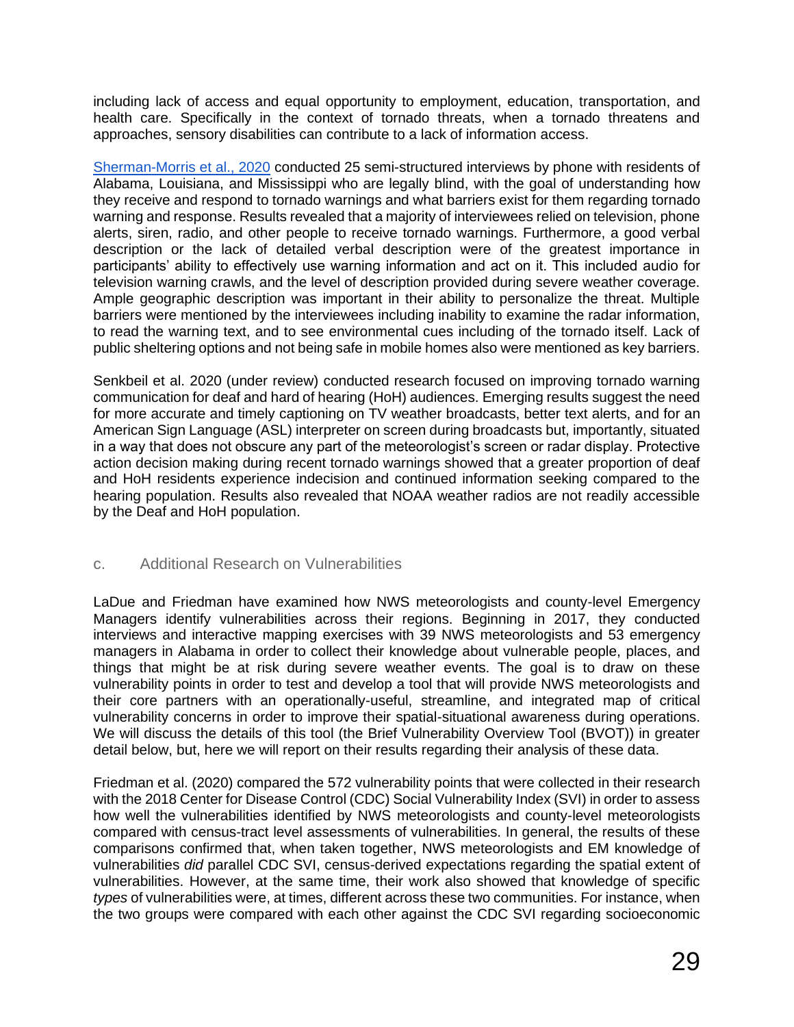including lack of access and equal opportunity to employment, education, transportation, and health care. Specifically in the context of tornado threats, when a tornado threatens and approaches, sensory disabilities can contribute to a lack of information access.

[Sherman-Morris et al., 2020](#) conducted 25 semi-structured interviews by phone with residents of Alabama, Louisiana, and Mississippi who are legally blind, with the goal of understanding how they receive and respond to tornado warnings and what barriers exist for them regarding tornado warning and response. Results revealed that a majority of interviewees relied on television, phone alerts, siren, radio, and other people to receive tornado warnings. Furthermore, a good verbal description or the lack of detailed verbal description were of the greatest importance in participants' ability to effectively use warning information and act on it. This included audio for television warning crawls, and the level of description provided during severe weather coverage. Ample geographic description was important in their ability to personalize the threat. Multiple barriers were mentioned by the interviewees including inability to examine the radar information, to read the warning text, and to see environmental cues including of the tornado itself. Lack of public sheltering options and not being safe in mobile homes also were mentioned as key barriers.

Senkbeil et al. 2020 (under review) conducted research focused on improving tornado warning communication for deaf and hard of hearing (HoH) audiences. Emerging results suggest the need for more accurate and timely captioning on TV weather broadcasts, better text alerts, and for an American Sign Language (ASL) interpreter on screen during broadcasts but, importantly, situated in a way that does not obscure any part of the meteorologist's screen or radar display. Protective action decision making during recent tornado warnings showed that a greater proportion of deaf and HoH residents experience indecision and continued information seeking compared to the hearing population. Results also revealed that NOAA weather radios are not readily accessible by the Deaf and HoH population.

### c. Additional Research on Vulnerabilities

LaDue and Friedman have examined how NWS meteorologists and county-level Emergency Managers identify vulnerabilities across their regions. Beginning in 2017, they conducted interviews and interactive mapping exercises with 39 NWS meteorologists and 53 emergency managers in Alabama in order to collect their knowledge about vulnerable people, places, and things that might be at risk during severe weather events. The goal is to draw on these vulnerability points in order to test and develop a tool that will provide NWS meteorologists and their core partners with an operationally-useful, streamline, and integrated map of critical vulnerability concerns in order to improve their spatial-situational awareness during operations. We will discuss the details of this tool (the Brief Vulnerability Overview Tool (BVOT)) in greater detail below, but, here we will report on their results regarding their analysis of these data.

Friedman et al. (2020) compared the 572 vulnerability points that were collected in their research with the 2018 Center for Disease Control (CDC) Social Vulnerability Index (SVI) in order to assess how well the vulnerabilities identified by NWS meteorologists and county-level meteorologists compared with census-tract level assessments of vulnerabilities. In general, the results of these comparisons confirmed that, when taken together, NWS meteorologists and EM knowledge of vulnerabilities *did* parallel CDC SVI, census-derived expectations regarding the spatial extent of vulnerabilities. However, at the same time, their work also showed that knowledge of specific *types* of vulnerabilities were, at times, different across these two communities. For instance, when the two groups were compared with each other against the CDC SVI regarding socioeconomic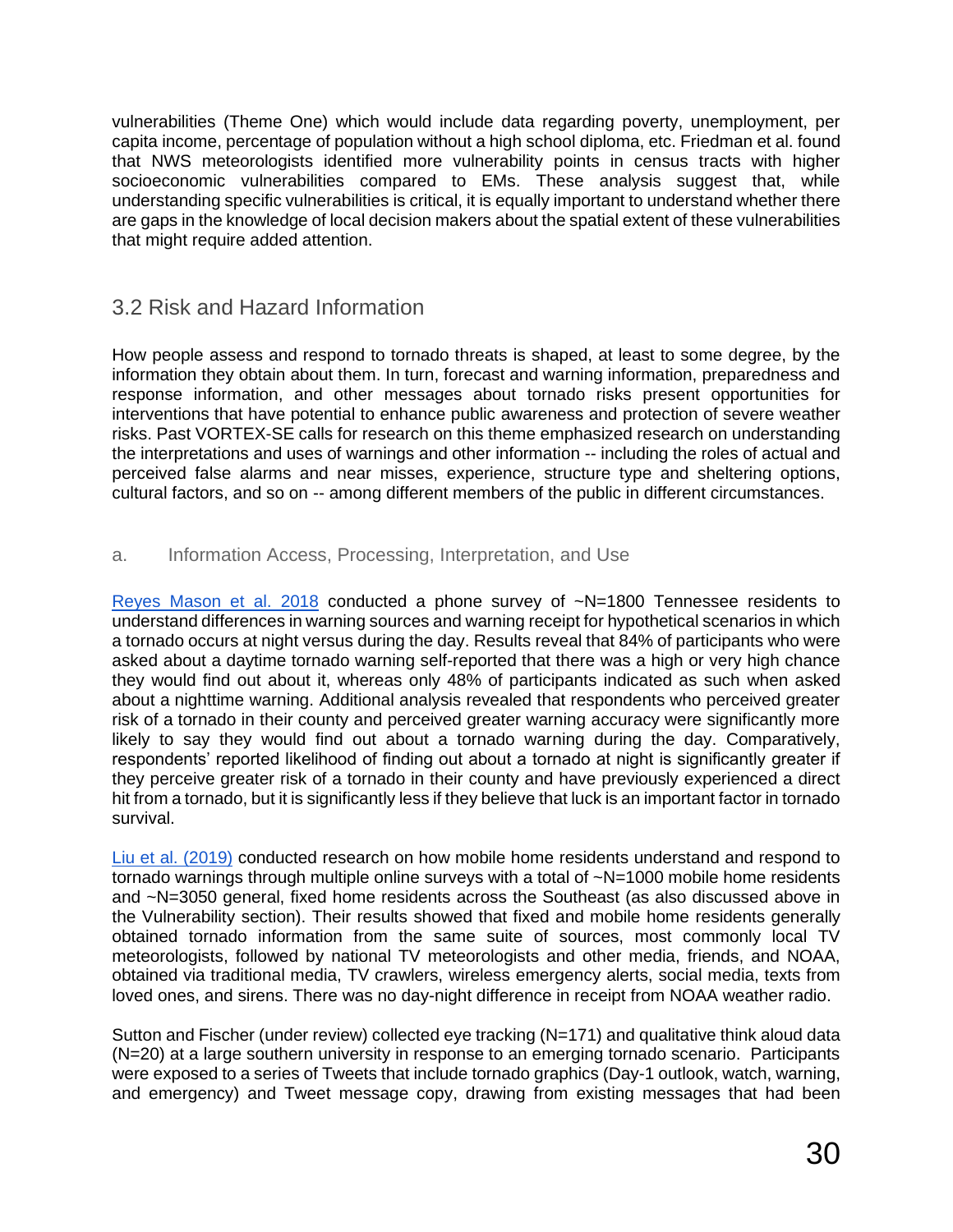vulnerabilities (Theme One) which would include data regarding poverty, unemployment, per capita income, percentage of population without a high school diploma, etc. Friedman et al. found that NWS meteorologists identified more vulnerability points in census tracts with higher socioeconomic vulnerabilities compared to EMs. These analysis suggest that, while understanding specific vulnerabilities is critical, it is equally important to understand whether there are gaps in the knowledge of local decision makers about the spatial extent of these vulnerabilities that might require added attention.

## 3.2 Risk and Hazard Information

How people assess and respond to tornado threats is shaped, at least to some degree, by the information they obtain about them. In turn, forecast and warning information, preparedness and response information, and other messages about tornado risks present opportunities for interventions that have potential to enhance public awareness and protection of severe weather risks. Past VORTEX-SE calls for research on this theme emphasized research on understanding the interpretations and uses of warnings and other information -- including the roles of actual and perceived false alarms and near misses, experience, structure type and sheltering options, cultural factors, and so on -- among different members of the public in different circumstances.

### a. Information Access, Processing, Interpretation, and Use

Reyes Mason et al. 2018 conducted a phone survey of ~N=1800 Tennessee residents to understand differences in warning sources and warning receipt for hypothetical scenarios in which a tornado occurs at night versus during the day. Results reveal that 84% of participants who were asked about a daytime tornado warning self-reported that there was a high or very high chance they would find out about it, whereas only 48% of participants indicated as such when asked about a nighttime warning. Additional analysis revealed that respondents who perceived greater risk of a tornado in their county and perceived greater warning accuracy were significantly more likely to say they would find out about a tornado warning during the day. Comparatively, respondents' reported likelihood of finding out about a tornado at night is significantly greater if they perceive greater risk of a tornado in their county and have previously experienced a direct hit from a tornado, but it is significantly less if they believe that luck is an important factor in tornado survival.

Liu et al. (2019) conducted research on how mobile home residents understand and respond to tornado warnings through multiple online surveys with a total of ~N=1000 mobile home residents and ~N=3050 general, fixed home residents across the Southeast (as also discussed above in the Vulnerability section). Their results showed that fixed and mobile home residents generally obtained tornado information from the same suite of sources, most commonly local TV meteorologists, followed by national TV meteorologists and other media, friends, and NOAA, obtained via traditional media, TV crawlers, wireless emergency alerts, social media, texts from loved ones, and sirens. There was no day-night difference in receipt from NOAA weather radio.

Sutton and Fischer (under review) collected eye tracking (N=171) and qualitative think aloud data (N=20) at a large southern university in response to an emerging tornado scenario. Participants were exposed to a series of Tweets that include tornado graphics (Day-1 outlook, watch, warning, and emergency) and Tweet message copy, drawing from existing messages that had been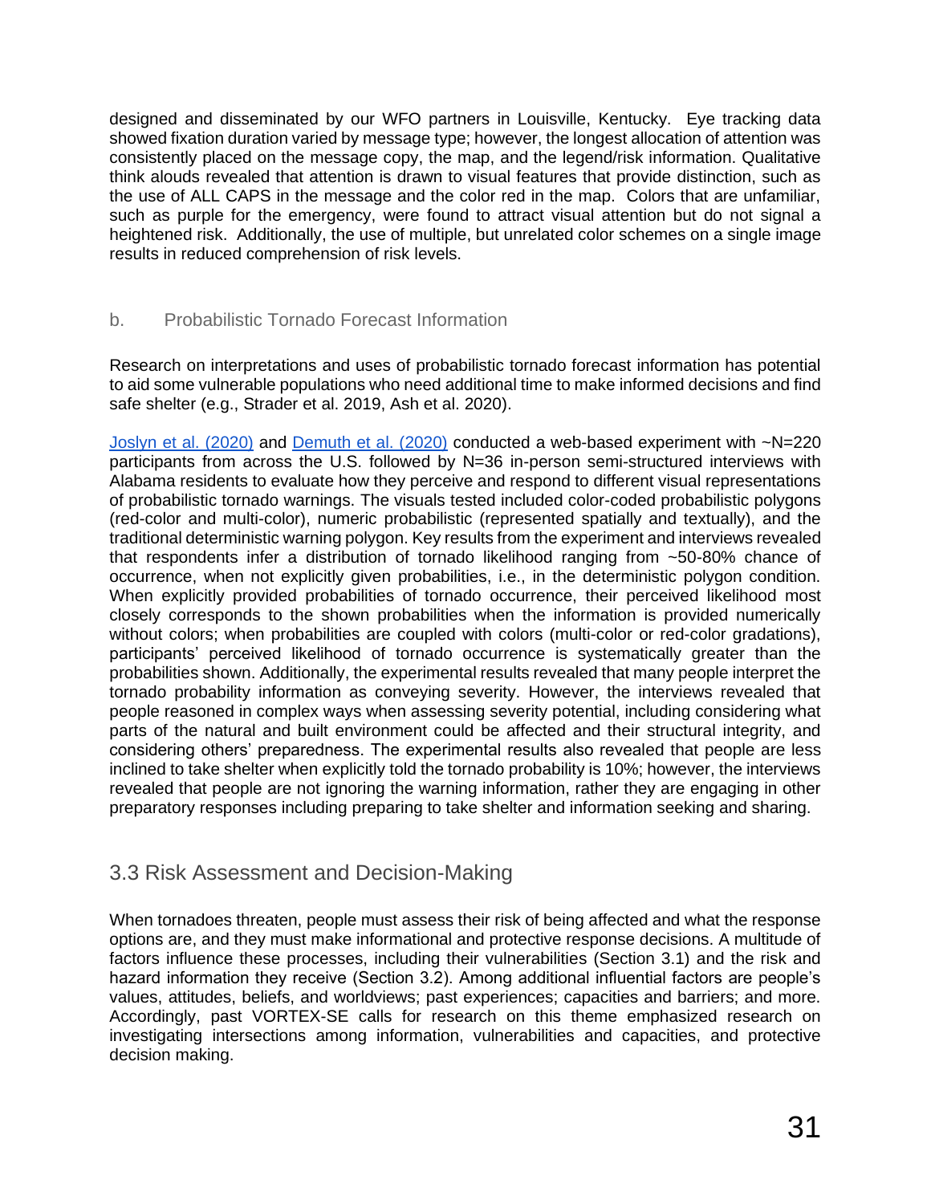designed and disseminated by our WFO partners in Louisville, Kentucky. Eye tracking data showed fixation duration varied by message type; however, the longest allocation of attention was consistently placed on the message copy, the map, and the legend/risk information. Qualitative think alouds revealed that attention is drawn to visual features that provide distinction, such as the use of ALL CAPS in the message and the color red in the map. Colors that are unfamiliar, such as purple for the emergency, were found to attract visual attention but do not signal a heightened risk. Additionally, the use of multiple, but unrelated color schemes on a single image results in reduced comprehension of risk levels.

### b. Probabilistic Tornado Forecast Information

Research on interpretations and uses of probabilistic tornado forecast information has potential to aid some vulnerable populations who need additional time to make informed decisions and find safe shelter (e.g., Strader et al. 2019, Ash et al. 2020).

Joslyn et al. (2020) and Demuth et al. (2020) conducted a web-based experiment with ~N=220 participants from across the U.S. followed by N=36 in-person semi-structured interviews with Alabama residents to evaluate how they perceive and respond to different visual representations of probabilistic tornado warnings. The visuals tested included color-coded probabilistic polygons (red-color and multi-color), numeric probabilistic (represented spatially and textually), and the traditional deterministic warning polygon. Key results from the experiment and interviews revealed that respondents infer a distribution of tornado likelihood ranging from ~50-80% chance of occurrence, when not explicitly given probabilities, i.e., in the deterministic polygon condition. When explicitly provided probabilities of tornado occurrence, their perceived likelihood most closely corresponds to the shown probabilities when the information is provided numerically without colors; when probabilities are coupled with colors (multi-color or red-color gradations), participants' perceived likelihood of tornado occurrence is systematically greater than the probabilities shown. Additionally, the experimental results revealed that many people interpret the tornado probability information as conveying severity. However, the interviews revealed that people reasoned in complex ways when assessing severity potential, including considering what parts of the natural and built environment could be affected and their structural integrity, and considering others' preparedness. The experimental results also revealed that people are less inclined to take shelter when explicitly told the tornado probability is 10%; however, the interviews revealed that people are not ignoring the warning information, rather they are engaging in other preparatory responses including preparing to take shelter and information seeking and sharing.

## 3.3 Risk Assessment and Decision-Making

When tornadoes threaten, people must assess their risk of being affected and what the response options are, and they must make informational and protective response decisions. A multitude of factors influence these processes, including their vulnerabilities (Section 3.1) and the risk and hazard information they receive (Section 3.2). Among additional influential factors are people's values, attitudes, beliefs, and worldviews; past experiences; capacities and barriers; and more. Accordingly, past VORTEX-SE calls for research on this theme emphasized research on investigating intersections among information, vulnerabilities and capacities, and protective decision making.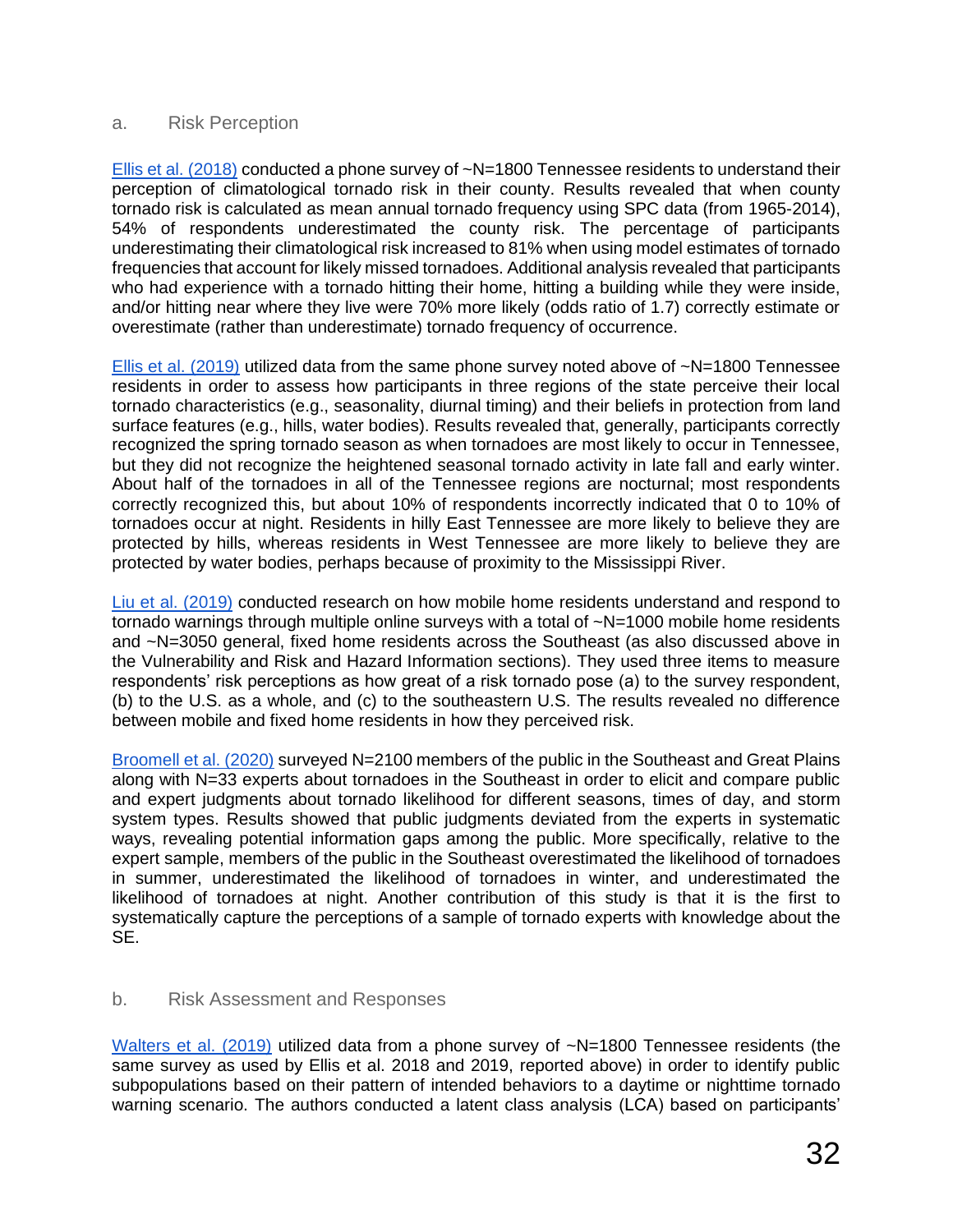### a. Risk Perception

Ellis et al. (2018) conducted a phone survey of ~N=1800 Tennessee residents to understand their perception of climatological tornado risk in their county. Results revealed that when county tornado risk is calculated as mean annual tornado frequency using SPC data (from 1965-2014), 54% of respondents underestimated the county risk. The percentage of participants underestimating their climatological risk increased to 81% when using model estimates of tornado frequencies that account for likely missed tornadoes. Additional analysis revealed that participants who had experience with a tornado hitting their home, hitting a building while they were inside, and/or hitting near where they live were 70% more likely (odds ratio of 1.7) correctly estimate or overestimate (rather than underestimate) tornado frequency of occurrence.

Ellis et al. (2019) utilized data from the same phone survey noted above of ~N=1800 Tennessee residents in order to assess how participants in three regions of the state perceive their local tornado characteristics (e.g., seasonality, diurnal timing) and their beliefs in protection from land surface features (e.g., hills, water bodies). Results revealed that, generally, participants correctly recognized the spring tornado season as when tornadoes are most likely to occur in Tennessee, but they did not recognize the heightened seasonal tornado activity in late fall and early winter. About half of the tornadoes in all of the Tennessee regions are nocturnal; most respondents correctly recognized this, but about 10% of respondents incorrectly indicated that 0 to 10% of tornadoes occur at night. Residents in hilly East Tennessee are more likely to believe they are protected by hills, whereas residents in West Tennessee are more likely to believe they are protected by water bodies, perhaps because of proximity to the Mississippi River.

Liu et al. (2019) conducted research on how mobile home residents understand and respond to tornado warnings through multiple online surveys with a total of ~N=1000 mobile home residents and ~N=3050 general, fixed home residents across the Southeast (as also discussed above in the Vulnerability and Risk and Hazard Information sections). They used three items to measure respondents' risk perceptions as how great of a risk tornado pose (a) to the survey respondent, (b) to the U.S. as a whole, and (c) to the southeastern U.S. The results revealed no difference between mobile and fixed home residents in how they perceived risk.

Broomell et al. (2020) surveyed N=2100 members of the public in the Southeast and Great Plains along with N=33 experts about tornadoes in the Southeast in order to elicit and compare public and expert judgments about tornado likelihood for different seasons, times of day, and storm system types. Results showed that public judgments deviated from the experts in systematic ways, revealing potential information gaps among the public. More specifically, relative to the expert sample, members of the public in the Southeast overestimated the likelihood of tornadoes in summer, underestimated the likelihood of tornadoes in winter, and underestimated the likelihood of tornadoes at night. Another contribution of this study is that it is the first to systematically capture the perceptions of a sample of tornado experts with knowledge about the SE.

### b. Risk Assessment and Responses

Walters et al. (2019) utilized data from a phone survey of ~N=1800 Tennessee residents (the same survey as used by Ellis et al. 2018 and 2019, reported above) in order to identify public subpopulations based on their pattern of intended behaviors to a daytime or nighttime tornado warning scenario. The authors conducted a latent class analysis (LCA) based on participants'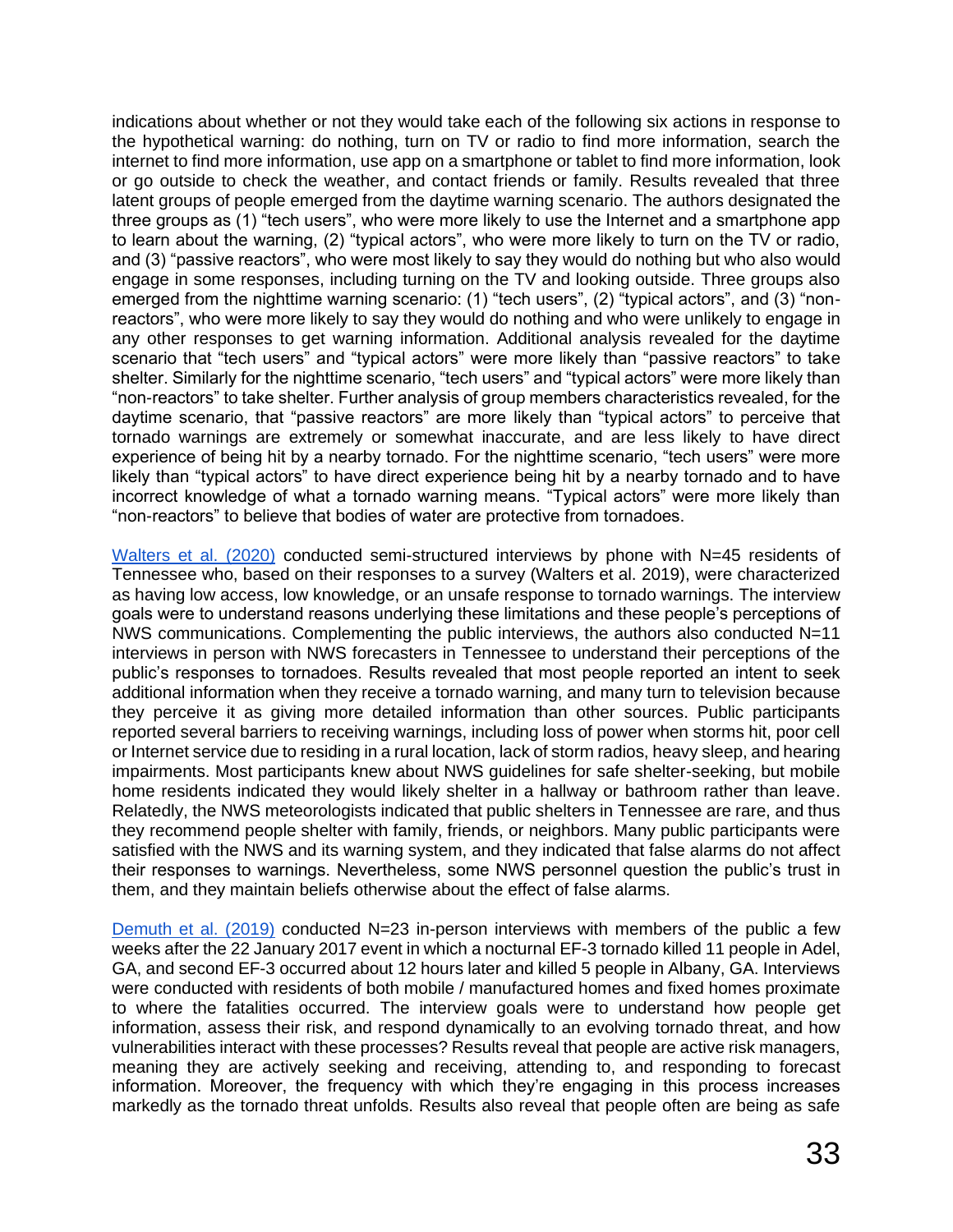indications about whether or not they would take each of the following six actions in response to the hypothetical warning: do nothing, turn on TV or radio to find more information, search the internet to find more information, use app on a smartphone or tablet to find more information, look or go outside to check the weather, and contact friends or family. Results revealed that three latent groups of people emerged from the daytime warning scenario. The authors designated the three groups as (1) "tech users", who were more likely to use the Internet and a smartphone app to learn about the warning, (2) "typical actors", who were more likely to turn on the TV or radio, and (3) "passive reactors", who were most likely to say they would do nothing but who also would engage in some responses, including turning on the TV and looking outside. Three groups also emerged from the nighttime warning scenario: (1) "tech users", (2) "typical actors", and (3) "non-reactors", who were more likely to say they would do nothing and who were unlikely to engage in any other responses to get warning information. Additional analysis revealed for the daytime scenario that "tech users" and "typical actors" were more likely than "passive reactors" to take shelter. Similarly for the nighttime scenario, "tech users" and "typical actors" were more likely than "non-reactors" to take shelter. Further analysis of group members characteristics revealed, for the daytime scenario, that "passive reactors" are more likely than "typical actors" to perceive that tornado warnings are extremely or somewhat inaccurate, and are less likely to have direct experience of being hit by a nearby tornado. For the nighttime scenario, "tech users" were more likely than "typical actors" to have direct experience being hit by a nearby tornado and to have incorrect knowledge of what a tornado warning means. "Typical actors" were more likely than "non-reactors" to believe that bodies of water are protective from tornadoes.

Walters et al. (2020) conducted semi-structured interviews by phone with N=45 residents of Tennessee who, based on their responses to a survey (Walters et al. 2019), were characterized as having low access, low knowledge, or an unsafe response to tornado warnings. The interview goals were to understand reasons underlying these limitations and these people's perceptions of NWS communications. Complementing the public interviews, the authors also conducted N=11 interviews in person with NWS forecasters in Tennessee to understand their perceptions of the public's responses to tornadoes. Results revealed that most people reported an intent to seek additional information when they receive a tornado warning, and many turn to television because they perceive it as giving more detailed information than other sources. Public participants reported several barriers to receiving warnings, including loss of power when storms hit, poor cell or Internet service due to residing in a rural location, lack of storm radios, heavy sleep, and hearing impairments. Most participants knew about NWS guidelines for safe shelter-seeking, but mobile home residents indicated they would likely shelter in a hallway or bathroom rather than leave. Relatedly, the NWS meteorologists indicated that public shelters in Tennessee are rare, and thus they recommend people shelter with family, friends, or neighbors. Many public participants were satisfied with the NWS and its warning system, and they indicated that false alarms do not affect their responses to warnings. Nevertheless, some NWS personnel question the public's trust in them, and they maintain beliefs otherwise about the effect of false alarms.

Demuth et al. (2019) conducted N=23 in-person interviews with members of the public a few weeks after the 22 January 2017 event in which a nocturnal EF-3 tornado killed 11 people in Adel, GA, and second EF-3 occurred about 12 hours later and killed 5 people in Albany, GA. Interviews were conducted with residents of both mobile / manufactured homes and fixed homes proximate to where the fatalities occurred. The interview goals were to understand how people get information, assess their risk, and respond dynamically to an evolving tornado threat, and how vulnerabilities interact with these processes? Results reveal that people are active risk managers, meaning they are actively seeking and receiving, attending to, and responding to forecast information. Moreover, the frequency with which they're engaging in this process increases markedly as the tornado threat unfolds. Results also reveal that people often are being as safe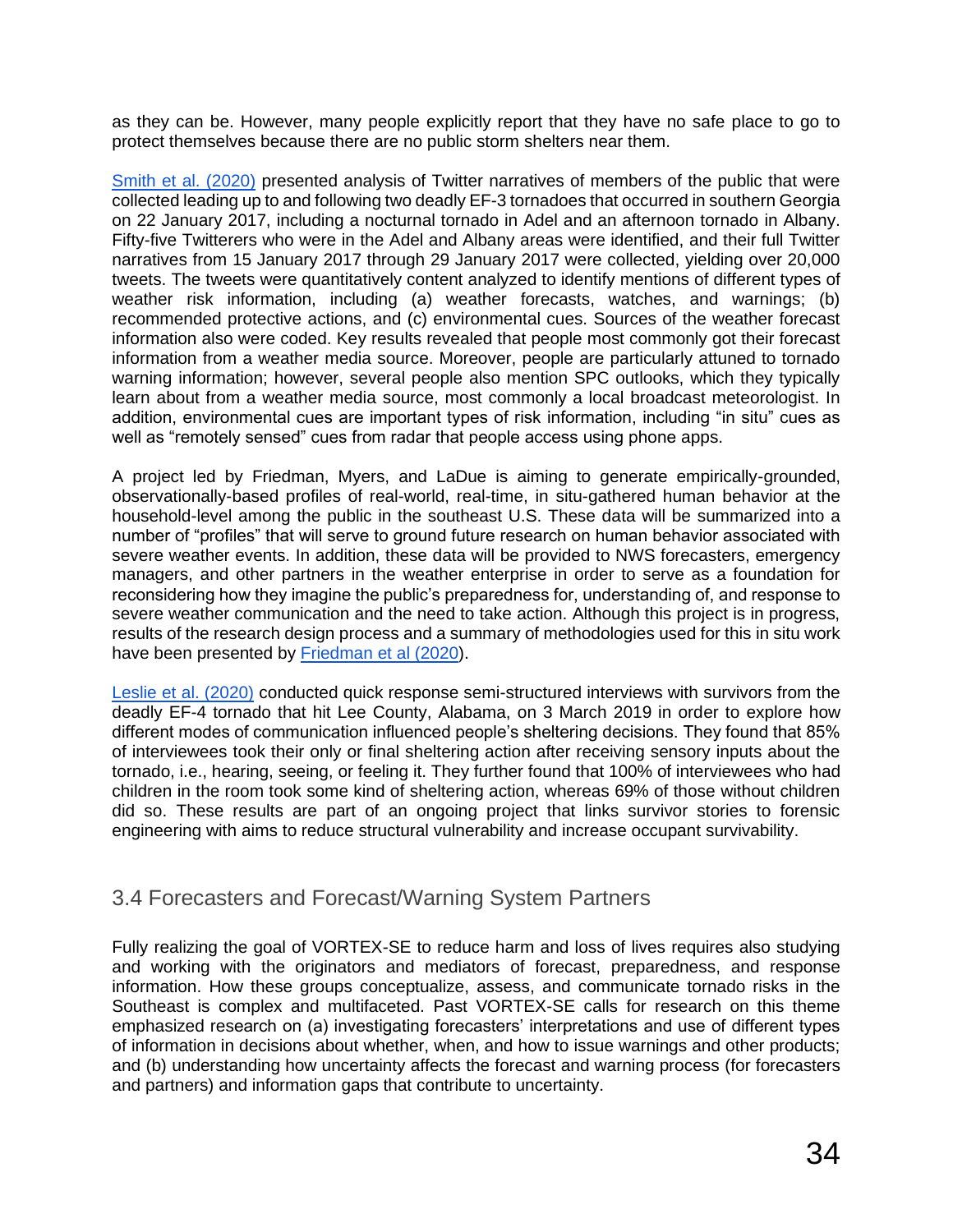as they can be. However, many people explicitly report that they have no safe place to go to protect themselves because there are no public storm shelters near them.

Smith et al. (2020) presented analysis of Twitter narratives of members of the public that were collected leading up to and following two deadly EF-3 tornadoes that occurred in southern Georgia on 22 January 2017, including a nocturnal tornado in Adel and an afternoon tornado in Albany. Fifty-five Twitterers who were in the Adel and Albany areas were identified, and their full Twitter narratives from 15 January 2017 through 29 January 2017 were collected, yielding over 20,000 tweets. The tweets were quantitatively content analyzed to identify mentions of different types of weather risk information, including (a) weather forecasts, watches, and warnings; (b) recommended protective actions, and (c) environmental cues. Sources of the weather forecast information also were coded. Key results revealed that people most commonly got their forecast information from a weather media source. Moreover, people are particularly attuned to tornado warning information; however, several people also mention SPC outlooks, which they typically learn about from a weather media source, most commonly a local broadcast meteorologist. In addition, environmental cues are important types of risk information, including "in situ" cues as well as "remotely sensed" cues from radar that people access using phone apps.

A project led by Friedman, Myers, and LaDue is aiming to generate empirically-grounded, observationally-based profiles of real-world, real-time, in situ-gathered human behavior at the household-level among the public in the southeast U.S. These data will be summarized into a number of "profiles" that will serve to ground future research on human behavior associated with severe weather events. In addition, these data will be provided to NWS forecasters, emergency managers, and other partners in the weather enterprise in order to serve as a foundation for reconsidering how they imagine the public's preparedness for, understanding of, and response to severe weather communication and the need to take action. Although this project is in progress, results of the research design process and a summary of methodologies used for this in situ work have been presented by Friedman et al (2020).

Leslie et al. (2020) conducted quick response semi-structured interviews with survivors from the deadly EF-4 tornado that hit Lee County, Alabama, on 3 March 2019 in order to explore how different modes of communication influenced people's sheltering decisions. They found that 85% of interviewees took their only or final sheltering action after receiving sensory inputs about the tornado, i.e., hearing, seeing, or feeling it. They further found that 100% of interviewees who had children in the room took some kind of sheltering action, whereas 69% of those without children did so. These results are part of an ongoing project that links survivor stories to forensic engineering with aims to reduce structural vulnerability and increase occupant survivability.

## 3.4 Forecasters and Forecast/Warning System Partners

Fully realizing the goal of VORTEX-SE to reduce harm and loss of lives requires also studying and working with the originators and mediators of forecast, preparedness, and response information. How these groups conceptualize, assess, and communicate tornado risks in the Southeast is complex and multifaceted. Past VORTEX-SE calls for research on this theme emphasized research on (a) investigating forecasters' interpretations and use of different types of information in decisions about whether, when, and how to issue warnings and other products; and (b) understanding how uncertainty affects the forecast and warning process (for forecasters and partners) and information gaps that contribute to uncertainty.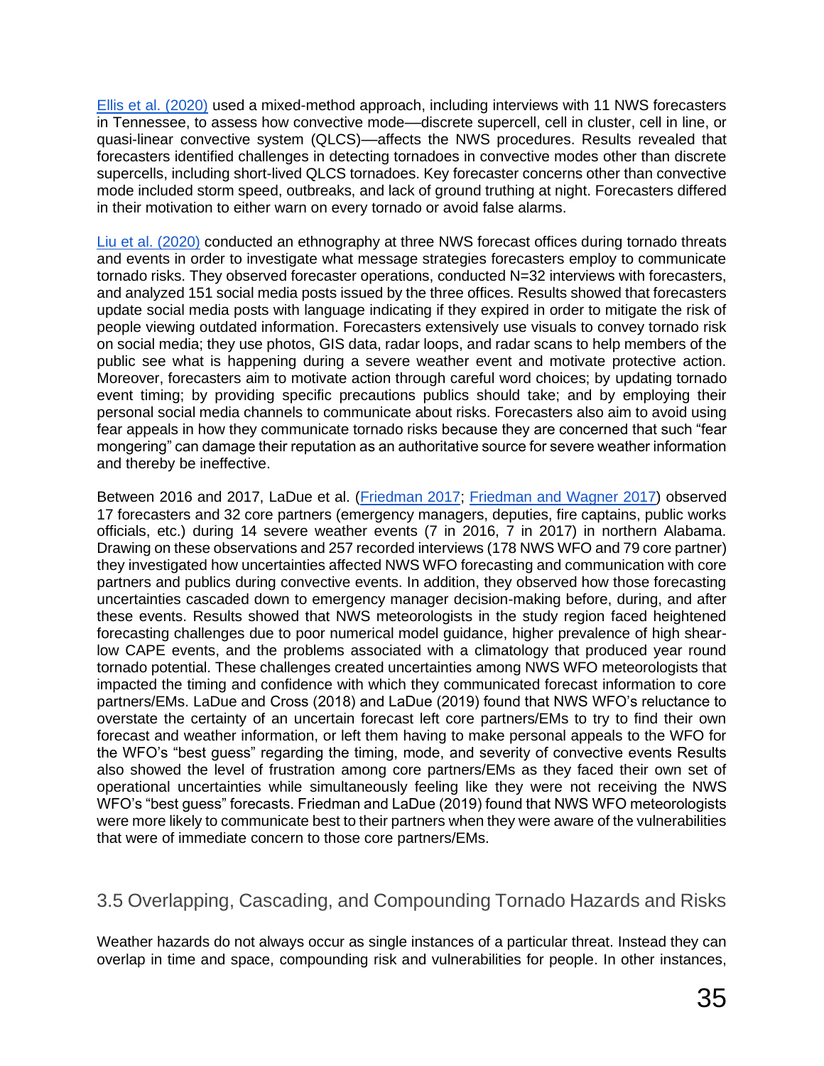Ellis et al. (2020) used a mixed-method approach, including interviews with 11 NWS forecasters in Tennessee, to assess how convective mode—discrete supercell, cell in cluster, cell in line, or quasi-linear convective system (QLCS)—affects the NWS procedures. Results revealed that forecasters identified challenges in detecting tornadoes in convective modes other than discrete supercells, including short-lived QLCS tornadoes. Key forecaster concerns other than convective mode included storm speed, outbreaks, and lack of ground truthing at night. Forecasters differed in their motivation to either warn on every tornado or avoid false alarms.

Liu et al. (2020) conducted an ethnography at three NWS forecast offices during tornado threats and events in order to investigate what message strategies forecasters employ to communicate tornado risks. They observed forecaster operations, conducted N=32 interviews with forecasters, and analyzed 151 social media posts issued by the three offices. Results showed that forecasters update social media posts with language indicating if they expired in order to mitigate the risk of people viewing outdated information. Forecasters extensively use visuals to convey tornado risk on social media; they use photos, GIS data, radar loops, and radar scans to help members of the public see what is happening during a severe weather event and motivate protective action. Moreover, forecasters aim to motivate action through careful word choices; by updating tornado event timing; by providing specific precautions publics should take; and by employing their personal social media channels to communicate about risks. Forecasters also aim to avoid using fear appeals in how they communicate tornado risks because they are concerned that such "fear mongering" can damage their reputation as an authoritative source for severe weather information and thereby be ineffective.

Between 2016 and 2017, LaDue et al. (Friedman 2017; Friedman and Wagner 2017) observed 17 forecasters and 32 core partners (emergency managers, deputies, fire captains, public works officials, etc.) during 14 severe weather events (7 in 2016, 7 in 2017) in northern Alabama. Drawing on these observations and 257 recorded interviews (178 NWS WFO and 79 core partner) they investigated how uncertainties affected NWS WFO forecasting and communication with core partners and publics during convective events. In addition, they observed how those forecasting uncertainties cascaded down to emergency manager decision-making before, during, and after these events. Results showed that NWS meteorologists in the study region faced heightened forecasting challenges due to poor numerical model guidance, higher prevalence of high shear-low CAPE events, and the problems associated with a climatology that produced year round tornado potential. These challenges created uncertainties among NWS WFO meteorologists that impacted the timing and confidence with which they communicated forecast information to core partners/EMs. LaDue and Cross (2018) and LaDue (2019) found that NWS WFO's reluctance to overstate the certainty of an uncertain forecast left core partners/EMs to try to find their own forecast and weather information, or left them having to make personal appeals to the WFO for the WFO's "best guess" regarding the timing, mode, and severity of convective events Results also showed the level of frustration among core partners/EMs as they faced their own set of operational uncertainties while simultaneously feeling like they were not receiving the NWS WFO's "best guess" forecasts. Friedman and LaDue (2019) found that NWS WFO meteorologists were more likely to communicate best to their partners when they were aware of the vulnerabilities that were of immediate concern to those core partners/EMs.

## 3.5 Overlapping, Cascading, and Compounding Tornado Hazards and Risks

Weather hazards do not always occur as single instances of a particular threat. Instead they can overlap in time and space, compounding risk and vulnerabilities for people. In other instances,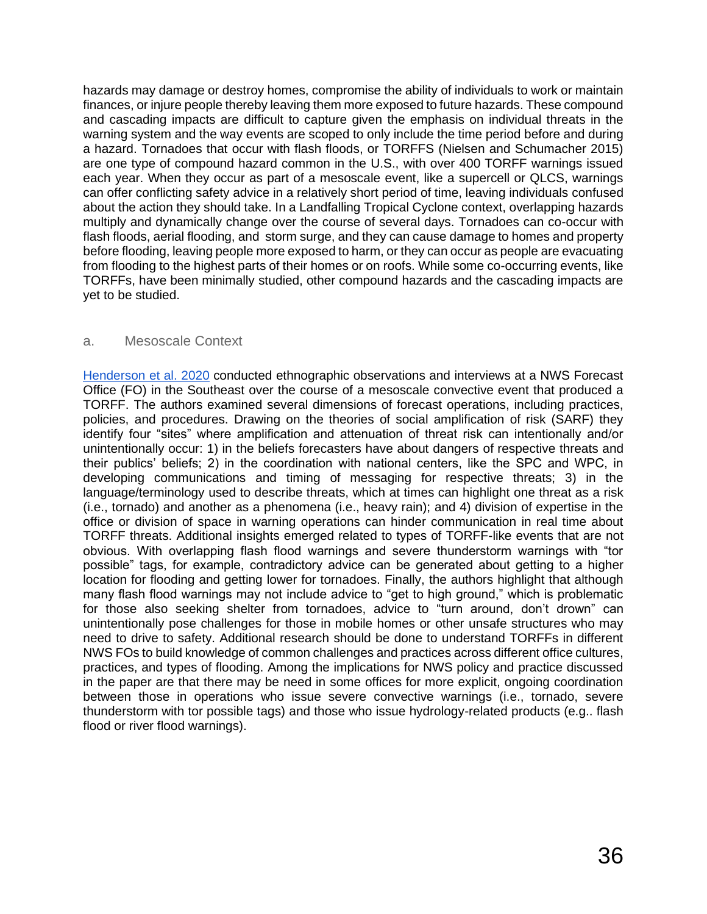hazards may damage or destroy homes, compromise the ability of individuals to work or maintain finances, or injure people thereby leaving them more exposed to future hazards. These compound and cascading impacts are difficult to capture given the emphasis on individual threats in the warning system and the way events are scoped to only include the time period before and during a hazard. Tornadoes that occur with flash floods, or TORFFS (Nielsen and Schumacher 2015) are one type of compound hazard common in the U.S., with over 400 TORFF warnings issued each year. When they occur as part of a mesoscale event, like a supercell or QLCS, warnings can offer conflicting safety advice in a relatively short period of time, leaving individuals confused about the action they should take. In a Landfalling Tropical Cyclone context, overlapping hazards multiply and dynamically change over the course of several days. Tornadoes can co-occur with flash floods, aerial flooding, and storm surge, and they can cause damage to homes and property before flooding, leaving people more exposed to harm, or they can occur as people are evacuating from flooding to the highest parts of their homes or on roofs. While some co-occurring events, like TORFFs, have been minimally studied, other compound hazards and the cascading impacts are yet to be studied.

### a. Mesoscale Context

[Henderson et al. 2020](#) conducted ethnographic observations and interviews at a NWS Forecast Office (FO) in the Southeast over the course of a mesoscale convective event that produced a TORFF. The authors examined several dimensions of forecast operations, including practices, policies, and procedures. Drawing on the theories of social amplification of risk (SARF) they identify four "sites" where amplification and attenuation of threat risk can intentionally and/or unintentionally occur: 1) in the beliefs forecasters have about dangers of respective threats and their publics' beliefs; 2) in the coordination with national centers, like the SPC and WPC, in developing communications and timing of messaging for respective threats; 3) in the language/terminology used to describe threats, which at times can highlight one threat as a risk (i.e., tornado) and another as a phenomena (i.e., heavy rain); and 4) division of expertise in the office or division of space in warning operations can hinder communication in real time about TORFF threats. Additional insights emerged related to types of TORFF-like events that are not obvious. With overlapping flash flood warnings and severe thunderstorm warnings with "tor possible" tags, for example, contradictory advice can be generated about getting to a higher location for flooding and getting lower for tornadoes. Finally, the authors highlight that although many flash flood warnings may not include advice to "get to high ground," which is problematic for those also seeking shelter from tornadoes, advice to "turn around, don't drown" can unintentionally pose challenges for those in mobile homes or other unsafe structures who may need to drive to safety. Additional research should be done to understand TORFFs in different NWS FOs to build knowledge of common challenges and practices across different office cultures, practices, and types of flooding. Among the implications for NWS policy and practice discussed in the paper are that there may be need in some offices for more explicit, ongoing coordination between those in operations who issue severe convective warnings (i.e., tornado, severe thunderstorm with tor possible tags) and those who issue hydrology-related products (e.g.. flash flood or river flood warnings).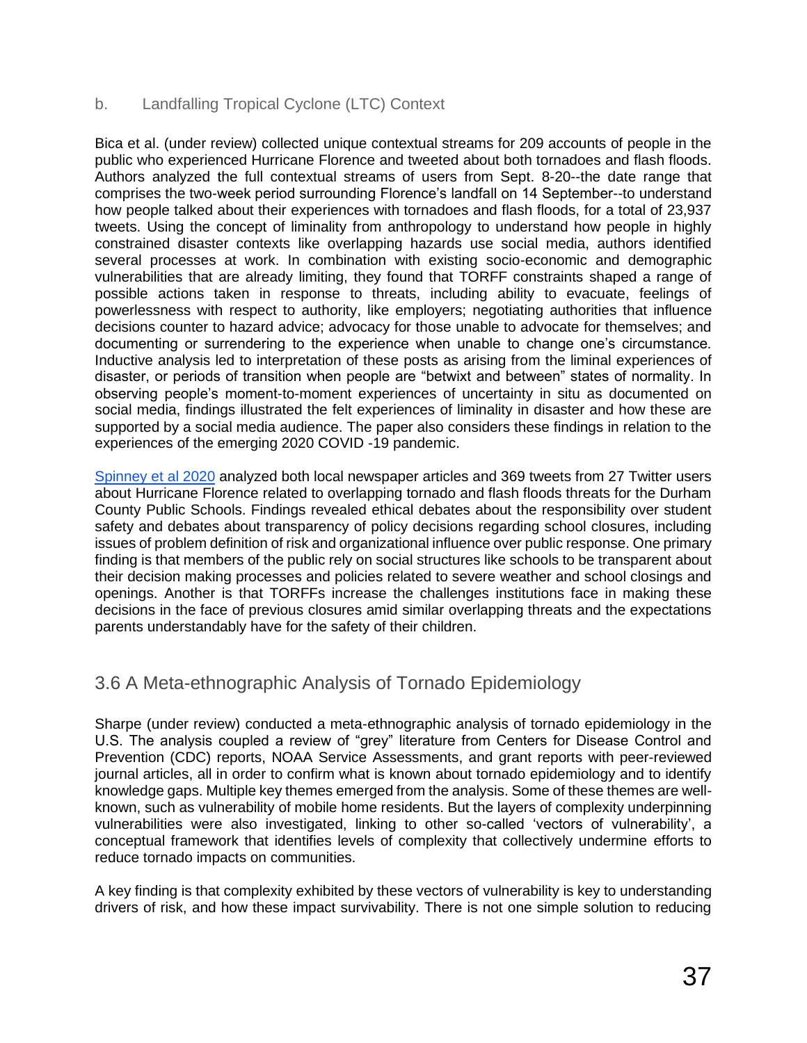### b. Landfalling Tropical Cyclone (LTC) Context

Bica et al. (under review) collected unique contextual streams for 209 accounts of people in the public who experienced Hurricane Florence and tweeted about both tornadoes and flash floods. Authors analyzed the full contextual streams of users from Sept. 8-20--the date range that comprises the two-week period surrounding Florence's landfall on 14 September--to understand how people talked about their experiences with tornadoes and flash floods, for a total of 23,937 tweets. Using the concept of liminality from anthropology to understand how people in highly constrained disaster contexts like overlapping hazards use social media, authors identified several processes at work. In combination with existing socio-economic and demographic vulnerabilities that are already limiting, they found that TORFF constraints shaped a range of possible actions taken in response to threats, including ability to evacuate, feelings of powerlessness with respect to authority, like employers; negotiating authorities that influence decisions counter to hazard advice; advocacy for those unable to advocate for themselves; and documenting or surrendering to the experience when unable to change one's circumstance. Inductive analysis led to interpretation of these posts as arising from the liminal experiences of disaster, or periods of transition when people are "betwixt and between" states of normality. In observing people's moment-to-moment experiences of uncertainty in situ as documented on social media, findings illustrated the felt experiences of liminality in disaster and how these are supported by a social media audience. The paper also considers these findings in relation to the experiences of the emerging 2020 COVID -19 pandemic.

[Spinney et al 2020](#) analyzed both local newspaper articles and 369 tweets from 27 Twitter users about Hurricane Florence related to overlapping tornado and flash floods threats for the Durham County Public Schools. Findings revealed ethical debates about the responsibility over student safety and debates about transparency of policy decisions regarding school closures, including issues of problem definition of risk and organizational influence over public response. One primary finding is that members of the public rely on social structures like schools to be transparent about their decision making processes and policies related to severe weather and school closings and openings. Another is that TORFFs increase the challenges institutions face in making these decisions in the face of previous closures amid similar overlapping threats and the expectations parents understandably have for the safety of their children.

## 3.6 A Meta-ethnographic Analysis of Tornado Epidemiology

Sharpe (under review) conducted a meta-ethnographic analysis of tornado epidemiology in the U.S. The analysis coupled a review of "grey" literature from Centers for Disease Control and Prevention (CDC) reports, NOAA Service Assessments, and grant reports with peer-reviewed journal articles, all in order to confirm what is known about tornado epidemiology and to identify knowledge gaps. Multiple key themes emerged from the analysis. Some of these themes are well-known, such as vulnerability of mobile home residents. But the layers of complexity underpinning vulnerabilities were also investigated, linking to other so-called 'vectors of vulnerability', a conceptual framework that identifies levels of complexity that collectively undermine efforts to reduce tornado impacts on communities.

A key finding is that complexity exhibited by these vectors of vulnerability is key to understanding drivers of risk, and how these impact survivability. There is not one simple solution to reducing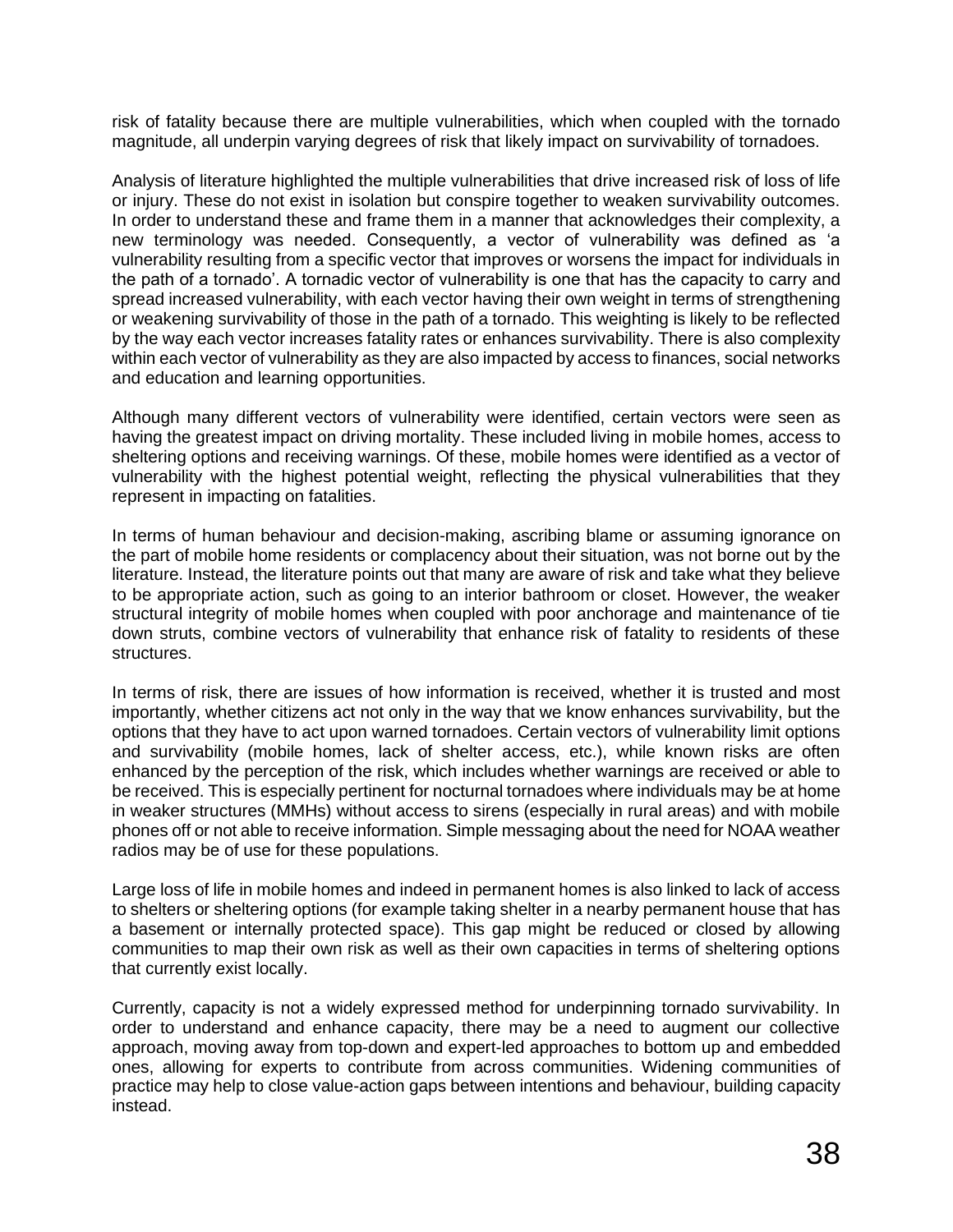risk of fatality because there are multiple vulnerabilities, which when coupled with the tornado magnitude, all underpin varying degrees of risk that likely impact on survivability of tornadoes.

Analysis of literature highlighted the multiple vulnerabilities that drive increased risk of loss of life or injury. These do not exist in isolation but conspire together to weaken survivability outcomes. In order to understand these and frame them in a manner that acknowledges their complexity, a new terminology was needed. Consequently, a vector of vulnerability was defined as 'a vulnerability resulting from a specific vector that improves or worsens the impact for individuals in the path of a tornado'. A tornadic vector of vulnerability is one that has the capacity to carry and spread increased vulnerability, with each vector having their own weight in terms of strengthening or weakening survivability of those in the path of a tornado. This weighting is likely to be reflected by the way each vector increases fatality rates or enhances survivability. There is also complexity within each vector of vulnerability as they are also impacted by access to finances, social networks and education and learning opportunities.

Although many different vectors of vulnerability were identified, certain vectors were seen as having the greatest impact on driving mortality. These included living in mobile homes, access to sheltering options and receiving warnings. Of these, mobile homes were identified as a vector of vulnerability with the highest potential weight, reflecting the physical vulnerabilities that they represent in impacting on fatalities.

In terms of human behaviour and decision-making, ascribing blame or assuming ignorance on the part of mobile home residents or complacency about their situation, was not borne out by the literature. Instead, the literature points out that many are aware of risk and take what they believe to be appropriate action, such as going to an interior bathroom or closet. However, the weaker structural integrity of mobile homes when coupled with poor anchorage and maintenance of tie down struts, combine vectors of vulnerability that enhance risk of fatality to residents of these structures.

In terms of risk, there are issues of how information is received, whether it is trusted and most importantly, whether citizens act not only in the way that we know enhances survivability, but the options that they have to act upon warned tornadoes. Certain vectors of vulnerability limit options and survivability (mobile homes, lack of shelter access, etc.), while known risks are often enhanced by the perception of the risk, which includes whether warnings are received or able to be received. This is especially pertinent for nocturnal tornadoes where individuals may be at home in weaker structures (MMHs) without access to sirens (especially in rural areas) and with mobile phones off or not able to receive information. Simple messaging about the need for NOAA weather radios may be of use for these populations.

Large loss of life in mobile homes and indeed in permanent homes is also linked to lack of access to shelters or sheltering options (for example taking shelter in a nearby permanent house that has a basement or internally protected space). This gap might be reduced or closed by allowing communities to map their own risk as well as their own capacities in terms of sheltering options that currently exist locally.

Currently, capacity is not a widely expressed method for underpinning tornado survivability. In order to understand and enhance capacity, there may be a need to augment our collective approach, moving away from top-down and expert-led approaches to bottom up and embedded ones, allowing for experts to contribute from across communities. Widening communities of practice may help to close value-action gaps between intentions and behaviour, building capacity instead.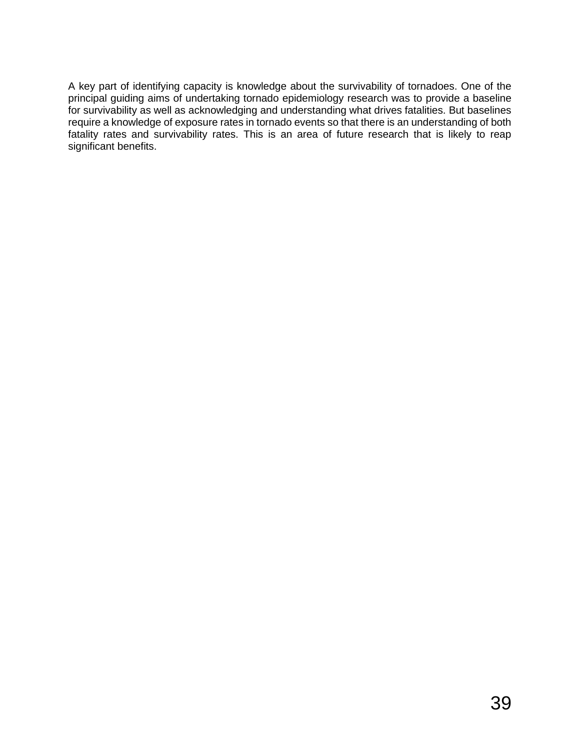A key part of identifying capacity is knowledge about the survivability of tornadoes. One of the principal guiding aims of undertaking tornado epidemiology research was to provide a baseline for survivability as well as acknowledging and understanding what drives fatalities. But baselines require a knowledge of exposure rates in tornado events so that there is an understanding of both fatality rates and survivability rates. This is an area of future research that is likely to reap significant benefits.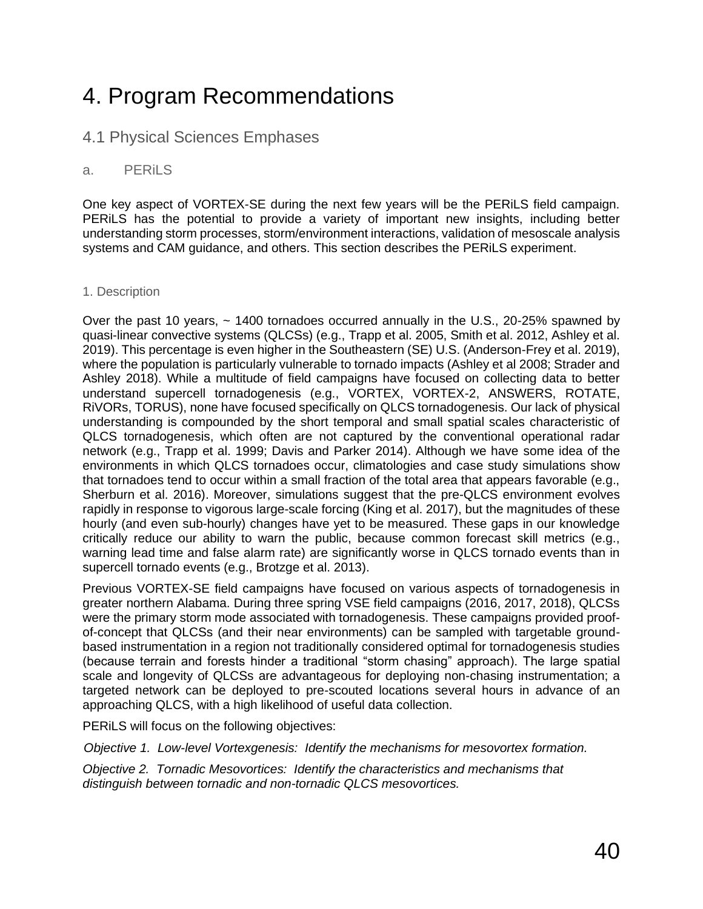# 4. Program Recommendations

## 4.1 Physical Sciences Emphases

### a. PERiLS

One key aspect of VORTEX-SE during the next few years will be the PERiLS field campaign. PERiLS has the potential to provide a variety of important new insights, including better understanding storm processes, storm/environment interactions, validation of mesoscale analysis systems and CAM guidance, and others. This section describes the PERiLS experiment.

#### 1. Description

Over the past 10 years, ~ 1400 tornadoes occurred annually in the U.S., 20-25% spawned by quasi-linear convective systems (QLCSs) (e.g., Trapp et al. 2005, Smith et al. 2012, Ashley et al. 2019). This percentage is even higher in the Southeastern (SE) U.S. (Anderson-Frey et al. 2019), where the population is particularly vulnerable to tornado impacts (Ashley et al 2008; Strader and Ashley 2018). While a multitude of field campaigns have focused on collecting data to better understand supercell tornadogenesis (e.g., VORTEX, VORTEX-2, ANSWERS, ROTATE, RiVORs, TORUS), none have focused specifically on QLCS tornadogenesis. Our lack of physical understanding is compounded by the short temporal and small spatial scales characteristic of QLCS tornadogenesis, which often are not captured by the conventional operational radar network (e.g., Trapp et al. 1999; Davis and Parker 2014). Although we have some idea of the environments in which QLCS tornadoes occur, climatologies and case study simulations show that tornadoes tend to occur within a small fraction of the total area that appears favorable (e.g., Sherburn et al. 2016). Moreover, simulations suggest that the pre-QLCS environment evolves rapidly in response to vigorous large-scale forcing (King et al. 2017), but the magnitudes of these hourly (and even sub-hourly) changes have yet to be measured. These gaps in our knowledge critically reduce our ability to warn the public, because common forecast skill metrics (e.g., warning lead time and false alarm rate) are significantly worse in QLCS tornado events than in supercell tornado events (e.g., Brotzge et al. 2013).

Previous VORTEX-SE field campaigns have focused on various aspects of tornadogenesis in greater northern Alabama. During three spring VSE field campaigns (2016, 2017, 2018), QLCSs were the primary storm mode associated with tornadogenesis. These campaigns provided proof-of-concept that QLCSs (and their near environments) can be sampled with targetable ground-based instrumentation in a region not traditionally considered optimal for tornadogenesis studies (because terrain and forests hinder a traditional "storm chasing" approach). The large spatial scale and longevity of QLCSs are advantageous for deploying non-chasing instrumentation; a targeted network can be deployed to pre-scouted locations several hours in advance of an approaching QLCS, with a high likelihood of useful data collection.

PERiLS will focus on the following objectives:

*Objective 1. Low-level Vortexgenesis: Identify the mechanisms for mesovortex formation.*

*Objective 2. Tornadic Mesovortices: Identify the characteristics and mechanisms that distinguish between tornadic and non-tornadic QLCS mesovortices.*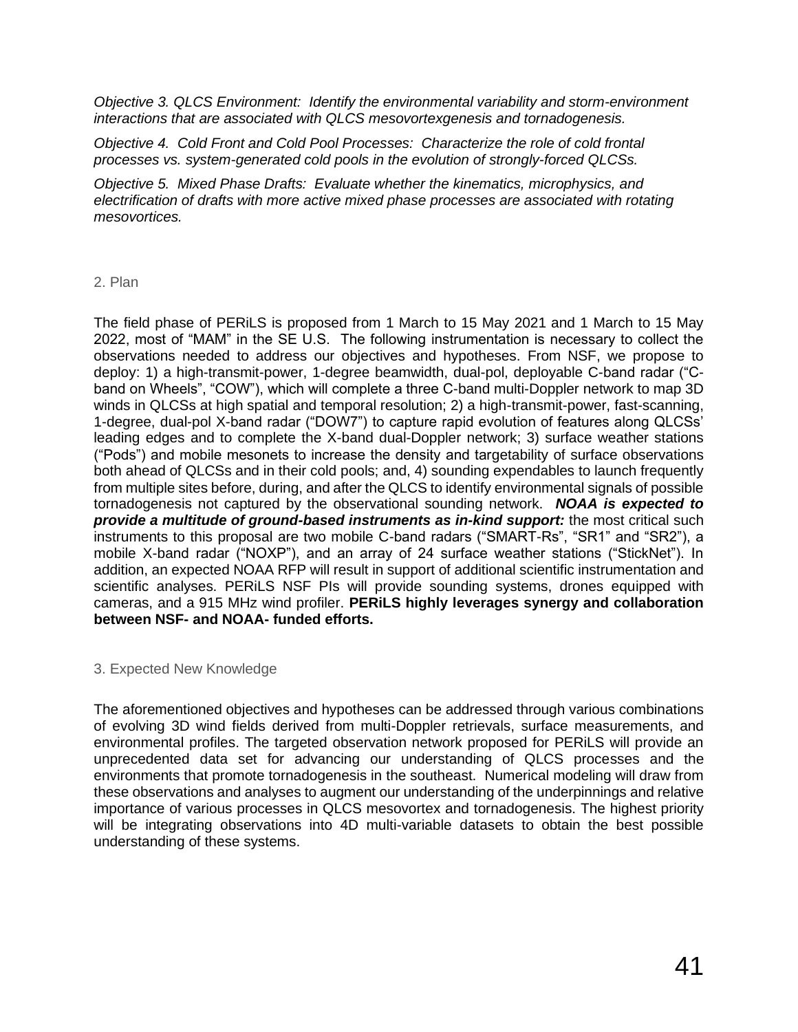*Objective 3. QLCS Environment: Identify the environmental variability and storm-environment interactions that are associated with QLCS mesovortexgenesis and tornadogenesis.*

*Objective 4. Cold Front and Cold Pool Processes: Characterize the role of cold frontal processes vs. system-generated cold pools in the evolution of strongly-forced QLCSs.*

*Objective 5. Mixed Phase Drafts: Evaluate whether the kinematics, microphysics, and electrification of drafts with more active mixed phase processes are associated with rotating mesovortices.*

## 2. Plan

The field phase of PERiLS is proposed from 1 March to 15 May 2021 and 1 March to 15 May 2022, most of "MAM" in the SE U.S. The following instrumentation is necessary to collect the observations needed to address our objectives and hypotheses. From NSF, we propose to deploy: 1) a high-transmit-power, 1-degree beamwidth, dual-pol, deployable C-band radar ("C-band on Wheels", "COW"), which will complete a three C-band multi-Doppler network to map 3D winds in QLCSs at high spatial and temporal resolution; 2) a high-transmit-power, fast-scanning, 1-degree, dual-pol X-band radar ("DOW7") to capture rapid evolution of features along QLCSs' leading edges and to complete the X-band dual-Doppler network; 3) surface weather stations ("Pods") and mobile mesonets to increase the density and targetability of surface observations both ahead of QLCSs and in their cold pools; and, 4) sounding expendables to launch frequently from multiple sites before, during, and after the QLCS to identify environmental signals of possible tornadogenesis not captured by the observational sounding network. ***NOAA is expected to provide a multitude of ground-based instruments as in-kind support:*** the most critical such instruments to this proposal are two mobile C-band radars ("SMART-Rs", "SR1" and "SR2"), a mobile X-band radar ("NOXP"), and an array of 24 surface weather stations ("StickNet"). In addition, an expected NOAA RFP will result in support of additional scientific instrumentation and scientific analyses. PERiLS NSF PIs will provide sounding systems, drones equipped with cameras, and a 915 MHz wind profiler. **PERiLS highly leverages synergy and collaboration between NSF- and NOAA- funded efforts.**

## 3. Expected New Knowledge

The aforementioned objectives and hypotheses can be addressed through various combinations of evolving 3D wind fields derived from multi-Doppler retrievals, surface measurements, and environmental profiles. The targeted observation network proposed for PERiLS will provide an unprecedented data set for advancing our understanding of QLCS processes and the environments that promote tornadogenesis in the southeast. Numerical modeling will draw from these observations and analyses to augment our understanding of the underpinnings and relative importance of various processes in QLCS mesovortex and tornadogenesis. The highest priority will be integrating observations into 4D multi-variable datasets to obtain the best possible understanding of these systems.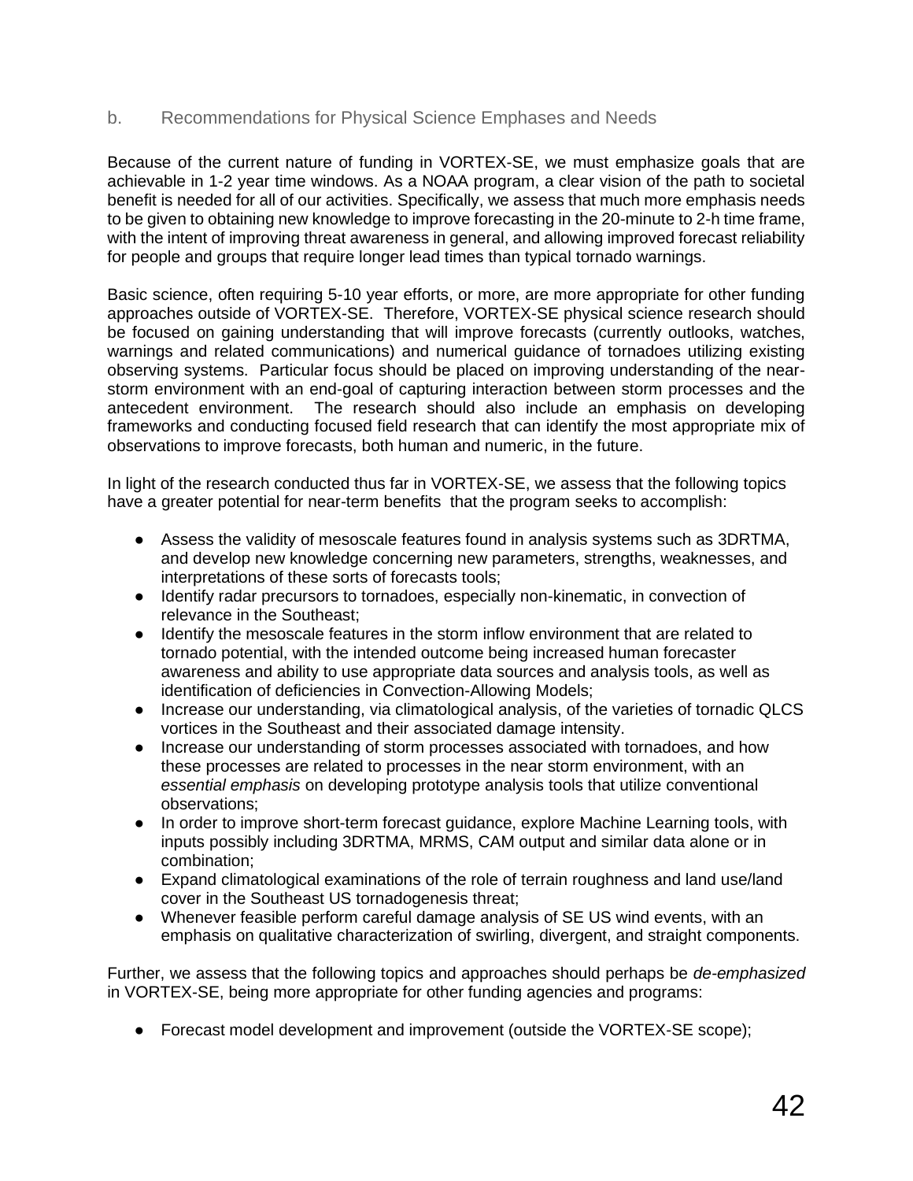### b. Recommendations for Physical Science Emphases and Needs

Because of the current nature of funding in VORTEX-SE, we must emphasize goals that are achievable in 1-2 year time windows. As a NOAA program, a clear vision of the path to societal benefit is needed for all of our activities. Specifically, we assess that much more emphasis needs to be given to obtaining new knowledge to improve forecasting in the 20-minute to 2-h time frame, with the intent of improving threat awareness in general, and allowing improved forecast reliability for people and groups that require longer lead times than typical tornado warnings.

Basic science, often requiring 5-10 year efforts, or more, are more appropriate for other funding approaches outside of VORTEX-SE. Therefore, VORTEX-SE physical science research should be focused on gaining understanding that will improve forecasts (currently outlooks, watches, warnings and related communications) and numerical guidance of tornadoes utilizing existing observing systems. Particular focus should be placed on improving understanding of the near-storm environment with an end-goal of capturing interaction between storm processes and the antecedent environment. The research should also include an emphasis on developing frameworks and conducting focused field research that can identify the most appropriate mix of observations to improve forecasts, both human and numeric, in the future.

In light of the research conducted thus far in VORTEX-SE, we assess that the following topics have a greater potential for near-term benefits that the program seeks to accomplish:

- Assess the validity of mesoscale features found in analysis systems such as 3DRTMA, and develop new knowledge concerning new parameters, strengths, weaknesses, and interpretations of these sorts of forecasts tools;
- Identify radar precursors to tornadoes, especially non-kinematic, in convection of relevance in the Southeast;
- Identify the mesoscale features in the storm inflow environment that are related to tornado potential, with the intended outcome being increased human forecaster awareness and ability to use appropriate data sources and analysis tools, as well as identification of deficiencies in Convection-Allowing Models;
- Increase our understanding, via climatological analysis, of the varieties of tornadic QLCS vortices in the Southeast and their associated damage intensity.
- Increase our understanding of storm processes associated with tornadoes, and how these processes are related to processes in the near storm environment, with an *essential emphasis* on developing prototype analysis tools that utilize conventional observations;
- In order to improve short-term forecast guidance, explore Machine Learning tools, with inputs possibly including 3DRTMA, MRMS, CAM output and similar data alone or in combination;
- Expand climatological examinations of the role of terrain roughness and land use/land cover in the Southeast US tornadogenesis threat;
- Whenever feasible perform careful damage analysis of SE US wind events, with an emphasis on qualitative characterization of swirling, divergent, and straight components.

Further, we assess that the following topics and approaches should perhaps be *de-emphasized* in VORTEX-SE, being more appropriate for other funding agencies and programs:

- Forecast model development and improvement (outside the VORTEX-SE scope);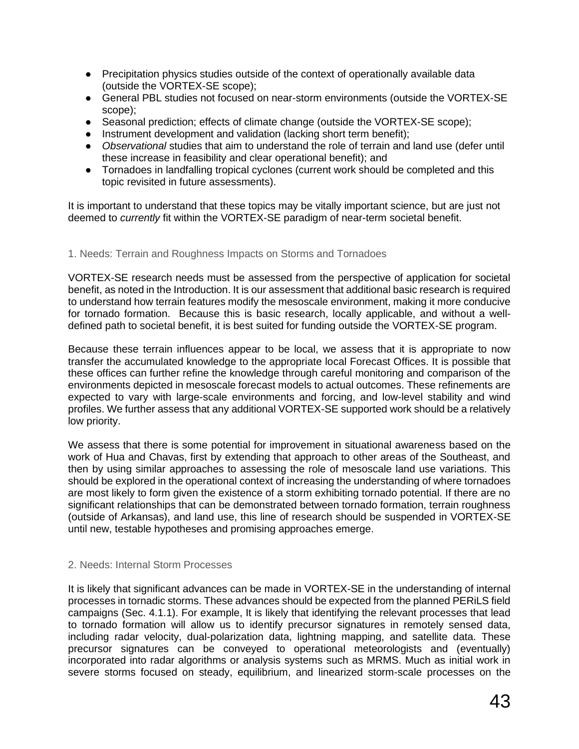- Precipitation physics studies outside of the context of operationally available data (outside the VORTEX-SE scope);
- General PBL studies not focused on near-storm environments (outside the VORTEX-SE scope);
- Seasonal prediction; effects of climate change (outside the VORTEX-SE scope);
- Instrument development and validation (lacking short term benefit);
- *Observational* studies that aim to understand the role of terrain and land use (defer until these increase in feasibility and clear operational benefit); and
- Tornadoes in landfalling tropical cyclones (current work should be completed and this topic revisited in future assessments).

It is important to understand that these topics may be vitally important science, but are just not deemed to *currently* fit within the VORTEX-SE paradigm of near-term societal benefit.

### 1. Needs: Terrain and Roughness Impacts on Storms and Tornadoes

VORTEX-SE research needs must be assessed from the perspective of application for societal benefit, as noted in the Introduction. It is our assessment that additional basic research is required to understand how terrain features modify the mesoscale environment, making it more conducive for tornado formation. Because this is basic research, locally applicable, and without a well-defined path to societal benefit, it is best suited for funding outside the VORTEX-SE program.

Because these terrain influences appear to be local, we assess that it is appropriate to now transfer the accumulated knowledge to the appropriate local Forecast Offices. It is possible that these offices can further refine the knowledge through careful monitoring and comparison of the environments depicted in mesoscale forecast models to actual outcomes. These refinements are expected to vary with large-scale environments and forcing, and low-level stability and wind profiles. We further assess that any additional VORTEX-SE supported work should be a relatively low priority.

We assess that there is some potential for improvement in situational awareness based on the work of Hua and Chavas, first by extending that approach to other areas of the Southeast, and then by using similar approaches to assessing the role of mesoscale land use variations. This should be explored in the operational context of increasing the understanding of where tornadoes are most likely to form given the existence of a storm exhibiting tornado potential. If there are no significant relationships that can be demonstrated between tornado formation, terrain roughness (outside of Arkansas), and land use, this line of research should be suspended in VORTEX-SE until new, testable hypotheses and promising approaches emerge.

### 2. Needs: Internal Storm Processes

It is likely that significant advances can be made in VORTEX-SE in the understanding of internal processes in tornadic storms. These advances should be expected from the planned PERiLS field campaigns (Sec. 4.1.1). For example, It is likely that identifying the relevant processes that lead to tornado formation will allow us to identify precursor signatures in remotely sensed data, including radar velocity, dual-polarization data, lightning mapping, and satellite data. These precursor signatures can be conveyed to operational meteorologists and (eventually) incorporated into radar algorithms or analysis systems such as MRMS. Much as initial work in severe storms focused on steady, equilibrium, and linearized storm-scale processes on the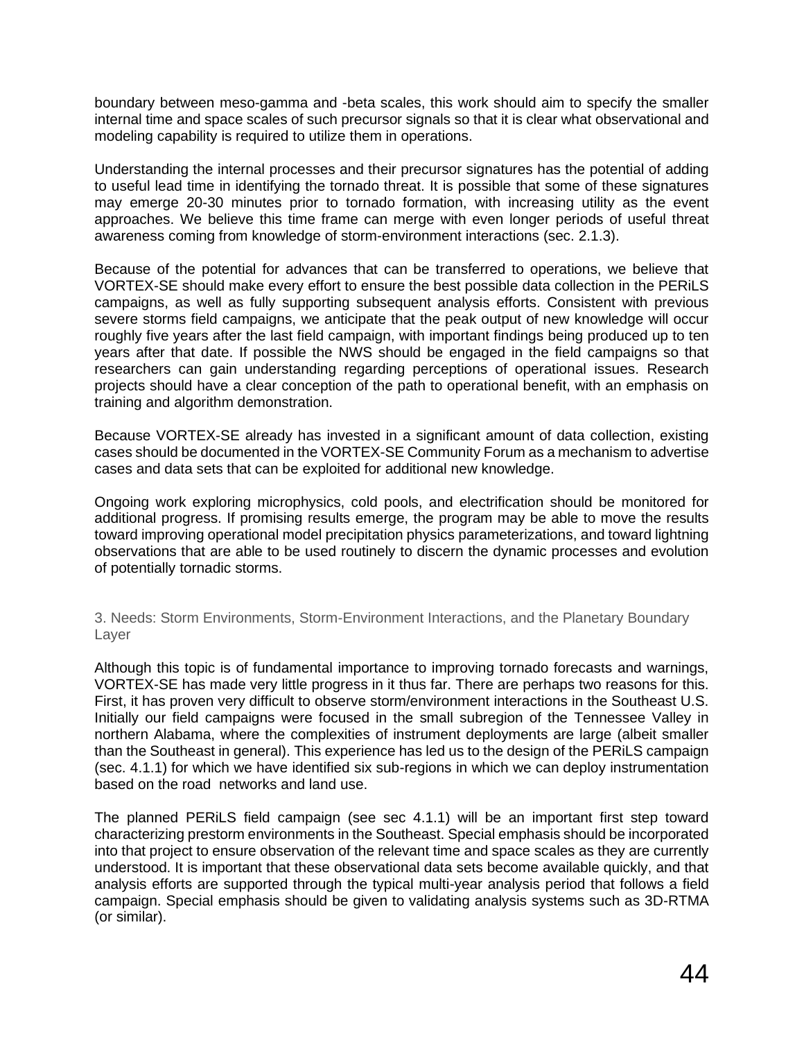boundary between meso-gamma and -beta scales, this work should aim to specify the smaller internal time and space scales of such precursor signals so that it is clear what observational and modeling capability is required to utilize them in operations.

Understanding the internal processes and their precursor signatures has the potential of adding to useful lead time in identifying the tornado threat. It is possible that some of these signatures may emerge 20-30 minutes prior to tornado formation, with increasing utility as the event approaches. We believe this time frame can merge with even longer periods of useful threat awareness coming from knowledge of storm-environment interactions (sec. 2.1.3).

Because of the potential for advances that can be transferred to operations, we believe that VORTEX-SE should make every effort to ensure the best possible data collection in the PERiLS campaigns, as well as fully supporting subsequent analysis efforts. Consistent with previous severe storms field campaigns, we anticipate that the peak output of new knowledge will occur roughly five years after the last field campaign, with important findings being produced up to ten years after that date. If possible the NWS should be engaged in the field campaigns so that researchers can gain understanding regarding perceptions of operational issues. Research projects should have a clear conception of the path to operational benefit, with an emphasis on training and algorithm demonstration.

Because VORTEX-SE already has invested in a significant amount of data collection, existing cases should be documented in the VORTEX-SE Community Forum as a mechanism to advertise cases and data sets that can be exploited for additional new knowledge.

Ongoing work exploring microphysics, cold pools, and electrification should be monitored for additional progress. If promising results emerge, the program may be able to move the results toward improving operational model precipitation physics parameterizations, and toward lightning observations that are able to be used routinely to discern the dynamic processes and evolution of potentially tornadic storms.

## 3. Needs: Storm Environments, Storm-Environment Interactions, and the Planetary Boundary Layer

Although this topic is of fundamental importance to improving tornado forecasts and warnings, VORTEX-SE has made very little progress in it thus far. There are perhaps two reasons for this. First, it has proven very difficult to observe storm/environment interactions in the Southeast U.S. Initially our field campaigns were focused in the small subregion of the Tennessee Valley in northern Alabama, where the complexities of instrument deployments are large (albeit smaller than the Southeast in general). This experience has led us to the design of the PERiLS campaign (sec. 4.1.1) for which we have identified six sub-regions in which we can deploy instrumentation based on the road networks and land use.

The planned PERiLS field campaign (see sec 4.1.1) will be an important first step toward characterizing prestorm environments in the Southeast. Special emphasis should be incorporated into that project to ensure observation of the relevant time and space scales as they are currently understood. It is important that these observational data sets become available quickly, and that analysis efforts are supported through the typical multi-year analysis period that follows a field campaign. Special emphasis should be given to validating analysis systems such as 3D-RTMA (or similar).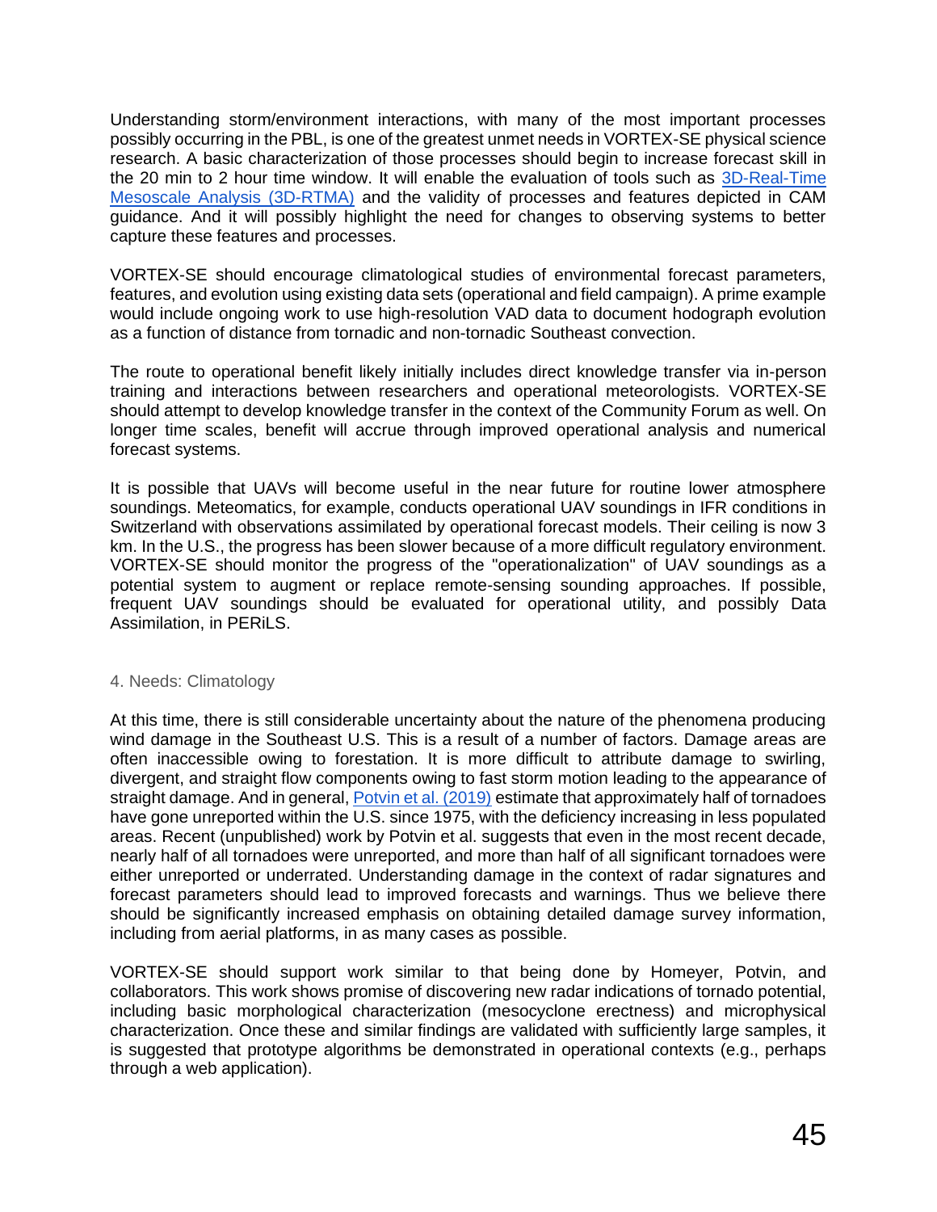Understanding storm/environment interactions, with many of the most important processes possibly occurring in the PBL, is one of the greatest unmet needs in VORTEX-SE physical science research. A basic characterization of those processes should begin to increase forecast skill in the 20 min to 2 hour time window. It will enable the evaluation of tools such as [3D-Real-Time Mesoscale Analysis (3D-RTMA)](#) and the validity of processes and features depicted in CAM guidance. And it will possibly highlight the need for changes to observing systems to better capture these features and processes.

VORTEX-SE should encourage climatological studies of environmental forecast parameters, features, and evolution using existing data sets (operational and field campaign). A prime example would include ongoing work to use high-resolution VAD data to document hodograph evolution as a function of distance from tornadic and non-tornadic Southeast convection.

The route to operational benefit likely initially includes direct knowledge transfer via in-person training and interactions between researchers and operational meteorologists. VORTEX-SE should attempt to develop knowledge transfer in the context of the Community Forum as well. On longer time scales, benefit will accrue through improved operational analysis and numerical forecast systems.

It is possible that UAVs will become useful in the near future for routine lower atmosphere soundings. Meteomatics, for example, conducts operational UAV soundings in IFR conditions in Switzerland with observations assimilated by operational forecast models. Their ceiling is now 3 km. In the U.S., the progress has been slower because of a more difficult regulatory environment. VORTEX-SE should monitor the progress of the "operationalization" of UAV soundings as a potential system to augment or replace remote-sensing sounding approaches. If possible, frequent UAV soundings should be evaluated for operational utility, and possibly Data Assimilation, in PERiLS.

## 4. Needs: Climatology

At this time, there is still considerable uncertainty about the nature of the phenomena producing wind damage in the Southeast U.S. This is a result of a number of factors. Damage areas are often inaccessible owing to forestation. It is more difficult to attribute damage to swirling, divergent, and straight flow components owing to fast storm motion leading to the appearance of straight damage. And in general, [Potvin et al. (2019)](#) estimate that approximately half of tornadoes have gone unreported within the U.S. since 1975, with the deficiency increasing in less populated areas. Recent (unpublished) work by Potvin et al. suggests that even in the most recent decade, nearly half of all tornadoes were unreported, and more than half of all significant tornadoes were either unreported or underrated. Understanding damage in the context of radar signatures and forecast parameters should lead to improved forecasts and warnings. Thus we believe there should be significantly increased emphasis on obtaining detailed damage survey information, including from aerial platforms, in as many cases as possible.

VORTEX-SE should support work similar to that being done by Homeyer, Potvin, and collaborators. This work shows promise of discovering new radar indications of tornado potential, including basic morphological characterization (mesocyclone erectness) and microphysical characterization. Once these and similar findings are validated with sufficiently large samples, it is suggested that prototype algorithms be demonstrated in operational contexts (e.g., perhaps through a web application).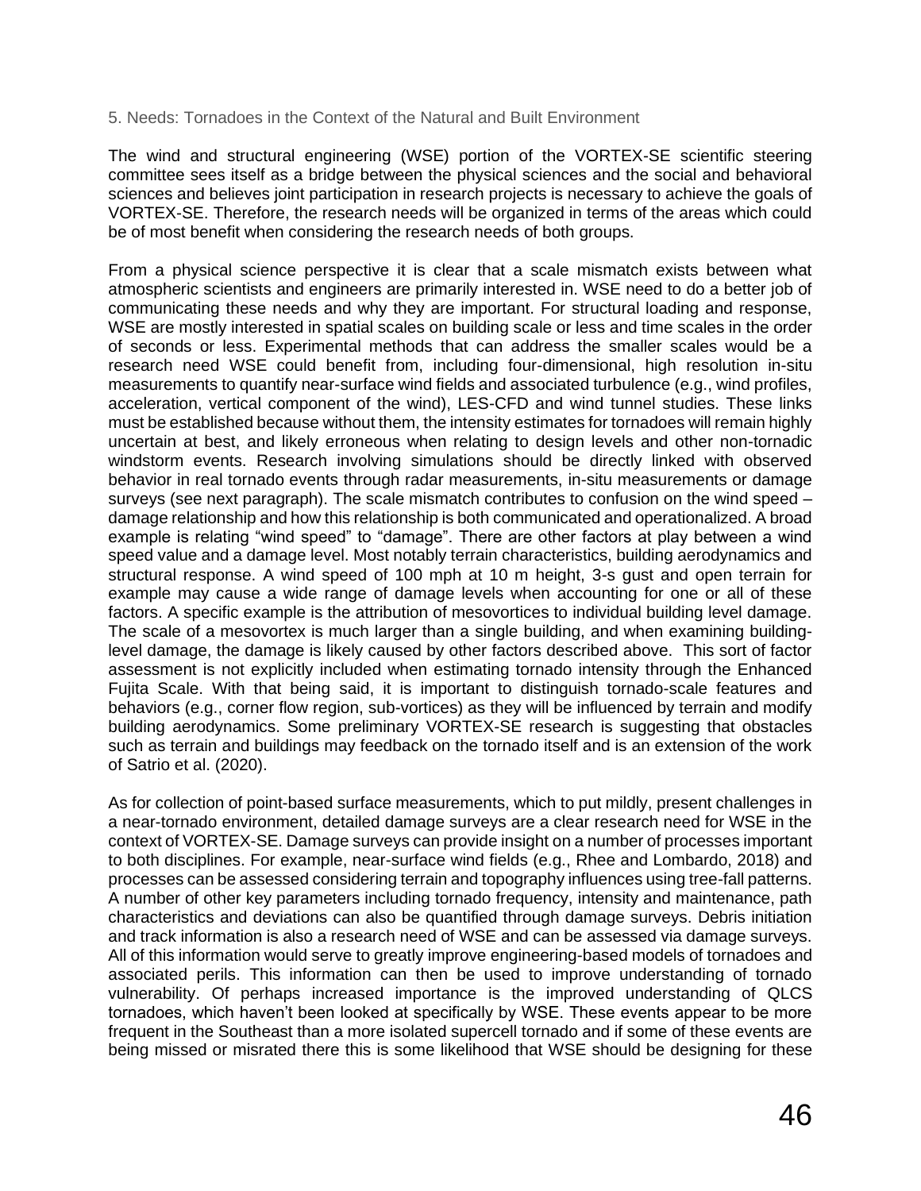## 5. Needs: Tornadoes in the Context of the Natural and Built Environment

The wind and structural engineering (WSE) portion of the VORTEX-SE scientific steering committee sees itself as a bridge between the physical sciences and the social and behavioral sciences and believes joint participation in research projects is necessary to achieve the goals of VORTEX-SE. Therefore, the research needs will be organized in terms of the areas which could be of most benefit when considering the research needs of both groups.

From a physical science perspective it is clear that a scale mismatch exists between what atmospheric scientists and engineers are primarily interested in. WSE need to do a better job of communicating these needs and why they are important. For structural loading and response, WSE are mostly interested in spatial scales on building scale or less and time scales in the order of seconds or less. Experimental methods that can address the smaller scales would be a research need WSE could benefit from, including four-dimensional, high resolution in-situ measurements to quantify near-surface wind fields and associated turbulence (e.g., wind profiles, acceleration, vertical component of the wind), LES-CFD and wind tunnel studies. These links must be established because without them, the intensity estimates for tornadoes will remain highly uncertain at best, and likely erroneous when relating to design levels and other non-tornadic windstorm events. Research involving simulations should be directly linked with observed behavior in real tornado events through radar measurements, in-situ measurements or damage surveys (see next paragraph). The scale mismatch contributes to confusion on the wind speed – damage relationship and how this relationship is both communicated and operationalized. A broad example is relating "wind speed" to "damage". There are other factors at play between a wind speed value and a damage level. Most notably terrain characteristics, building aerodynamics and structural response. A wind speed of 100 mph at 10 m height, 3-s gust and open terrain for example may cause a wide range of damage levels when accounting for one or all of these factors. A specific example is the attribution of mesovortices to individual building level damage. The scale of a mesovortex is much larger than a single building, and when examining building-level damage, the damage is likely caused by other factors described above. This sort of factor assessment is not explicitly included when estimating tornado intensity through the Enhanced Fujita Scale. With that being said, it is important to distinguish tornado-scale features and behaviors (e.g., corner flow region, sub-vortices) as they will be influenced by terrain and modify building aerodynamics. Some preliminary VORTEX-SE research is suggesting that obstacles such as terrain and buildings may feedback on the tornado itself and is an extension of the work of Satrio et al. (2020).

As for collection of point-based surface measurements, which to put mildly, present challenges in a near-tornado environment, detailed damage surveys are a clear research need for WSE in the context of VORTEX-SE. Damage surveys can provide insight on a number of processes important to both disciplines. For example, near-surface wind fields (e.g., Rhee and Lombardo, 2018) and processes can be assessed considering terrain and topography influences using tree-fall patterns. A number of other key parameters including tornado frequency, intensity and maintenance, path characteristics and deviations can also be quantified through damage surveys. Debris initiation and track information is also a research need of WSE and can be assessed via damage surveys. All of this information would serve to greatly improve engineering-based models of tornadoes and associated perils. This information can then be used to improve understanding of tornado vulnerability. Of perhaps increased importance is the improved understanding of QLCS tornadoes, which haven't been looked at specifically by WSE. These events appear to be more frequent in the Southeast than a more isolated supercell tornado and if some of these events are being missed or misrated there this is some likelihood that WSE should be designing for these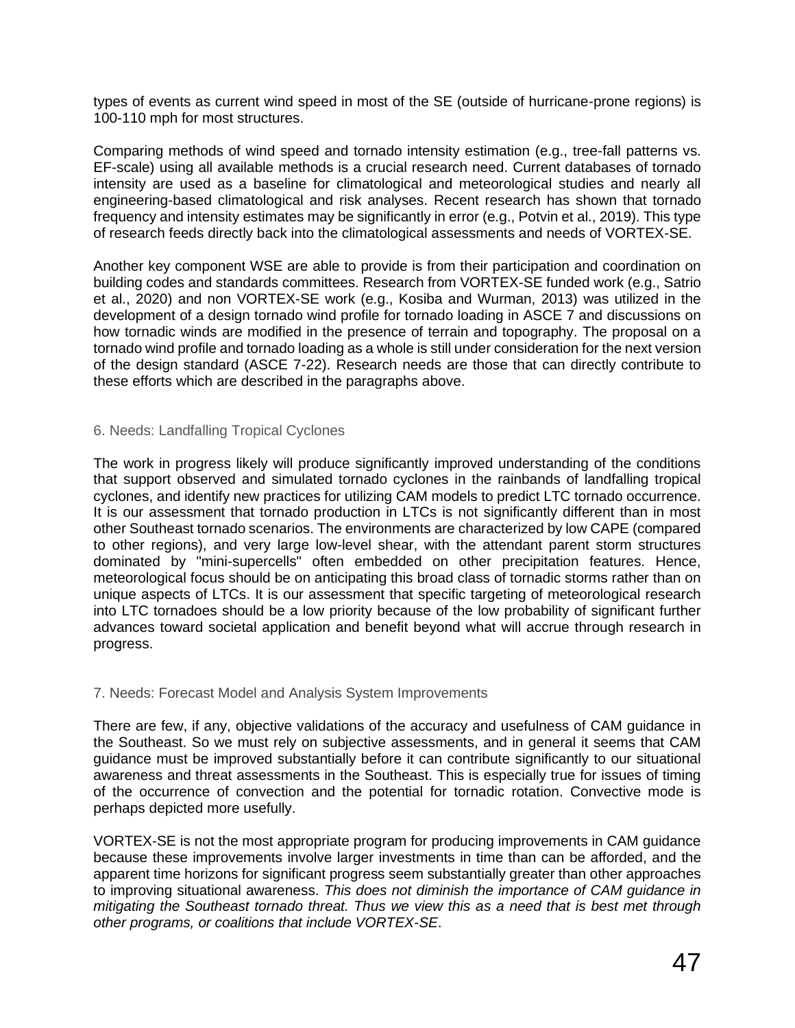types of events as current wind speed in most of the SE (outside of hurricane-prone regions) is 100-110 mph for most structures.

Comparing methods of wind speed and tornado intensity estimation (e.g., tree-fall patterns vs. EF-scale) using all available methods is a crucial research need. Current databases of tornado intensity are used as a baseline for climatological and meteorological studies and nearly all engineering-based climatological and risk analyses. Recent research has shown that tornado frequency and intensity estimates may be significantly in error (e.g., Potvin et al., 2019). This type of research feeds directly back into the climatological assessments and needs of VORTEX-SE.

Another key component WSE are able to provide is from their participation and coordination on building codes and standards committees. Research from VORTEX-SE funded work (e.g., Satrio et al., 2020) and non VORTEX-SE work (e.g., Kosiba and Wurman, 2013) was utilized in the development of a design tornado wind profile for tornado loading in ASCE 7 and discussions on how tornadic winds are modified in the presence of terrain and topography. The proposal on a tornado wind profile and tornado loading as a whole is still under consideration for the next version of the design standard (ASCE 7-22). Research needs are those that can directly contribute to these efforts which are described in the paragraphs above.

### 6. Needs: Landfalling Tropical Cyclones

The work in progress likely will produce significantly improved understanding of the conditions that support observed and simulated tornado cyclones in the rainbands of landfalling tropical cyclones, and identify new practices for utilizing CAM models to predict LTC tornado occurrence. It is our assessment that tornado production in LTCs is not significantly different than in most other Southeast tornado scenarios. The environments are characterized by low CAPE (compared to other regions), and very large low-level shear, with the attendant parent storm structures dominated by "mini-supercells" often embedded on other precipitation features. Hence, meteorological focus should be on anticipating this broad class of tornadic storms rather than on unique aspects of LTCs. It is our assessment that specific targeting of meteorological research into LTC tornadoes should be a low priority because of the low probability of significant further advances toward societal application and benefit beyond what will accrue through research in progress.

### 7. Needs: Forecast Model and Analysis System Improvements

There are few, if any, objective validations of the accuracy and usefulness of CAM guidance in the Southeast. So we must rely on subjective assessments, and in general it seems that CAM guidance must be improved substantially before it can contribute significantly to our situational awareness and threat assessments in the Southeast. This is especially true for issues of timing of the occurrence of convection and the potential for tornadic rotation. Convective mode is perhaps depicted more usefully.

VORTEX-SE is not the most appropriate program for producing improvements in CAM guidance because these improvements involve larger investments in time than can be afforded, and the apparent time horizons for significant progress seem substantially greater than other approaches to improving situational awareness. *This does not diminish the importance of CAM guidance in mitigating the Southeast tornado threat. Thus we view this as a need that is best met through other programs, or coalitions that include VORTEX-SE.*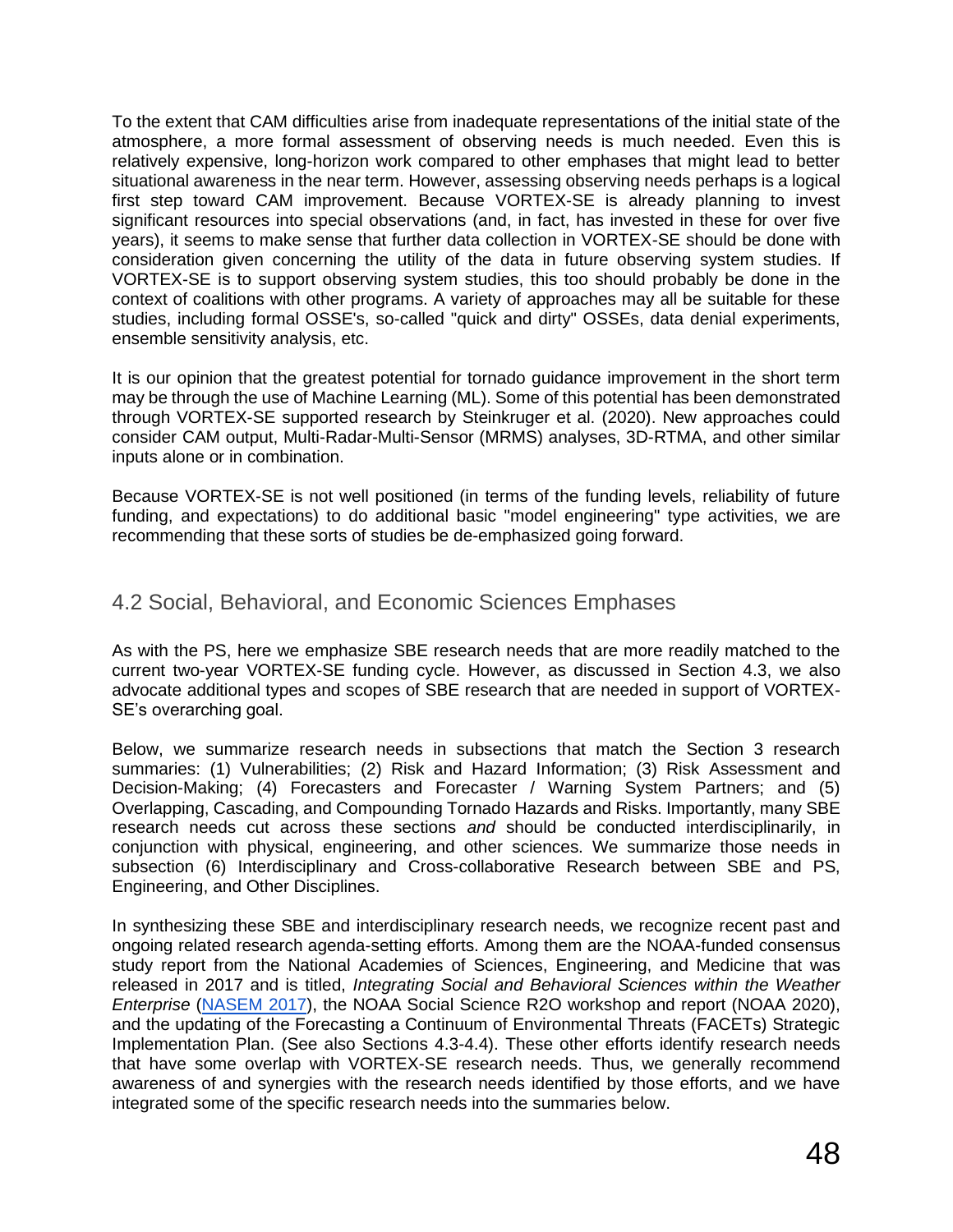To the extent that CAM difficulties arise from inadequate representations of the initial state of the atmosphere, a more formal assessment of observing needs is much needed. Even this is relatively expensive, long-horizon work compared to other emphases that might lead to better situational awareness in the near term. However, assessing observing needs perhaps is a logical first step toward CAM improvement. Because VORTEX-SE is already planning to invest significant resources into special observations (and, in fact, has invested in these for over five years), it seems to make sense that further data collection in VORTEX-SE should be done with consideration given concerning the utility of the data in future observing system studies. If VORTEX-SE is to support observing system studies, this too should probably be done in the context of coalitions with other programs. A variety of approaches may all be suitable for these studies, including formal OSSE's, so-called "quick and dirty" OSSEs, data denial experiments, ensemble sensitivity analysis, etc.

It is our opinion that the greatest potential for tornado guidance improvement in the short term may be through the use of Machine Learning (ML). Some of this potential has been demonstrated through VORTEX-SE supported research by Steinkruger et al. (2020). New approaches could consider CAM output, Multi-Radar-Multi-Sensor (MRMS) analyses, 3D-RTMA, and other similar inputs alone or in combination.

Because VORTEX-SE is not well positioned (in terms of the funding levels, reliability of future funding, and expectations) to do additional basic "model engineering" type activities, we are recommending that these sorts of studies be de-emphasized going forward.

## 4.2 Social, Behavioral, and Economic Sciences Emphases

As with the PS, here we emphasize SBE research needs that are more readily matched to the current two-year VORTEX-SE funding cycle. However, as discussed in Section 4.3, we also advocate additional types and scopes of SBE research that are needed in support of VORTEX-SE's overarching goal.

Below, we summarize research needs in subsections that match the Section 3 research summaries: (1) Vulnerabilities; (2) Risk and Hazard Information; (3) Risk Assessment and Decision-Making; (4) Forecasters and Forecaster / Warning System Partners; and (5) Overlapping, Cascading, and Compounding Tornado Hazards and Risks. Importantly, many SBE research needs cut across these sections *and* should be conducted interdisciplinarily, in conjunction with physical, engineering, and other sciences. We summarize those needs in subsection (6) Interdisciplinary and Cross-collaborative Research between SBE and PS, Engineering, and Other Disciplines.

In synthesizing these SBE and interdisciplinary research needs, we recognize recent past and ongoing related research agenda-setting efforts. Among them are the NOAA-funded consensus study report from the National Academies of Sciences, Engineering, and Medicine that was released in 2017 and is titled, *Integrating Social and Behavioral Sciences within the Weather Enterprise* (NASEM 2017), the NOAA Social Science R2O workshop and report (NOAA 2020), and the updating of the Forecasting a Continuum of Environmental Threats (FACETs) Strategic Implementation Plan. (See also Sections 4.3-4.4). These other efforts identify research needs that have some overlap with VORTEX-SE research needs. Thus, we generally recommend awareness of and synergies with the research needs identified by those efforts, and we have integrated some of the specific research needs into the summaries below.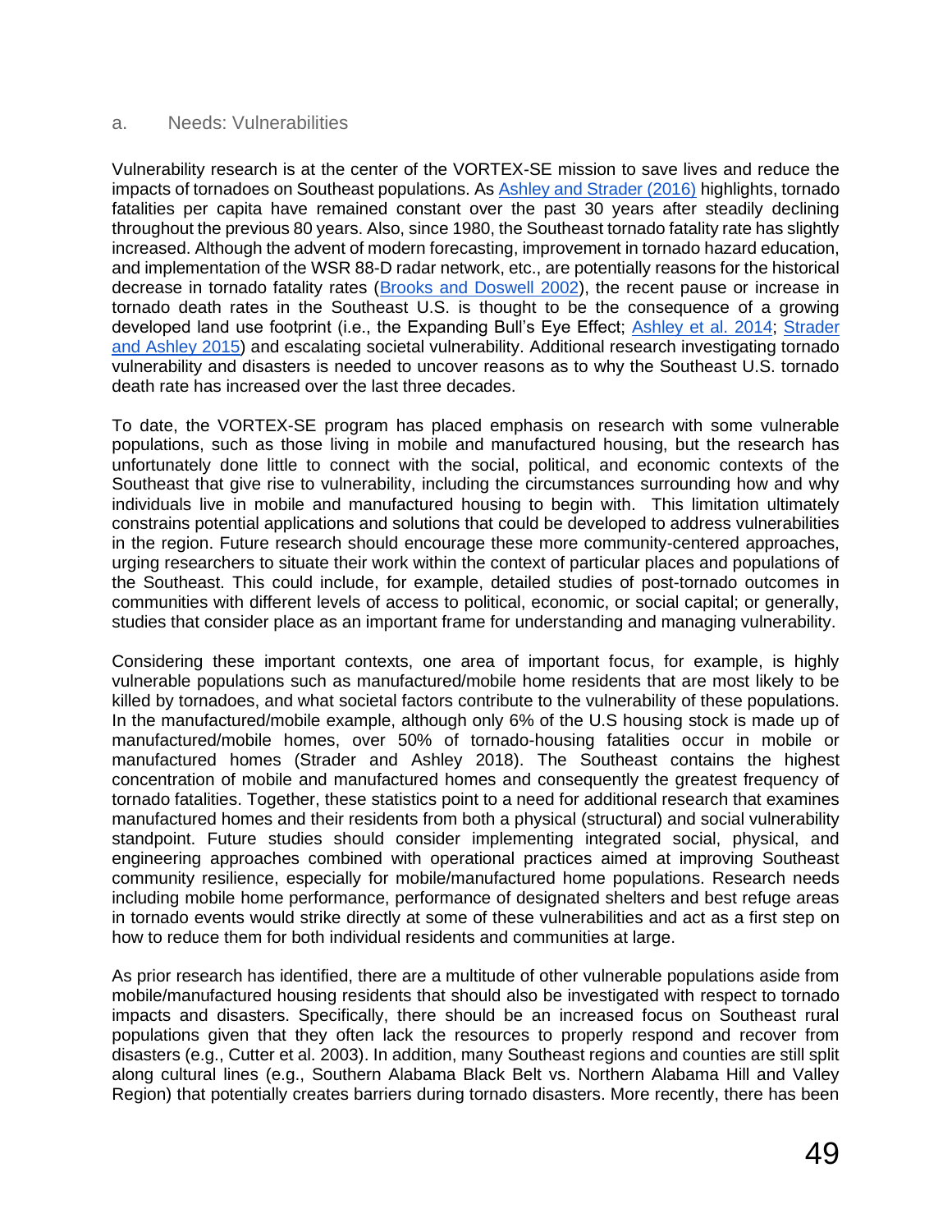### a. Needs: Vulnerabilities

Vulnerability research is at the center of the VORTEX-SE mission to save lives and reduce the impacts of tornadoes on Southeast populations. As Ashley and Strader (2016) highlights, tornado fatalities per capita have remained constant over the past 30 years after steadily declining throughout the previous 80 years. Also, since 1980, the Southeast tornado fatality rate has slightly increased. Although the advent of modern forecasting, improvement in tornado hazard education, and implementation of the WSR 88-D radar network, etc., are potentially reasons for the historical decrease in tornado fatality rates (Brooks and Doswell 2002), the recent pause or increase in tornado death rates in the Southeast U.S. is thought to be the consequence of a growing developed land use footprint (i.e., the Expanding Bull's Eye Effect; Ashley et al. 2014; Strader and Ashley 2015) and escalating societal vulnerability. Additional research investigating tornado vulnerability and disasters is needed to uncover reasons as to why the Southeast U.S. tornado death rate has increased over the last three decades.

To date, the VORTEX-SE program has placed emphasis on research with some vulnerable populations, such as those living in mobile and manufactured housing, but the research has unfortunately done little to connect with the social, political, and economic contexts of the Southeast that give rise to vulnerability, including the circumstances surrounding how and why individuals live in mobile and manufactured housing to begin with. This limitation ultimately constrains potential applications and solutions that could be developed to address vulnerabilities in the region. Future research should encourage these more community-centered approaches, urging researchers to situate their work within the context of particular places and populations of the Southeast. This could include, for example, detailed studies of post-tornado outcomes in communities with different levels of access to political, economic, or social capital; or generally, studies that consider place as an important frame for understanding and managing vulnerability.

Considering these important contexts, one area of important focus, for example, is highly vulnerable populations such as manufactured/mobile home residents that are most likely to be killed by tornadoes, and what societal factors contribute to the vulnerability of these populations. In the manufactured/mobile example, although only 6% of the U.S housing stock is made up of manufactured/mobile homes, over 50% of tornado-housing fatalities occur in mobile or manufactured homes (Strader and Ashley 2018). The Southeast contains the highest concentration of mobile and manufactured homes and consequently the greatest frequency of tornado fatalities. Together, these statistics point to a need for additional research that examines manufactured homes and their residents from both a physical (structural) and social vulnerability standpoint. Future studies should consider implementing integrated social, physical, and engineering approaches combined with operational practices aimed at improving Southeast community resilience, especially for mobile/manufactured home populations. Research needs including mobile home performance, performance of designated shelters and best refuge areas in tornado events would strike directly at some of these vulnerabilities and act as a first step on how to reduce them for both individual residents and communities at large.

As prior research has identified, there are a multitude of other vulnerable populations aside from mobile/manufactured housing residents that should also be investigated with respect to tornado impacts and disasters. Specifically, there should be an increased focus on Southeast rural populations given that they often lack the resources to properly respond and recover from disasters (e.g., Cutter et al. 2003). In addition, many Southeast regions and counties are still split along cultural lines (e.g., Southern Alabama Black Belt vs. Northern Alabama Hill and Valley Region) that potentially creates barriers during tornado disasters. More recently, there has been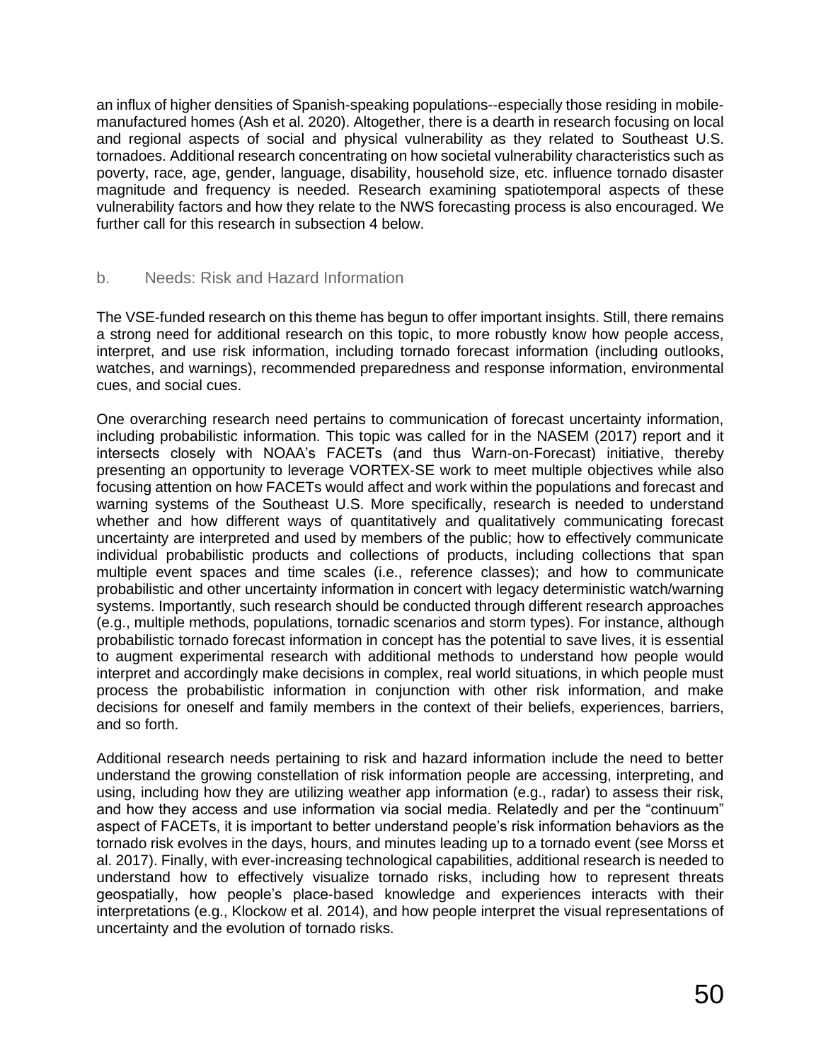an influx of higher densities of Spanish-speaking populations--especially those residing in mobile-manufactured homes (Ash et al. 2020). Altogether, there is a dearth in research focusing on local and regional aspects of social and physical vulnerability as they related to Southeast U.S. tornadoes. Additional research concentrating on how societal vulnerability characteristics such as poverty, race, age, gender, language, disability, household size, etc. influence tornado disaster magnitude and frequency is needed. Research examining spatiotemporal aspects of these vulnerability factors and how they relate to the NWS forecasting process is also encouraged. We further call for this research in subsection 4 below.

### b. Needs: Risk and Hazard Information

The VSE-funded research on this theme has begun to offer important insights. Still, there remains a strong need for additional research on this topic, to more robustly know how people access, interpret, and use risk information, including tornado forecast information (including outlooks, watches, and warnings), recommended preparedness and response information, environmental cues, and social cues.

One overarching research need pertains to communication of forecast uncertainty information, including probabilistic information. This topic was called for in the NASEM (2017) report and it intersects closely with NOAA's FACETs (and thus Warn-on-Forecast) initiative, thereby presenting an opportunity to leverage VORTEX-SE work to meet multiple objectives while also focusing attention on how FACETs would affect and work within the populations and forecast and warning systems of the Southeast U.S. More specifically, research is needed to understand whether and how different ways of quantitatively and qualitatively communicating forecast uncertainty are interpreted and used by members of the public; how to effectively communicate individual probabilistic products and collections of products, including collections that span multiple event spaces and time scales (i.e., reference classes); and how to communicate probabilistic and other uncertainty information in concert with legacy deterministic watch/warning systems. Importantly, such research should be conducted through different research approaches (e.g., multiple methods, populations, tornadic scenarios and storm types). For instance, although probabilistic tornado forecast information in concept has the potential to save lives, it is essential to augment experimental research with additional methods to understand how people would interpret and accordingly make decisions in complex, real world situations, in which people must process the probabilistic information in conjunction with other risk information, and make decisions for oneself and family members in the context of their beliefs, experiences, barriers, and so forth.

Additional research needs pertaining to risk and hazard information include the need to better understand the growing constellation of risk information people are accessing, interpreting, and using, including how they are utilizing weather app information (e.g., radar) to assess their risk, and how they access and use information via social media. Relatedly and per the "continuum" aspect of FACETs, it is important to better understand people's risk information behaviors as the tornado risk evolves in the days, hours, and minutes leading up to a tornado event (see Morss et al. 2017). Finally, with ever-increasing technological capabilities, additional research is needed to understand how to effectively visualize tornado risks, including how to represent threats geospatially, how people's place-based knowledge and experiences interacts with their interpretations (e.g., Klockow et al. 2014), and how people interpret the visual representations of uncertainty and the evolution of tornado risks.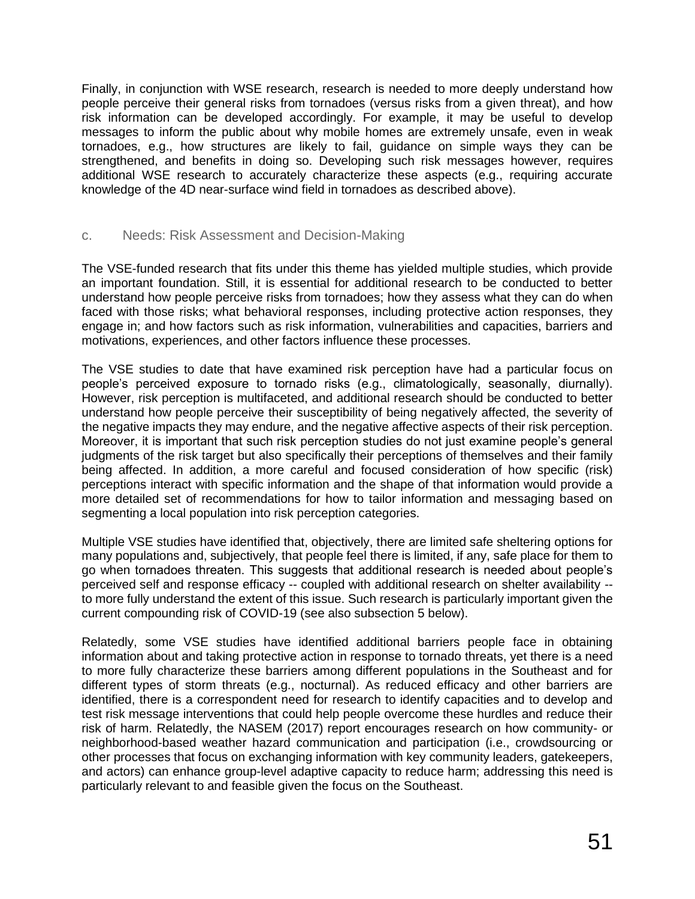Finally, in conjunction with WSE research, research is needed to more deeply understand how people perceive their general risks from tornadoes (versus risks from a given threat), and how risk information can be developed accordingly. For example, it may be useful to develop messages to inform the public about why mobile homes are extremely unsafe, even in weak tornadoes, e.g., how structures are likely to fail, guidance on simple ways they can be strengthened, and benefits in doing so. Developing such risk messages however, requires additional WSE research to accurately characterize these aspects (e.g., requiring accurate knowledge of the 4D near-surface wind field in tornadoes as described above).

### c. Needs: Risk Assessment and Decision-Making

The VSE-funded research that fits under this theme has yielded multiple studies, which provide an important foundation. Still, it is essential for additional research to be conducted to better understand how people perceive risks from tornadoes; how they assess what they can do when faced with those risks; what behavioral responses, including protective action responses, they engage in; and how factors such as risk information, vulnerabilities and capacities, barriers and motivations, experiences, and other factors influence these processes.

The VSE studies to date that have examined risk perception have had a particular focus on people's perceived exposure to tornado risks (e.g., climatologically, seasonally, diurnally). However, risk perception is multifaceted, and additional research should be conducted to better understand how people perceive their susceptibility of being negatively affected, the severity of the negative impacts they may endure, and the negative affective aspects of their risk perception. Moreover, it is important that such risk perception studies do not just examine people's general judgments of the risk target but also specifically their perceptions of themselves and their family being affected. In addition, a more careful and focused consideration of how specific (risk) perceptions interact with specific information and the shape of that information would provide a more detailed set of recommendations for how to tailor information and messaging based on segmenting a local population into risk perception categories.

Multiple VSE studies have identified that, objectively, there are limited safe sheltering options for many populations and, subjectively, that people feel there is limited, if any, safe place for them to go when tornadoes threaten. This suggests that additional research is needed about people's perceived self and response efficacy -- coupled with additional research on shelter availability -- to more fully understand the extent of this issue. Such research is particularly important given the current compounding risk of COVID-19 (see also subsection 5 below).

Relatedly, some VSE studies have identified additional barriers people face in obtaining information about and taking protective action in response to tornado threats, yet there is a need to more fully characterize these barriers among different populations in the Southeast and for different types of storm threats (e.g., nocturnal). As reduced efficacy and other barriers are identified, there is a correspondent need for research to identify capacities and to develop and test risk message interventions that could help people overcome these hurdles and reduce their risk of harm. Relatedly, the NASEM (2017) report encourages research on how community- or neighborhood-based weather hazard communication and participation (i.e., crowdsourcing or other processes that focus on exchanging information with key community leaders, gatekeepers, and actors) can enhance group-level adaptive capacity to reduce harm; addressing this need is particularly relevant to and feasible given the focus on the Southeast.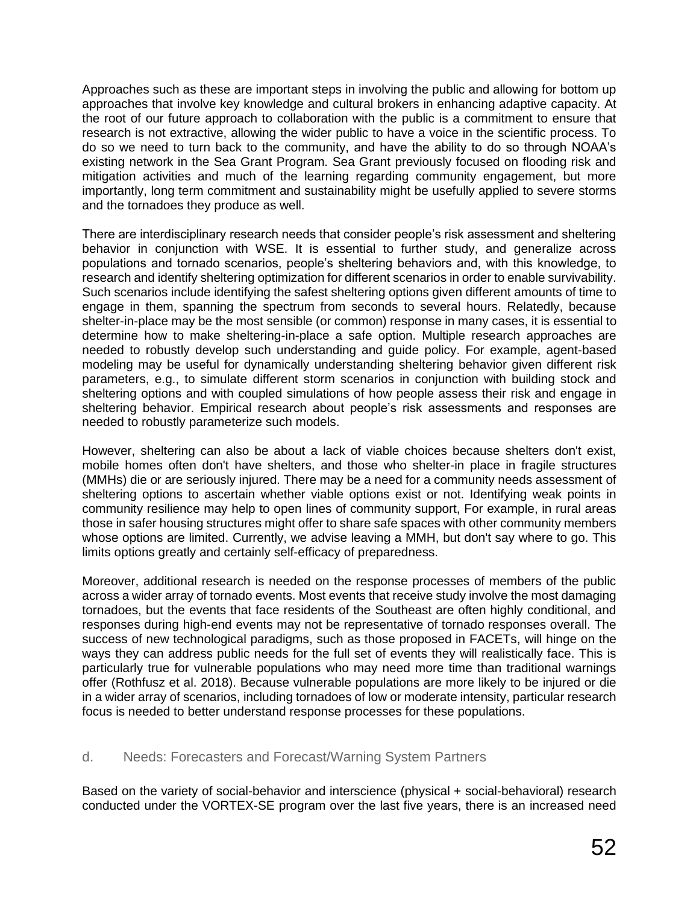Approaches such as these are important steps in involving the public and allowing for bottom up approaches that involve key knowledge and cultural brokers in enhancing adaptive capacity. At the root of our future approach to collaboration with the public is a commitment to ensure that research is not extractive, allowing the wider public to have a voice in the scientific process. To do so we need to turn back to the community, and have the ability to do so through NOAA's existing network in the Sea Grant Program. Sea Grant previously focused on flooding risk and mitigation activities and much of the learning regarding community engagement, but more importantly, long term commitment and sustainability might be usefully applied to severe storms and the tornadoes they produce as well.

There are interdisciplinary research needs that consider people's risk assessment and sheltering behavior in conjunction with WSE. It is essential to further study, and generalize across populations and tornado scenarios, people's sheltering behaviors and, with this knowledge, to research and identify sheltering optimization for different scenarios in order to enable survivability. Such scenarios include identifying the safest sheltering options given different amounts of time to engage in them, spanning the spectrum from seconds to several hours. Relatedly, because shelter-in-place may be the most sensible (or common) response in many cases, it is essential to determine how to make sheltering-in-place a safe option. Multiple research approaches are needed to robustly develop such understanding and guide policy. For example, agent-based modeling may be useful for dynamically understanding sheltering behavior given different risk parameters, e.g., to simulate different storm scenarios in conjunction with building stock and sheltering options and with coupled simulations of how people assess their risk and engage in sheltering behavior. Empirical research about people's risk assessments and responses are needed to robustly parameterize such models.

However, sheltering can also be about a lack of viable choices because shelters don't exist, mobile homes often don't have shelters, and those who shelter-in place in fragile structures (MMHs) die or are seriously injured. There may be a need for a community needs assessment of sheltering options to ascertain whether viable options exist or not. Identifying weak points in community resilience may help to open lines of community support, For example, in rural areas those in safer housing structures might offer to share safe spaces with other community members whose options are limited. Currently, we advise leaving a MMH, but don't say where to go. This limits options greatly and certainly self-efficacy of preparedness.

Moreover, additional research is needed on the response processes of members of the public across a wider array of tornado events. Most events that receive study involve the most damaging tornadoes, but the events that face residents of the Southeast are often highly conditional, and responses during high-end events may not be representative of tornado responses overall. The success of new technological paradigms, such as those proposed in FACETs, will hinge on the ways they can address public needs for the full set of events they will realistically face. This is particularly true for vulnerable populations who may need more time than traditional warnings offer (Rothfusz et al. 2018). Because vulnerable populations are more likely to be injured or die in a wider array of scenarios, including tornadoes of low or moderate intensity, particular research focus is needed to better understand response processes for these populations.

### d. Needs: Forecasters and Forecast/Warning System Partners

Based on the variety of social-behavior and interscience (physical + social-behavioral) research conducted under the VORTEX-SE program over the last five years, there is an increased need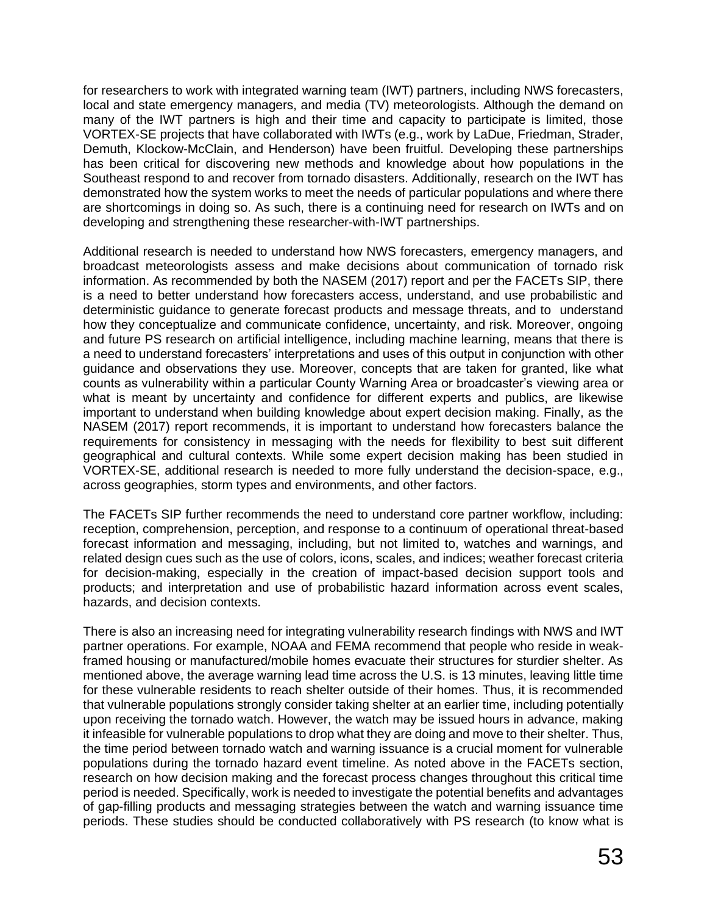for researchers to work with integrated warning team (IWT) partners, including NWS forecasters, local and state emergency managers, and media (TV) meteorologists. Although the demand on many of the IWT partners is high and their time and capacity to participate is limited, those VORTEX-SE projects that have collaborated with IWTs (e.g., work by LaDue, Friedman, Strader, Demuth, Klockow-McClain, and Henderson) have been fruitful. Developing these partnerships has been critical for discovering new methods and knowledge about how populations in the Southeast respond to and recover from tornado disasters. Additionally, research on the IWT has demonstrated how the system works to meet the needs of particular populations and where there are shortcomings in doing so. As such, there is a continuing need for research on IWTs and on developing and strengthening these researcher-with-IWT partnerships.

Additional research is needed to understand how NWS forecasters, emergency managers, and broadcast meteorologists assess and make decisions about communication of tornado risk information. As recommended by both the NASEM (2017) report and per the FACETs SIP, there is a need to better understand how forecasters access, understand, and use probabilistic and deterministic guidance to generate forecast products and message threats, and to understand how they conceptualize and communicate confidence, uncertainty, and risk. Moreover, ongoing and future PS research on artificial intelligence, including machine learning, means that there is a need to understand forecasters' interpretations and uses of this output in conjunction with other guidance and observations they use. Moreover, concepts that are taken for granted, like what counts as vulnerability within a particular County Warning Area or broadcaster's viewing area or what is meant by uncertainty and confidence for different experts and publics, are likewise important to understand when building knowledge about expert decision making. Finally, as the NASEM (2017) report recommends, it is important to understand how forecasters balance the requirements for consistency in messaging with the needs for flexibility to best suit different geographical and cultural contexts. While some expert decision making has been studied in VORTEX-SE, additional research is needed to more fully understand the decision-space, e.g., across geographies, storm types and environments, and other factors.

The FACETs SIP further recommends the need to understand core partner workflow, including: reception, comprehension, perception, and response to a continuum of operational threat-based forecast information and messaging, including, but not limited to, watches and warnings, and related design cues such as the use of colors, icons, scales, and indices; weather forecast criteria for decision-making, especially in the creation of impact-based decision support tools and products; and interpretation and use of probabilistic hazard information across event scales, hazards, and decision contexts.

There is also an increasing need for integrating vulnerability research findings with NWS and IWT partner operations. For example, NOAA and FEMA recommend that people who reside in weak-framed housing or manufactured/mobile homes evacuate their structures for sturdier shelter. As mentioned above, the average warning lead time across the U.S. is 13 minutes, leaving little time for these vulnerable residents to reach shelter outside of their homes. Thus, it is recommended that vulnerable populations strongly consider taking shelter at an earlier time, including potentially upon receiving the tornado watch. However, the watch may be issued hours in advance, making it infeasible for vulnerable populations to drop what they are doing and move to their shelter. Thus, the time period between tornado watch and warning issuance is a crucial moment for vulnerable populations during the tornado hazard event timeline. As noted above in the FACETs section, research on how decision making and the forecast process changes throughout this critical time period is needed. Specifically, work is needed to investigate the potential benefits and advantages of gap-filling products and messaging strategies between the watch and warning issuance time periods. These studies should be conducted collaboratively with PS research (to know what is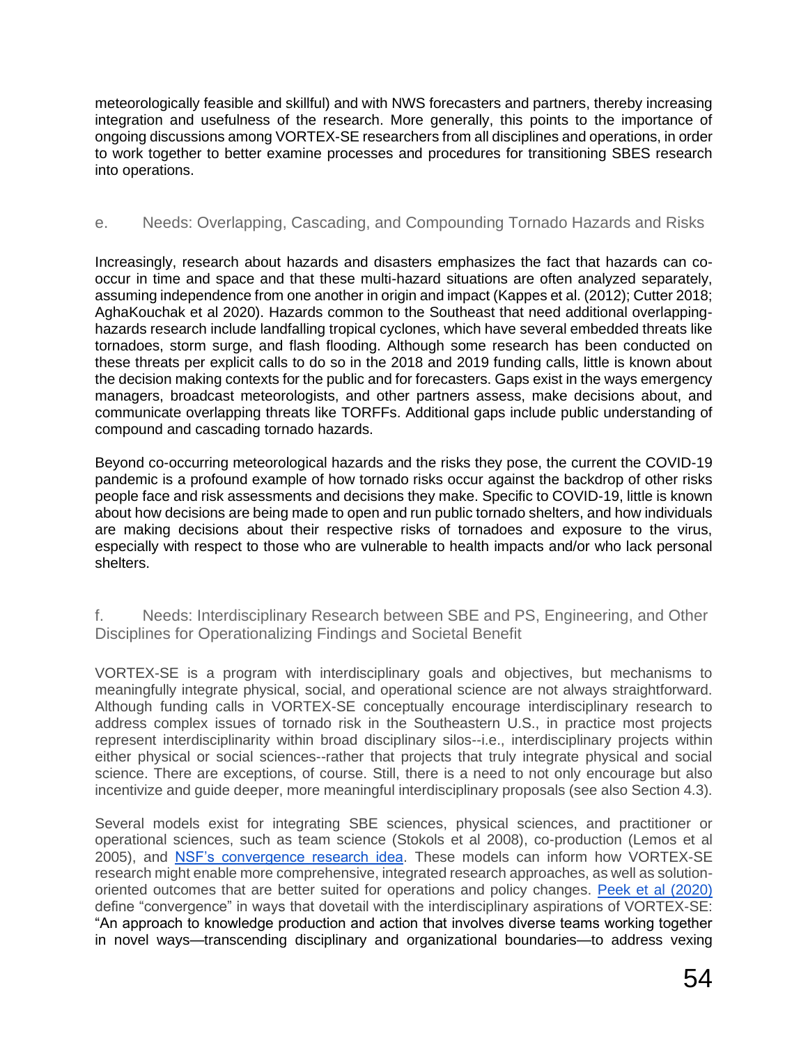meteorologically feasible and skillful) and with NWS forecasters and partners, thereby increasing integration and usefulness of the research. More generally, this points to the importance of ongoing discussions among VORTEX-SE researchers from all disciplines and operations, in order to work together to better examine processes and procedures for transitioning SBES research into operations.

### e. Needs: Overlapping, Cascading, and Compounding Tornado Hazards and Risks

Increasingly, research about hazards and disasters emphasizes the fact that hazards can co-occur in time and space and that these multi-hazard situations are often analyzed separately, assuming independence from one another in origin and impact (Kappes et al. (2012); Cutter 2018; AghaKouchak et al 2020). Hazards common to the Southeast that need additional overlapping-hazards research include landfalling tropical cyclones, which have several embedded threats like tornadoes, storm surge, and flash flooding. Although some research has been conducted on these threats per explicit calls to do so in the 2018 and 2019 funding calls, little is known about the decision making contexts for the public and for forecasters. Gaps exist in the ways emergency managers, broadcast meteorologists, and other partners assess, make decisions about, and communicate overlapping threats like TORFFs. Additional gaps include public understanding of compound and cascading tornado hazards.

Beyond co-occurring meteorological hazards and the risks they pose, the current the COVID-19 pandemic is a profound example of how tornado risks occur against the backdrop of other risks people face and risk assessments and decisions they make. Specific to COVID-19, little is known about how decisions are being made to open and run public tornado shelters, and how individuals are making decisions about their respective risks of tornadoes and exposure to the virus, especially with respect to those who are vulnerable to health impacts and/or who lack personal shelters.

### f. Needs: Interdisciplinary Research between SBE and PS, Engineering, and Other Disciplines for Operationalizing Findings and Societal Benefit

VORTEX-SE is a program with interdisciplinary goals and objectives, but mechanisms to meaningfully integrate physical, social, and operational science are not always straightforward. Although funding calls in VORTEX-SE conceptually encourage interdisciplinary research to address complex issues of tornado risk in the Southeastern U.S., in practice most projects represent interdisciplinarity within broad disciplinary silos--i.e., interdisciplinary projects within either physical or social sciences--rather that projects that truly integrate physical and social science. There are exceptions, of course. Still, there is a need to not only encourage but also incentivize and guide deeper, more meaningful interdisciplinary proposals (see also Section 4.3).

Several models exist for integrating SBE sciences, physical sciences, and practitioner or operational sciences, such as team science (Stokols et al 2008), co-production (Lemos et al 2005), and NSF's convergence research idea. These models can inform how VORTEX-SE research might enable more comprehensive, integrated research approaches, as well as solution-oriented outcomes that are better suited for operations and policy changes. Peek et al (2020) define "convergence" in ways that dovetail with the interdisciplinary aspirations of VORTEX-SE: "An approach to knowledge production and action that involves diverse teams working together in novel ways—transcending disciplinary and organizational boundaries—to address vexing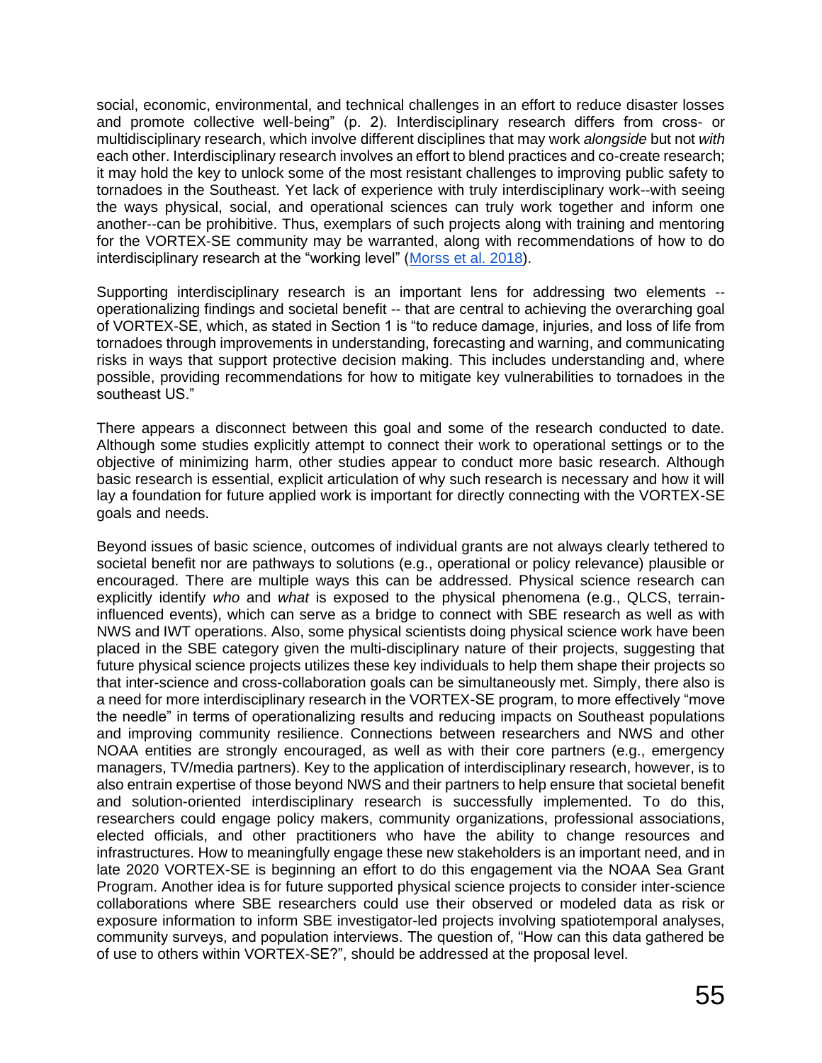social, economic, environmental, and technical challenges in an effort to reduce disaster losses and promote collective well-being" (p. 2). Interdisciplinary research differs from cross- or multidisciplinary research, which involve different disciplines that may work *alongside* but not *with* each other. Interdisciplinary research involves an effort to blend practices and co-create research; it may hold the key to unlock some of the most resistant challenges to improving public safety to tornadoes in the Southeast. Yet lack of experience with truly interdisciplinary work--with seeing the ways physical, social, and operational sciences can truly work together and inform one another--can be prohibitive. Thus, exemplars of such projects along with training and mentoring for the VORTEX-SE community may be warranted, along with recommendations of how to do interdisciplinary research at the "working level" (Morss et al. 2018).

Supporting interdisciplinary research is an important lens for addressing two elements -- operationalizing findings and societal benefit -- that are central to achieving the overarching goal of VORTEX-SE, which, as stated in Section 1 is "to reduce damage, injuries, and loss of life from tornadoes through improvements in understanding, forecasting and warning, and communicating risks in ways that support protective decision making. This includes understanding and, where possible, providing recommendations for how to mitigate key vulnerabilities to tornadoes in the southeast US."

There appears a disconnect between this goal and some of the research conducted to date. Although some studies explicitly attempt to connect their work to operational settings or to the objective of minimizing harm, other studies appear to conduct more basic research. Although basic research is essential, explicit articulation of why such research is necessary and how it will lay a foundation for future applied work is important for directly connecting with the VORTEX-SE goals and needs.

Beyond issues of basic science, outcomes of individual grants are not always clearly tethered to societal benefit nor are pathways to solutions (e.g., operational or policy relevance) plausible or encouraged. There are multiple ways this can be addressed. Physical science research can explicitly identify *who* and *what* is exposed to the physical phenomena (e.g., QLCS, terrain-influenced events), which can serve as a bridge to connect with SBE research as well as with NWS and IWT operations. Also, some physical scientists doing physical science work have been placed in the SBE category given the multi-disciplinary nature of their projects, suggesting that future physical science projects utilizes these key individuals to help them shape their projects so that inter-science and cross-collaboration goals can be simultaneously met. Simply, there also is a need for more interdisciplinary research in the VORTEX-SE program, to more effectively "move the needle" in terms of operationalizing results and reducing impacts on Southeast populations and improving community resilience. Connections between researchers and NWS and other NOAA entities are strongly encouraged, as well as with their core partners (e.g., emergency managers, TV/media partners). Key to the application of interdisciplinary research, however, is to also entrain expertise of those beyond NWS and their partners to help ensure that societal benefit and solution-oriented interdisciplinary research is successfully implemented. To do this, researchers could engage policy makers, community organizations, professional associations, elected officials, and other practitioners who have the ability to change resources and infrastructures. How to meaningfully engage these new stakeholders is an important need, and in late 2020 VORTEX-SE is beginning an effort to do this engagement via the NOAA Sea Grant Program. Another idea is for future supported physical science projects to consider inter-science collaborations where SBE researchers could use their observed or modeled data as risk or exposure information to inform SBE investigator-led projects involving spatiotemporal analyses, community surveys, and population interviews. The question of, "How can this data gathered be of use to others within VORTEX-SE?", should be addressed at the proposal level.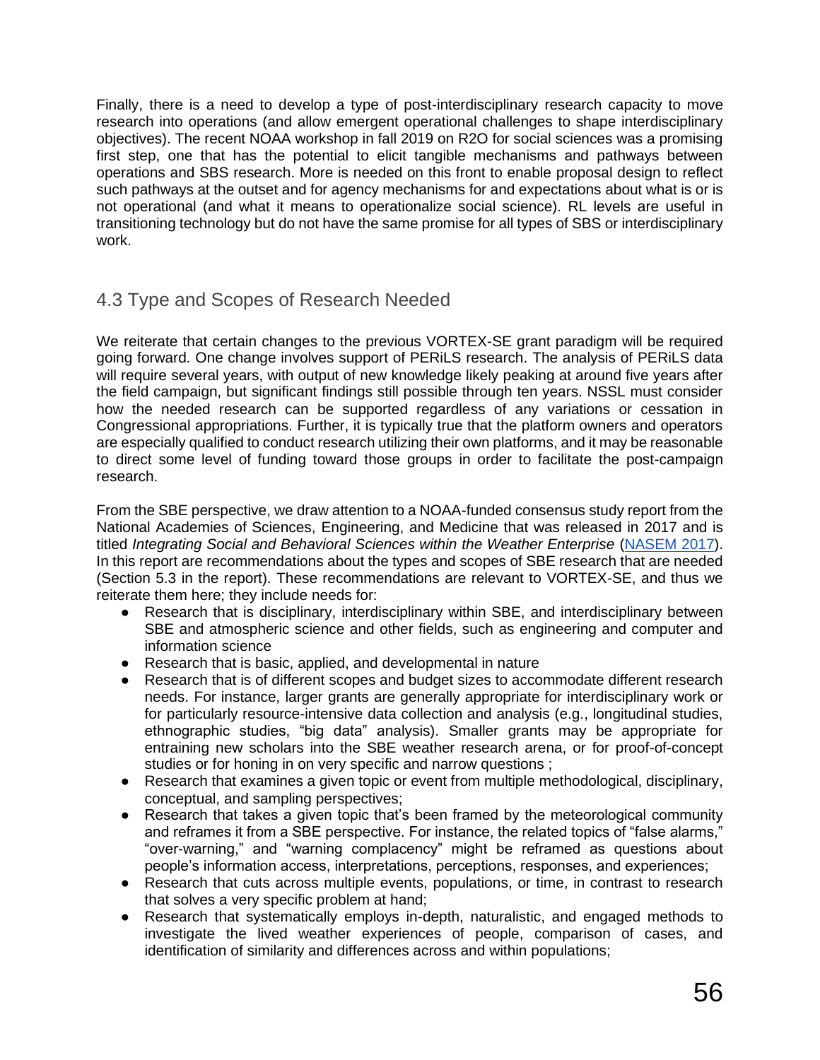Finally, there is a need to develop a type of post-interdisciplinary research capacity to move research into operations (and allow emergent operational challenges to shape interdisciplinary objectives). The recent NOAA workshop in fall 2019 on R2O for social sciences was a promising first step, one that has the potential to elicit tangible mechanisms and pathways between operations and SBS research. More is needed on this front to enable proposal design to reflect such pathways at the outset and for agency mechanisms for and expectations about what is or is not operational (and what it means to operationalize social science). RL levels are useful in transitioning technology but do not have the same promise for all types of SBS or interdisciplinary work.

## 4.3 Type and Scopes of Research Needed

We reiterate that certain changes to the previous VORTEX-SE grant paradigm will be required going forward. One change involves support of PERiLS research. The analysis of PERiLS data will require several years, with output of new knowledge likely peaking at around five years after the field campaign, but significant findings still possible through ten years. NSSL must consider how the needed research can be supported regardless of any variations or cessation in Congressional appropriations. Further, it is typically true that the platform owners and operators are especially qualified to conduct research utilizing their own platforms, and it may be reasonable to direct some level of funding toward those groups in order to facilitate the post-campaign research.

From the SBE perspective, we draw attention to a NOAA-funded consensus study report from the National Academies of Sciences, Engineering, and Medicine that was released in 2017 and is titled *Integrating Social and Behavioral Sciences within the Weather Enterprise* (NASEM 2017). In this report are recommendations about the types and scopes of SBE research that are needed (Section 5.3 in the report). These recommendations are relevant to VORTEX-SE, and thus we reiterate them here; they include needs for:

- Research that is disciplinary, interdisciplinary within SBE, and interdisciplinary between SBE and atmospheric science and other fields, such as engineering and computer and information science
- Research that is basic, applied, and developmental in nature
- Research that is of different scopes and budget sizes to accommodate different research needs. For instance, larger grants are generally appropriate for interdisciplinary work or for particularly resource-intensive data collection and analysis (e.g., longitudinal studies, ethnographic studies, "big data" analysis). Smaller grants may be appropriate for entraining new scholars into the SBE weather research arena, or for proof-of-concept studies or for honing in on very specific and narrow questions ;
- Research that examines a given topic or event from multiple methodological, disciplinary, conceptual, and sampling perspectives;
- Research that takes a given topic that's been framed by the meteorological community and reframes it from a SBE perspective. For instance, the related topics of "false alarms," "over-warning," and "warning complacency" might be reframed as questions about people's information access, interpretations, perceptions, responses, and experiences;
- Research that cuts across multiple events, populations, or time, in contrast to research that solves a very specific problem at hand;
- Research that systematically employs in-depth, naturalistic, and engaged methods to investigate the lived weather experiences of people, comparison of cases, and identification of similarity and differences across and within populations;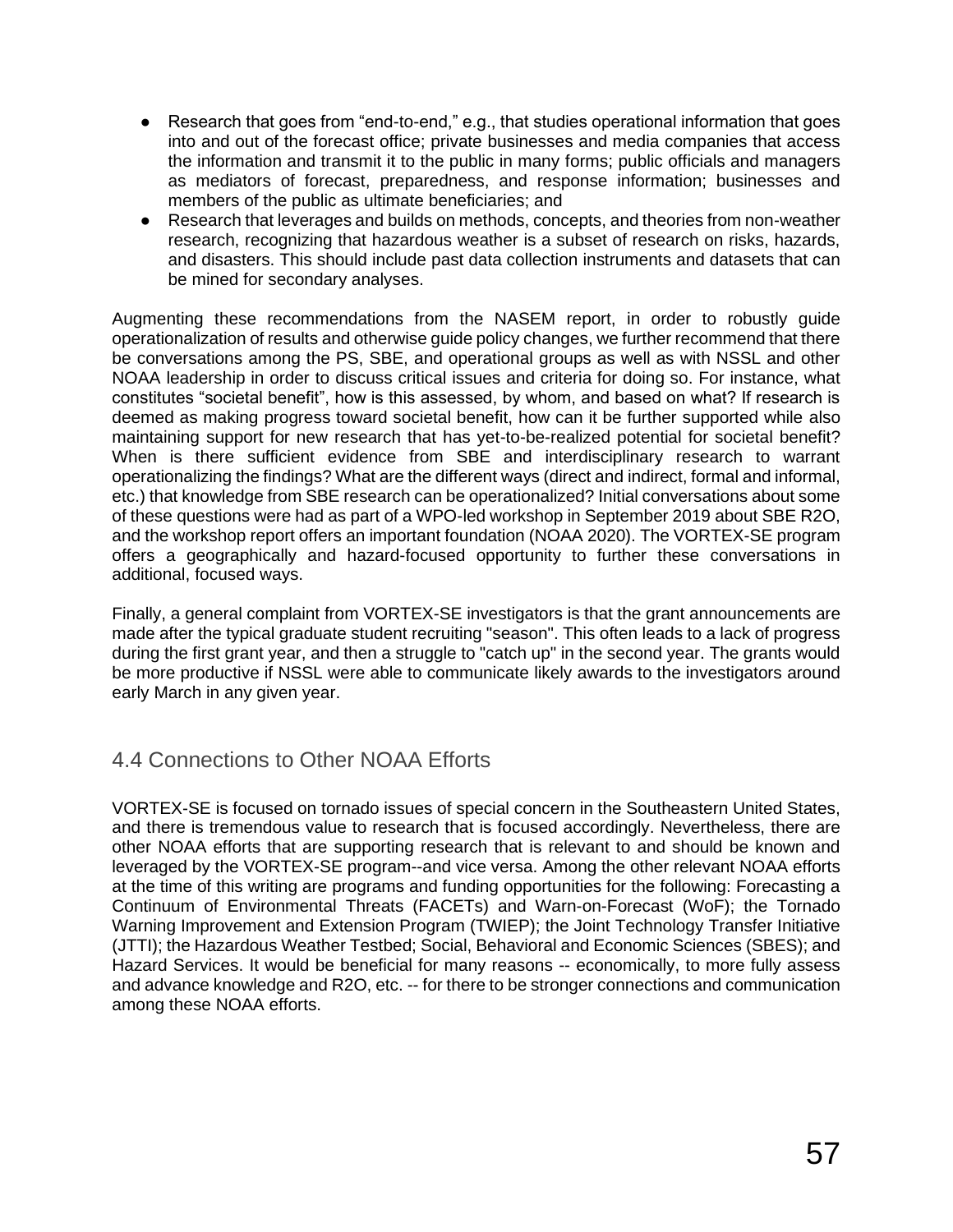- Research that goes from "end-to-end," e.g., that studies operational information that goes into and out of the forecast office; private businesses and media companies that access the information and transmit it to the public in many forms; public officials and managers as mediators of forecast, preparedness, and response information; businesses and members of the public as ultimate beneficiaries; and
- Research that leverages and builds on methods, concepts, and theories from non-weather research, recognizing that hazardous weather is a subset of research on risks, hazards, and disasters. This should include past data collection instruments and datasets that can be mined for secondary analyses.

Augmenting these recommendations from the NASEM report, in order to robustly guide operationalization of results and otherwise guide policy changes, we further recommend that there be conversations among the PS, SBE, and operational groups as well as with NSSL and other NOAA leadership in order to discuss critical issues and criteria for doing so. For instance, what constitutes "societal benefit", how is this assessed, by whom, and based on what? If research is deemed as making progress toward societal benefit, how can it be further supported while also maintaining support for new research that has yet-to-be-realized potential for societal benefit? When is there sufficient evidence from SBE and interdisciplinary research to warrant operationalizing the findings? What are the different ways (direct and indirect, formal and informal, etc.) that knowledge from SBE research can be operationalized? Initial conversations about some of these questions were had as part of a WPO-led workshop in September 2019 about SBE R2O, and the workshop report offers an important foundation (NOAA 2020). The VORTEX-SE program offers a geographically and hazard-focused opportunity to further these conversations in additional, focused ways.

Finally, a general complaint from VORTEX-SE investigators is that the grant announcements are made after the typical graduate student recruiting "season". This often leads to a lack of progress during the first grant year, and then a struggle to "catch up" in the second year. The grants would be more productive if NSSL were able to communicate likely awards to the investigators around early March in any given year.

## 4.4 Connections to Other NOAA Efforts

VORTEX-SE is focused on tornado issues of special concern in the Southeastern United States, and there is tremendous value to research that is focused accordingly. Nevertheless, there are other NOAA efforts that are supporting research that is relevant to and should be known and leveraged by the VORTEX-SE program--and vice versa. Among the other relevant NOAA efforts at the time of this writing are programs and funding opportunities for the following: Forecasting a Continuum of Environmental Threats (FACETs) and Warn-on-Forecast (WoF); the Tornado Warning Improvement and Extension Program (TWIEP); the Joint Technology Transfer Initiative (JTTI); the Hazardous Weather Testbed; Social, Behavioral and Economic Sciences (SBES); and Hazard Services. It would be beneficial for many reasons -- economically, to more fully assess and advance knowledge and R2O, etc. -- for there to be stronger connections and communication among these NOAA efforts.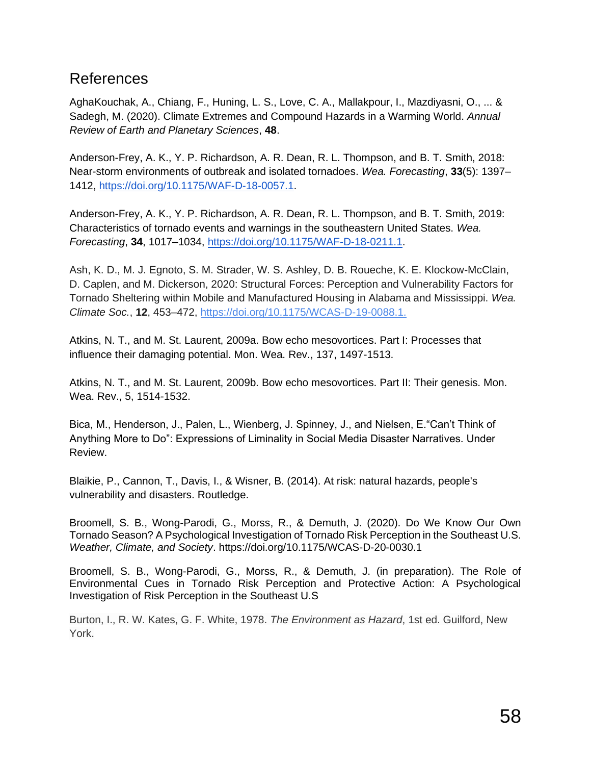## References

AghaKouchak, A., Chiang, F., Huning, L. S., Love, C. A., Mallakpour, I., Mazdiyasni, O., ... & Sadegh, M. (2020). Climate Extremes and Compound Hazards in a Warming World. *Annual Review of Earth and Planetary Sciences*, **48**.

Anderson-Frey, A. K., Y. P. Richardson, A. R. Dean, R. L. Thompson, and B. T. Smith, 2018: Near-storm environments of outbreak and isolated tornadoes. *Wea. Forecasting*, **33**(5): 1397–1412, https://doi.org/10.1175/WAF-D-18-0057.1.

Anderson-Frey, A. K., Y. P. Richardson, A. R. Dean, R. L. Thompson, and B. T. Smith, 2019: Characteristics of tornado events and warnings in the southeastern United States. *Wea. Forecasting*, **34**, 1017–1034, https://doi.org/10.1175/WAF-D-18-0211.1.

Ash, K. D., M. J. Egnoto, S. M. Strader, W. S. Ashley, D. B. Roueche, K. E. Klockow-McClain, D. Caplen, and M. Dickerson, 2020: Structural Forces: Perception and Vulnerability Factors for Tornado Sheltering within Mobile and Manufactured Housing in Alabama and Mississippi. *Wea. Climate Soc.*, **12**, 453–472, https://doi.org/10.1175/WCAS-D-19-0088.1.

Atkins, N. T., and M. St. Laurent, 2009a. Bow echo mesovortices. Part I: Processes that influence their damaging potential. Mon. Wea. Rev., 137, 1497-1513.

Atkins, N. T., and M. St. Laurent, 2009b. Bow echo mesovortices. Part II: Their genesis. Mon. Wea. Rev., 5, 1514-1532.

Bica, M., Henderson, J., Palen, L., Wienberg, J. Spinney, J., and Nielsen, E."Can't Think of Anything More to Do": Expressions of Liminality in Social Media Disaster Narratives. Under Review.

Blaikie, P., Cannon, T., Davis, I., & Wisner, B. (2014). At risk: natural hazards, people's vulnerability and disasters. Routledge.

Broomell, S. B., Wong-Parodi, G., Morss, R., & Demuth, J. (2020). Do We Know Our Own Tornado Season? A Psychological Investigation of Tornado Risk Perception in the Southeast U.S. *Weather, Climate, and Society*. https://doi.org/10.1175/WCAS-D-20-0030.1

Broomell, S. B., Wong-Parodi, G., Morss, R., & Demuth, J. (in preparation). The Role of Environmental Cues in Tornado Risk Perception and Protective Action: A Psychological Investigation of Risk Perception in the Southeast U.S

Burton, I., R. W. Kates, G. F. White, 1978. *The Environment as Hazard*, 1st ed. Guilford, New York.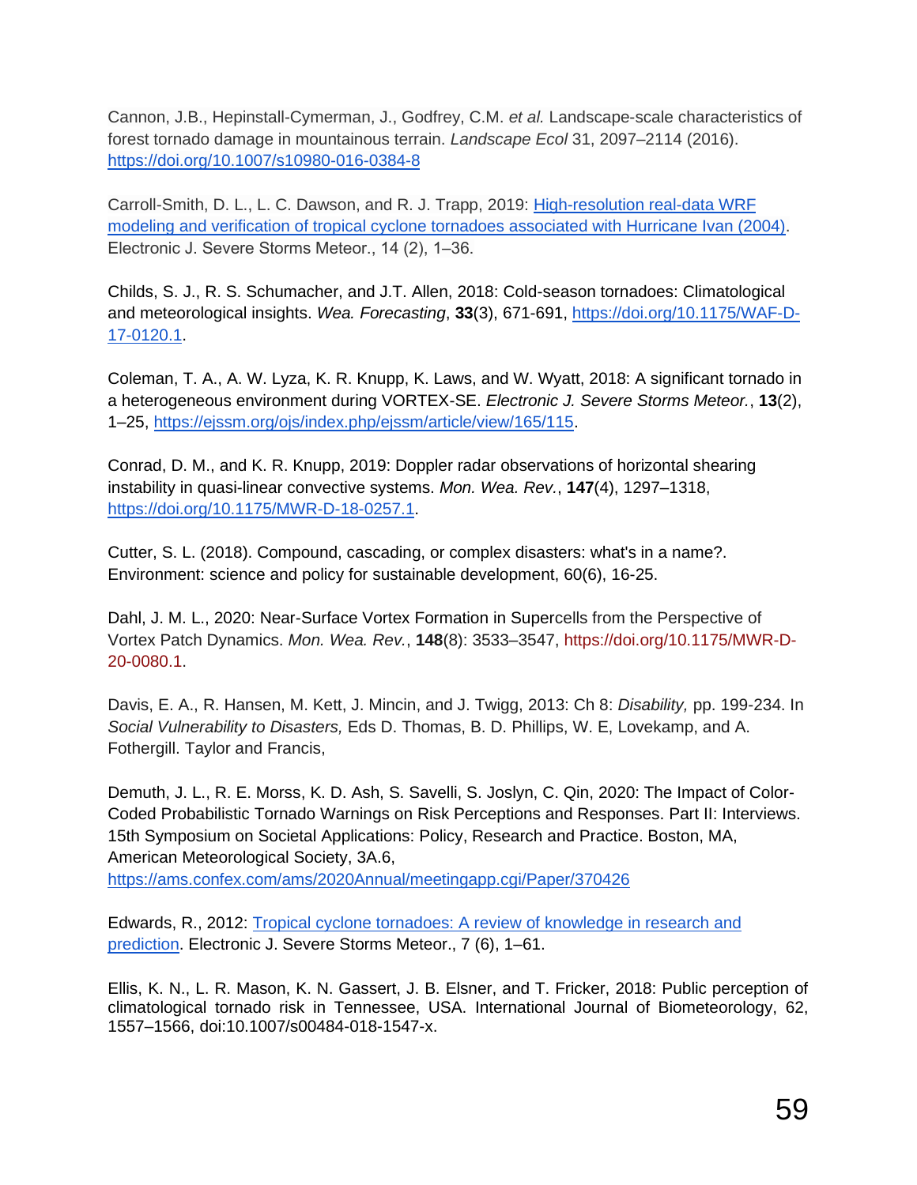Cannon, J.B., Hepinstall-Cymerman, J., Godfrey, C.M. *et al.* Landscape-scale characteristics of forest tornado damage in mountainous terrain. *Landscape Ecol* 31, 2097–2114 (2016). https://doi.org/10.1007/s10980-016-0384-8

Carroll-Smith, D. L., L. C. Dawson, and R. J. Trapp, 2019: High-resolution real-data WRF modeling and verification of tropical cyclone tornadoes associated with Hurricane Ivan (2004). Electronic J. Severe Storms Meteor., 14 (2), 1–36.

Childs, S. J., R. S. Schumacher, and J.T. Allen, 2018: Cold-season tornadoes: Climatological and meteorological insights. *Wea. Forecasting*, **33**(3), 671-691, https://doi.org/10.1175/WAF-D-17-0120.1.

Coleman, T. A., A. W. Lyza, K. R. Knupp, K. Laws, and W. Wyatt, 2018: A significant tornado in a heterogeneous environment during VORTEX-SE. *Electronic J. Severe Storms Meteor.*, **13**(2), 1–25, https://ejssm.org/ojs/index.php/ejssm/article/view/165/115.

Conrad, D. M., and K. R. Knupp, 2019: Doppler radar observations of horizontal shearing instability in quasi-linear convective systems. *Mon. Wea. Rev.*, **147**(4), 1297–1318, https://doi.org/10.1175/MWR-D-18-0257.1.

Cutter, S. L. (2018). Compound, cascading, or complex disasters: what's in a name?. Environment: science and policy for sustainable development, 60(6), 16-25.

Dahl, J. M. L., 2020: Near-Surface Vortex Formation in Supercells from the Perspective of Vortex Patch Dynamics. *Mon. Wea. Rev.*, **148**(8): 3533–3547, https://doi.org/10.1175/MWR-D-20-0080.1.

Davis, E. A., R. Hansen, M. Kett, J. Mincin, and J. Twigg, 2013: Ch 8: *Disability,* pp. 199-234. In *Social Vulnerability to Disasters,* Eds D. Thomas, B. D. Phillips, W. E, Lovekamp, and A. Fothergill. Taylor and Francis,

Demuth, J. L., R. E. Morss, K. D. Ash, S. Savelli, S. Joslyn, C. Qin, 2020: The Impact of Color-Coded Probabilistic Tornado Warnings on Risk Perceptions and Responses. Part II: Interviews. 15th Symposium on Societal Applications: Policy, Research and Practice. Boston, MA, American Meteorological Society, 3A.6, https://ams.confex.com/ams/2020Annual/meetingapp.cgi/Paper/370426

Edwards, R., 2012: Tropical cyclone tornadoes: A review of knowledge in research and prediction. Electronic J. Severe Storms Meteor., 7 (6), 1–61.

Ellis, K. N., L. R. Mason, K. N. Gassert, J. B. Elsner, and T. Fricker, 2018: Public perception of climatological tornado risk in Tennessee, USA. International Journal of Biometeorology, 62, 1557–1566, doi:10.1007/s00484-018-1547-x.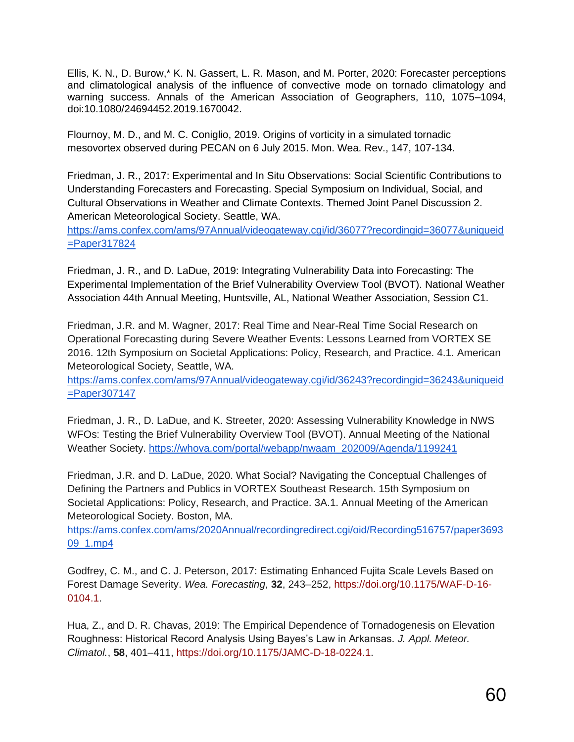Ellis, K. N., D. Burow,* K. N. Gassert, L. R. Mason, and M. Porter, 2020: Forecaster perceptions and climatological analysis of the influence of convective mode on tornado climatology and warning success. Annals of the American Association of Geographers, 110, 1075–1094, doi:10.1080/24694452.2019.1670042.

Flournoy, M. D., and M. C. Coniglio, 2019. Origins of vorticity in a simulated tornadic mesovortex observed during PECAN on 6 July 2015. Mon. Wea. Rev., 147, 107-134.

Friedman, J. R., 2017: Experimental and In Situ Observations: Social Scientific Contributions to Understanding Forecasters and Forecasting. Special Symposium on Individual, Social, and Cultural Observations in Weather and Climate Contexts. Themed Joint Panel Discussion 2. American Meteorological Society. Seattle, WA. https://ams.confex.com/ams/97Annual/videogateway.cgi/id/36077?recordingid=36077&uniqueid=Paper317824

Friedman, J. R., and D. LaDue, 2019: Integrating Vulnerability Data into Forecasting: The Experimental Implementation of the Brief Vulnerability Overview Tool (BVOT). National Weather Association 44th Annual Meeting, Huntsville, AL, National Weather Association, Session C1.

Friedman, J.R. and M. Wagner, 2017: Real Time and Near-Real Time Social Research on Operational Forecasting during Severe Weather Events: Lessons Learned from VORTEX SE 2016. 12th Symposium on Societal Applications: Policy, Research, and Practice. 4.1. American Meteorological Society, Seattle, WA. https://ams.confex.com/ams/97Annual/videogateway.cgi/id/36243?recordingid=36243&uniqueid=Paper307147

Friedman, J. R., D. LaDue, and K. Streeter, 2020: Assessing Vulnerability Knowledge in NWS WFOs: Testing the Brief Vulnerability Overview Tool (BVOT). Annual Meeting of the National Weather Society. https://whova.com/portal/webapp/nwaam_202009/Agenda/1199241

Friedman, J.R. and D. LaDue, 2020. What Social? Navigating the Conceptual Challenges of Defining the Partners and Publics in VORTEX Southeast Research. 15th Symposium on Societal Applications: Policy, Research, and Practice. 3A.1. Annual Meeting of the American Meteorological Society. Boston, MA. https://ams.confex.com/ams/2020Annual/recordingredirect.cgi/oid/Recording516757/paper369309_1.mp4

Godfrey, C. M., and C. J. Peterson, 2017: Estimating Enhanced Fujita Scale Levels Based on Forest Damage Severity. *Wea. Forecasting*, **32**, 243–252, https://doi.org/10.1175/WAF-D-16-0104.1.

Hua, Z., and D. R. Chavas, 2019: The Empirical Dependence of Tornadogenesis on Elevation Roughness: Historical Record Analysis Using Bayes's Law in Arkansas. *J. Appl. Meteor. Climatol.*, **58**, 401–411, https://doi.org/10.1175/JAMC-D-18-0224.1.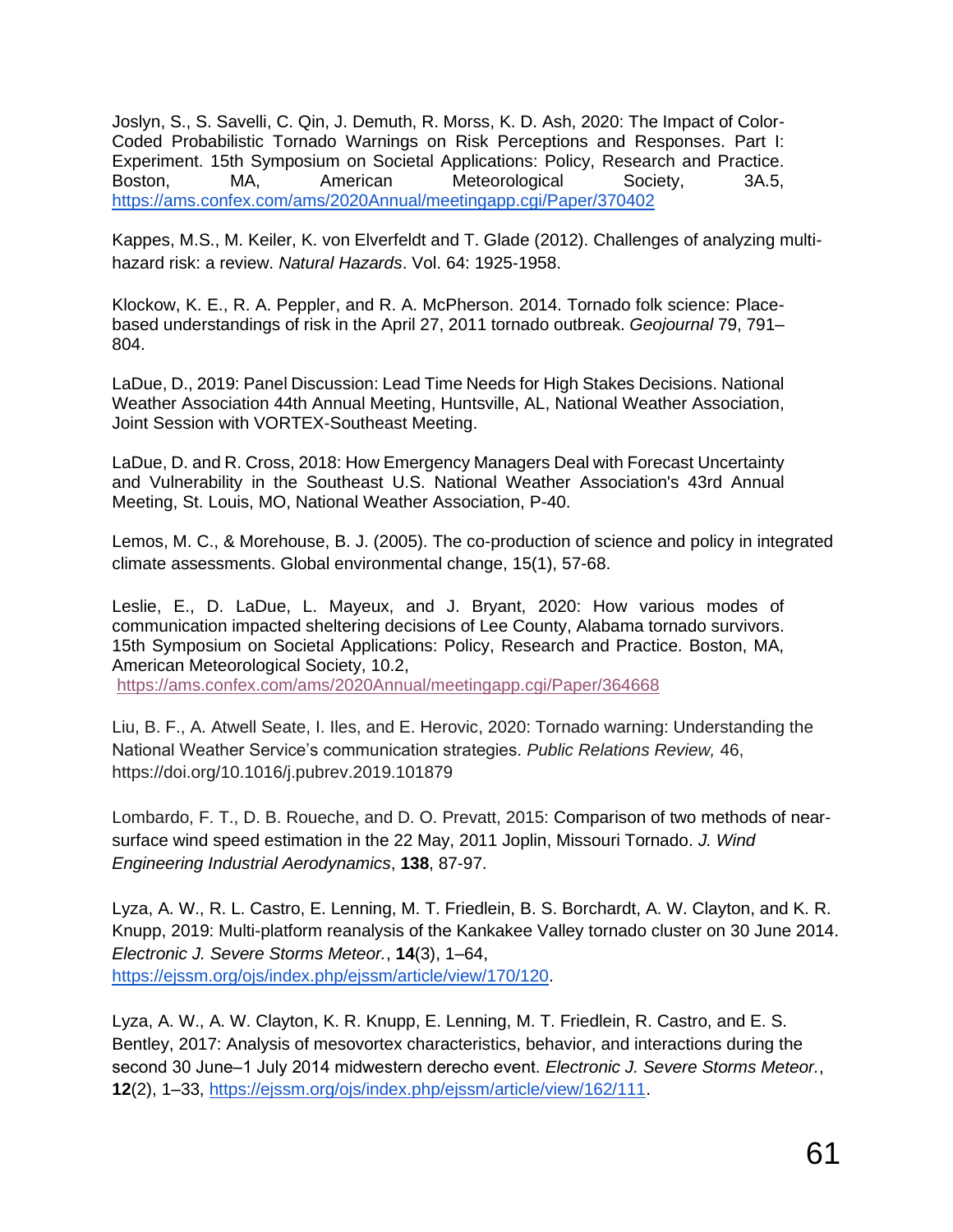Joslyn, S., S. Savelli, C. Qin, J. Demuth, R. Morss, K. D. Ash, 2020: The Impact of Color-Coded Probabilistic Tornado Warnings on Risk Perceptions and Responses. Part I: Experiment. 15th Symposium on Societal Applications: Policy, Research and Practice. Boston, MA, American Meteorological Society, 3A.5, https://ams.confex.com/ams/2020Annual/meetingapp.cgi/Paper/370402

Kappes, M.S., M. Keiler, K. von Elverfeldt and T. Glade (2012). Challenges of analyzing multi-hazard risk: a review. *Natural Hazards*. Vol. 64: 1925-1958.

Klockow, K. E., R. A. Peppler, and R. A. McPherson. 2014. Tornado folk science: Place-based understandings of risk in the April 27, 2011 tornado outbreak. *Geojournal* 79, 791–804.

LaDue, D., 2019: Panel Discussion: Lead Time Needs for High Stakes Decisions. National Weather Association 44th Annual Meeting, Huntsville, AL, National Weather Association, Joint Session with VORTEX-Southeast Meeting.

LaDue, D. and R. Cross, 2018: How Emergency Managers Deal with Forecast Uncertainty and Vulnerability in the Southeast U.S. National Weather Association's 43rd Annual Meeting, St. Louis, MO, National Weather Association, P-40.

Lemos, M. C., & Morehouse, B. J. (2005). The co-production of science and policy in integrated climate assessments. Global environmental change, 15(1), 57-68.

Leslie, E., D. LaDue, L. Mayeux, and J. Bryant, 2020: How various modes of communication impacted sheltering decisions of Lee County, Alabama tornado survivors. 15th Symposium on Societal Applications: Policy, Research and Practice. Boston, MA, American Meteorological Society, 10.2, https://ams.confex.com/ams/2020Annual/meetingapp.cgi/Paper/364668

Liu, B. F., A. Atwell Seate, I. Iles, and E. Herovic, 2020: Tornado warning: Understanding the National Weather Service's communication strategies. *Public Relations Review,* 46, https://doi.org/10.1016/j.pubrev.2019.101879

Lombardo, F. T., D. B. Roueche, and D. O. Prevatt, 2015: Comparison of two methods of near-surface wind speed estimation in the 22 May, 2011 Joplin, Missouri Tornado. *J. Wind Engineering Industrial Aerodynamics*, **138**, 87-97.

Lyza, A. W., R. L. Castro, E. Lenning, M. T. Friedlein, B. S. Borchardt, A. W. Clayton, and K. R. Knupp, 2019: Multi-platform reanalysis of the Kankakee Valley tornado cluster on 30 June 2014. *Electronic J. Severe Storms Meteor.*, **14**(3), 1–64, https://ejssm.org/ojs/index.php/ejssm/article/view/170/120.

Lyza, A. W., A. W. Clayton, K. R. Knupp, E. Lenning, M. T. Friedlein, R. Castro, and E. S. Bentley, 2017: Analysis of mesovortex characteristics, behavior, and interactions during the second 30 June–1 July 2014 midwestern derecho event. *Electronic J. Severe Storms Meteor.*, **12**(2), 1–33, https://ejssm.org/ojs/index.php/ejssm/article/view/162/111.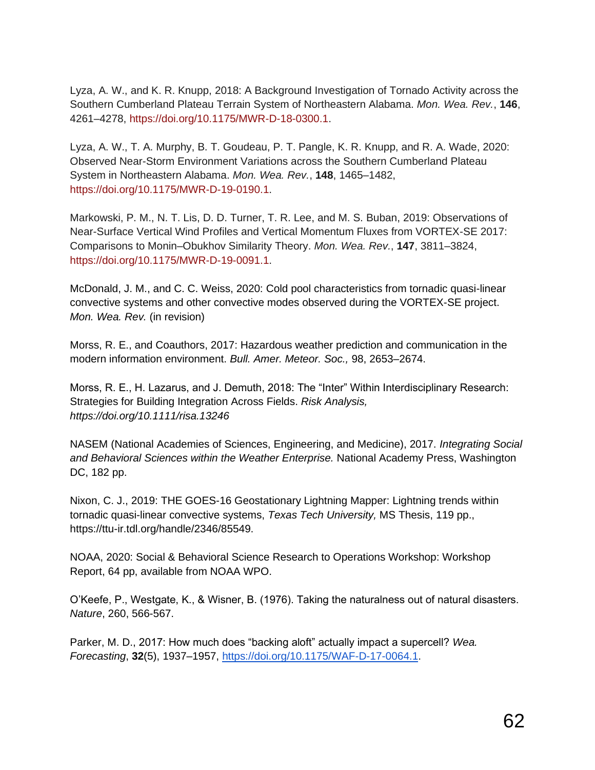Lyza, A. W., and K. R. Knupp, 2018: A Background Investigation of Tornado Activity across the Southern Cumberland Plateau Terrain System of Northeastern Alabama. *Mon. Wea. Rev.*, **146**, 4261–4278, https://doi.org/10.1175/MWR-D-18-0300.1.

Lyza, A. W., T. A. Murphy, B. T. Goudeau, P. T. Pangle, K. R. Knupp, and R. A. Wade, 2020: Observed Near-Storm Environment Variations across the Southern Cumberland Plateau System in Northeastern Alabama. *Mon. Wea. Rev.*, **148**, 1465–1482, https://doi.org/10.1175/MWR-D-19-0190.1.

Markowski, P. M., N. T. Lis, D. D. Turner, T. R. Lee, and M. S. Buban, 2019: Observations of Near-Surface Vertical Wind Profiles and Vertical Momentum Fluxes from VORTEX-SE 2017: Comparisons to Monin–Obukhov Similarity Theory. *Mon. Wea. Rev.*, **147**, 3811–3824, https://doi.org/10.1175/MWR-D-19-0091.1.

McDonald, J. M., and C. C. Weiss, 2020: Cold pool characteristics from tornadic quasi-linear convective systems and other convective modes observed during the VORTEX-SE project. *Mon. Wea. Rev.* (in revision)

Morss, R. E., and Coauthors, 2017: Hazardous weather prediction and communication in the modern information environment. *Bull. Amer. Meteor. Soc.,* 98, 2653–2674.

Morss, R. E., H. Lazarus, and J. Demuth, 2018: The "Inter" Within Interdisciplinary Research: Strategies for Building Integration Across Fields. *Risk Analysis, https://doi.org/10.1111/risa.13246*

NASEM (National Academies of Sciences, Engineering, and Medicine), 2017. *Integrating Social and Behavioral Sciences within the Weather Enterprise.* National Academy Press, Washington DC, 182 pp.

Nixon, C. J., 2019: THE GOES-16 Geostationary Lightning Mapper: Lightning trends within tornadic quasi-linear convective systems, *Texas Tech University,* MS Thesis, 119 pp., https://ttu-ir.tdl.org/handle/2346/85549.

NOAA, 2020: Social & Behavioral Science Research to Operations Workshop: Workshop Report, 64 pp, available from NOAA WPO.

O'Keefe, P., Westgate, K., & Wisner, B. (1976). Taking the naturalness out of natural disasters. *Nature*, 260, 566-567.

Parker, M. D., 2017: How much does "backing aloft" actually impact a supercell? *Wea. Forecasting*, **32**(5), 1937–1957, https://doi.org/10.1175/WAF-D-17-0064.1.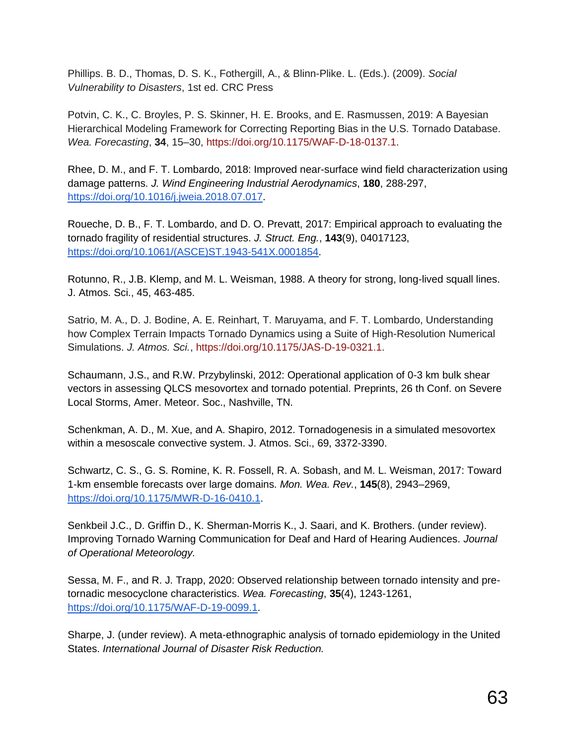Phillips. B. D., Thomas, D. S. K., Fothergill, A., & Blinn-Plike. L. (Eds.). (2009). *Social Vulnerability to Disasters*, 1st ed. CRC Press

Potvin, C. K., C. Broyles, P. S. Skinner, H. E. Brooks, and E. Rasmussen, 2019: A Bayesian Hierarchical Modeling Framework for Correcting Reporting Bias in the U.S. Tornado Database. *Wea. Forecasting*, **34**, 15–30, https://doi.org/10.1175/WAF-D-18-0137.1.

Rhee, D. M., and F. T. Lombardo, 2018: Improved near-surface wind field characterization using damage patterns. *J. Wind Engineering Industrial Aerodynamics*, **180**, 288-297, https://doi.org/10.1016/j.jweia.2018.07.017.

Roueche, D. B., F. T. Lombardo, and D. O. Prevatt, 2017: Empirical approach to evaluating the tornado fragility of residential structures. *J. Struct. Eng.*, **143**(9), 04017123, https://doi.org/10.1061/(ASCE)ST.1943-541X.0001854.

Rotunno, R., J.B. Klemp, and M. L. Weisman, 1988. A theory for strong, long-lived squall lines. J. Atmos. Sci., 45, 463-485.

Satrio, M. A., D. J. Bodine, A. E. Reinhart, T. Maruyama, and F. T. Lombardo, Understanding how Complex Terrain Impacts Tornado Dynamics using a Suite of High-Resolution Numerical Simulations. *J. Atmos. Sci.*, https://doi.org/10.1175/JAS-D-19-0321.1.

Schaumann, J.S., and R.W. Przybylinski, 2012: Operational application of 0-3 km bulk shear vectors in assessing QLCS mesovortex and tornado potential. Preprints, 26 th Conf. on Severe Local Storms, Amer. Meteor. Soc., Nashville, TN.

Schenkman, A. D., M. Xue, and A. Shapiro, 2012. Tornadogenesis in a simulated mesovortex within a mesoscale convective system. J. Atmos. Sci., 69, 3372-3390.

Schwartz, C. S., G. S. Romine, K. R. Fossell, R. A. Sobash, and M. L. Weisman, 2017: Toward 1-km ensemble forecasts over large domains. *Mon. Wea. Rev.*, **145**(8), 2943–2969, https://doi.org/10.1175/MWR-D-16-0410.1.

Senkbeil J.C., D. Griffin D., K. Sherman-Morris K., J. Saari, and K. Brothers. (under review). Improving Tornado Warning Communication for Deaf and Hard of Hearing Audiences. *Journal of Operational Meteorology.*

Sessa, M. F., and R. J. Trapp, 2020: Observed relationship between tornado intensity and pre-tornadic mesocyclone characteristics. *Wea. Forecasting*, **35**(4), 1243-1261, https://doi.org/10.1175/WAF-D-19-0099.1.

Sharpe, J. (under review). A meta-ethnographic analysis of tornado epidemiology in the United States. *International Journal of Disaster Risk Reduction.*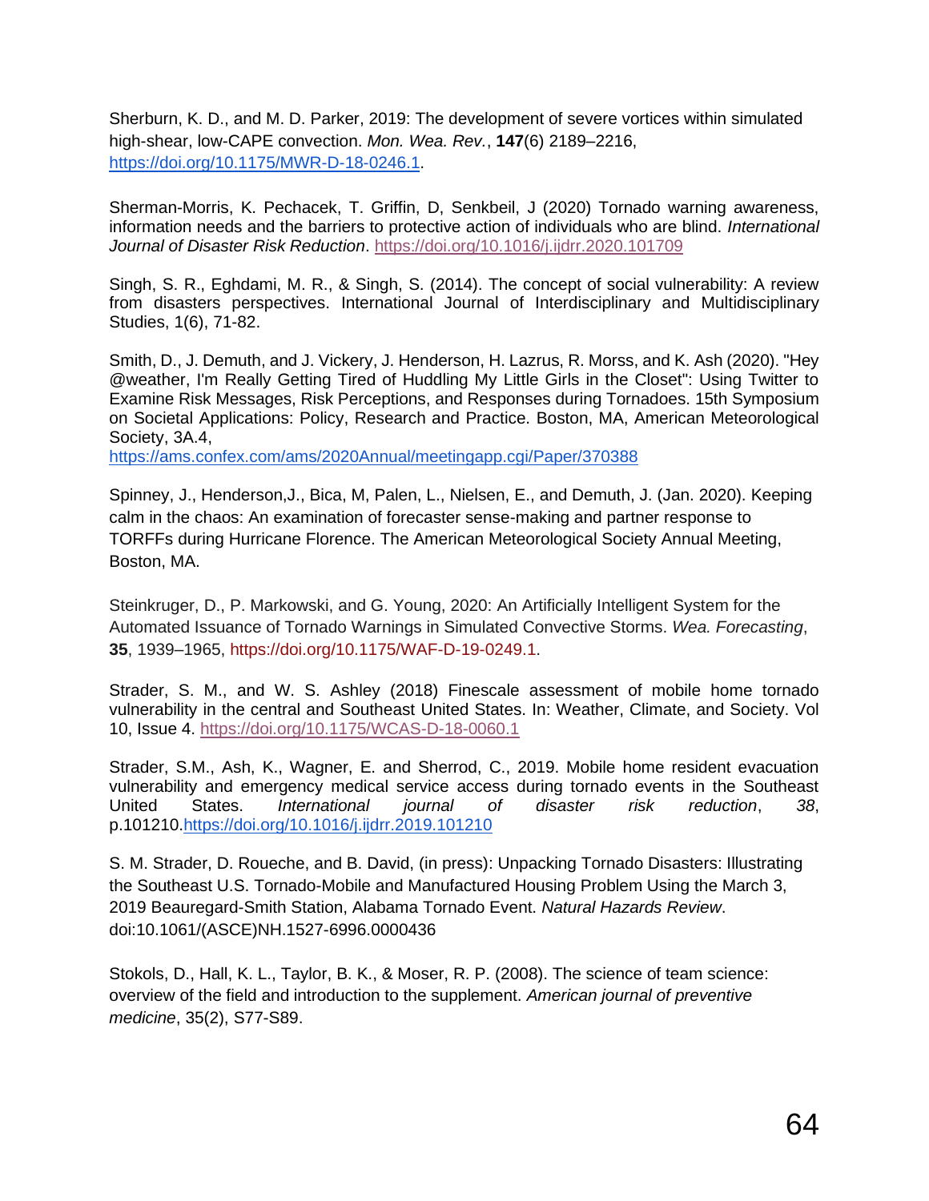Sherburn, K. D., and M. D. Parker, 2019: The development of severe vortices within simulated high-shear, low-CAPE convection. *Mon. Wea. Rev.*, **147**(6) 2189–2216, https://doi.org/10.1175/MWR-D-18-0246.1.

Sherman-Morris, K. Pechacek, T. Griffin, D, Senkbeil, J (2020) Tornado warning awareness, information needs and the barriers to protective action of individuals who are blind. *International Journal of Disaster Risk Reduction*. https://doi.org/10.1016/j.ijdrr.2020.101709

Singh, S. R., Eghdami, M. R., & Singh, S. (2014). The concept of social vulnerability: A review from disasters perspectives. International Journal of Interdisciplinary and Multidisciplinary Studies, 1(6), 71-82.

Smith, D., J. Demuth, and J. Vickery, J. Henderson, H. Lazrus, R. Morss, and K. Ash (2020). "Hey @weather, I'm Really Getting Tired of Huddling My Little Girls in the Closet": Using Twitter to Examine Risk Messages, Risk Perceptions, and Responses during Tornadoes. 15th Symposium on Societal Applications: Policy, Research and Practice. Boston, MA, American Meteorological Society, 3A.4, https://ams.confex.com/ams/2020Annual/meetingapp.cgi/Paper/370388

Spinney, J., Henderson,J., Bica, M, Palen, L., Nielsen, E., and Demuth, J. (Jan. 2020). Keeping calm in the chaos: An examination of forecaster sense-making and partner response to TORFFs during Hurricane Florence. The American Meteorological Society Annual Meeting, Boston, MA.

Steinkruger, D., P. Markowski, and G. Young, 2020: An Artificially Intelligent System for the Automated Issuance of Tornado Warnings in Simulated Convective Storms. *Wea. Forecasting*, **35**, 1939–1965, https://doi.org/10.1175/WAF-D-19-0249.1.

Strader, S. M., and W. S. Ashley (2018) Finescale assessment of mobile home tornado vulnerability in the central and Southeast United States. In: Weather, Climate, and Society. Vol 10, Issue 4. https://doi.org/10.1175/WCAS-D-18-0060.1

Strader, S.M., Ash, K., Wagner, E. and Sherrod, C., 2019. Mobile home resident evacuation vulnerability and emergency medical service access during tornado events in the Southeast United States. *International journal of disaster risk reduction*, *38*, p.101210.https://doi.org/10.1016/j.ijdrr.2019.101210

S. M. Strader, D. Roueche, and B. David, (in press): Unpacking Tornado Disasters: Illustrating the Southeast U.S. Tornado-Mobile and Manufactured Housing Problem Using the March 3, 2019 Beauregard-Smith Station, Alabama Tornado Event. *Natural Hazards Review*. doi:10.1061/(ASCE)NH.1527-6996.0000436

Stokols, D., Hall, K. L., Taylor, B. K., & Moser, R. P. (2008). The science of team science: overview of the field and introduction to the supplement. *American journal of preventive medicine*, 35(2), S77-S89.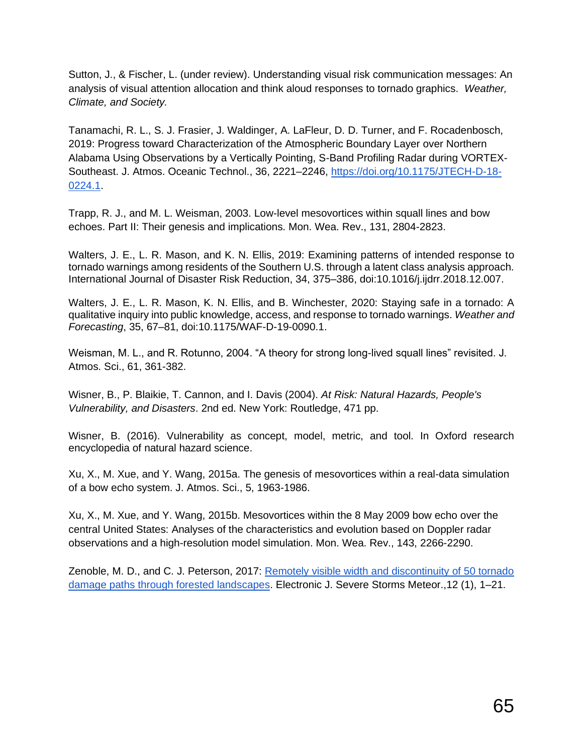Sutton, J., & Fischer, L. (under review). Understanding visual risk communication messages: An analysis of visual attention allocation and think aloud responses to tornado graphics. *Weather, Climate, and Society.*

Tanamachi, R. L., S. J. Frasier, J. Waldinger, A. LaFleur, D. D. Turner, and F. Rocadenbosch, 2019: Progress toward Characterization of the Atmospheric Boundary Layer over Northern Alabama Using Observations by a Vertically Pointing, S-Band Profiling Radar during VORTEX-Southeast. J. Atmos. Oceanic Technol., 36, 2221–2246, [https://doi.org/10.1175/JTECH-D-18-0224.1](https://doi.org/10.1175/JTECH-D-18-0224.1).

Trapp, R. J., and M. L. Weisman, 2003. Low-level mesovortices within squall lines and bow echoes. Part II: Their genesis and implications. Mon. Wea. Rev., 131, 2804-2823.

Walters, J. E., L. R. Mason, and K. N. Ellis, 2019: Examining patterns of intended response to tornado warnings among residents of the Southern U.S. through a latent class analysis approach. International Journal of Disaster Risk Reduction, 34, 375–386, doi:10.1016/j.ijdrr.2018.12.007.

Walters, J. E., L. R. Mason, K. N. Ellis, and B. Winchester, 2020: Staying safe in a tornado: A qualitative inquiry into public knowledge, access, and response to tornado warnings. *Weather and Forecasting*, 35, 67–81, doi:10.1175/WAF-D-19-0090.1.

Weisman, M. L., and R. Rotunno, 2004. "A theory for strong long-lived squall lines" revisited. J. Atmos. Sci., 61, 361-382.

Wisner, B., P. Blaikie, T. Cannon, and I. Davis (2004). *At Risk: Natural Hazards, People's Vulnerability, and Disasters*. 2nd ed. New York: Routledge, 471 pp.

Wisner, B. (2016). Vulnerability as concept, model, metric, and tool. In Oxford research encyclopedia of natural hazard science.

Xu, X., M. Xue, and Y. Wang, 2015a. The genesis of mesovortices within a real-data simulation of a bow echo system. J. Atmos. Sci., 5, 1963-1986.

Xu, X., M. Xue, and Y. Wang, 2015b. Mesovortices within the 8 May 2009 bow echo over the central United States: Analyses of the characteristics and evolution based on Doppler radar observations and a high-resolution model simulation. Mon. Wea. Rev., 143, 2266-2290.

Zenoble, M. D., and C. J. Peterson, 2017: Remotely visible width and discontinuity of 50 tornado damage paths through forested landscapes. Electronic J. Severe Storms Meteor.,12 (1), 1–21.